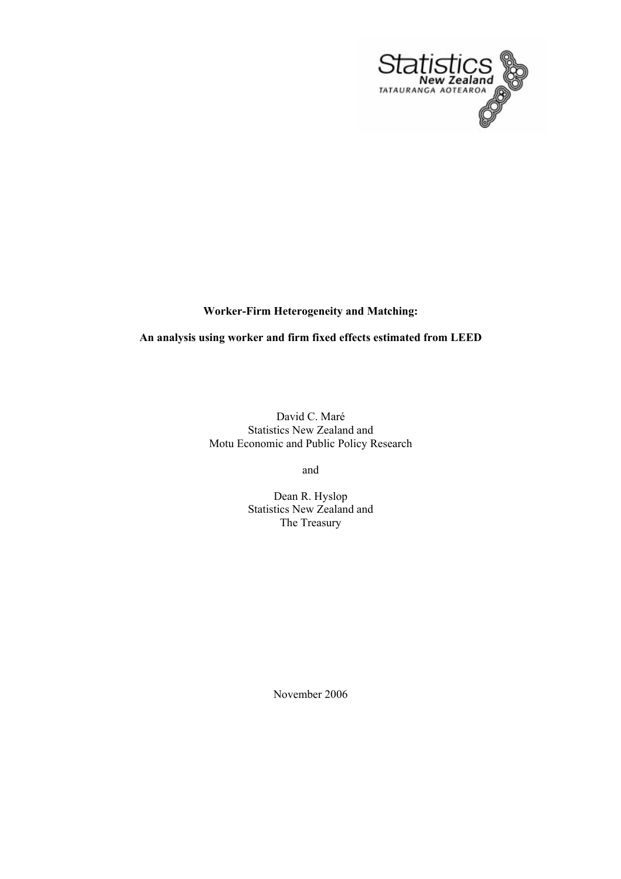# Worker-Firm Heterogeneity and Matching:

## An analysis using worker and firm fixed effects estimated from LEED

David C. Maré
Statistics New Zealand and
Motu Economic and Public Policy Research

and

Dean R. Hyslop
Statistics New Zealand and
The Treasury

November 2006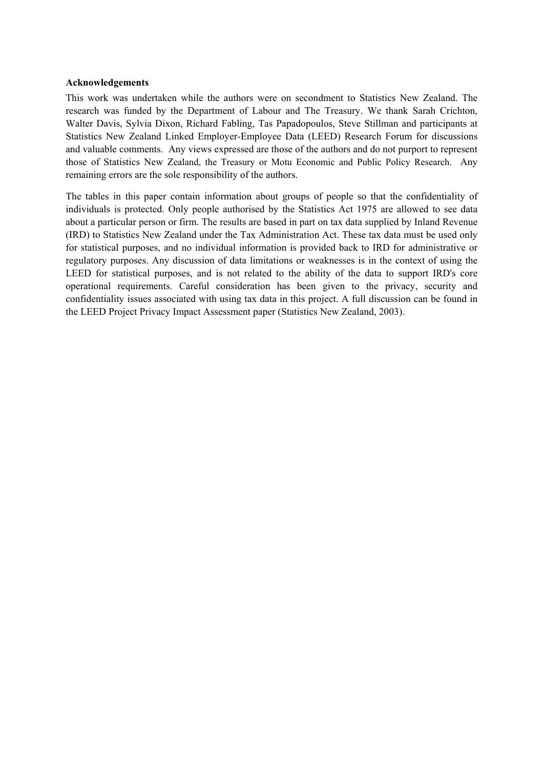**Acknowledgements**

This work was undertaken while the authors were on secondment to Statistics New Zealand. The research was funded by the Department of Labour and The Treasury. We thank Sarah Crichton, Walter Davis, Sylvia Dixon, Richard Fabling, Tas Papadopoulos, Steve Stillman and participants at Statistics New Zealand Linked Employer-Employee Data (LEED) Research Forum for discussions and valuable comments. Any views expressed are those of the authors and do not purport to represent those of Statistics New Zealand, the Treasury or Motu Economic and Public Policy Research. Any remaining errors are the sole responsibility of the authors.

The tables in this paper contain information about groups of people so that the confidentiality of individuals is protected. Only people authorised by the Statistics Act 1975 are allowed to see data about a particular person or firm. The results are based in part on tax data supplied by Inland Revenue (IRD) to Statistics New Zealand under the Tax Administration Act. These tax data must be used only for statistical purposes, and no individual information is provided back to IRD for administrative or regulatory purposes. Any discussion of data limitations or weaknesses is in the context of using the LEED for statistical purposes, and is not related to the ability of the data to support IRD's core operational requirements. Careful consideration has been given to the privacy, security and confidentiality issues associated with using tax data in this project. A full discussion can be found in the LEED Project Privacy Impact Assessment paper (Statistics New Zealand, 2003).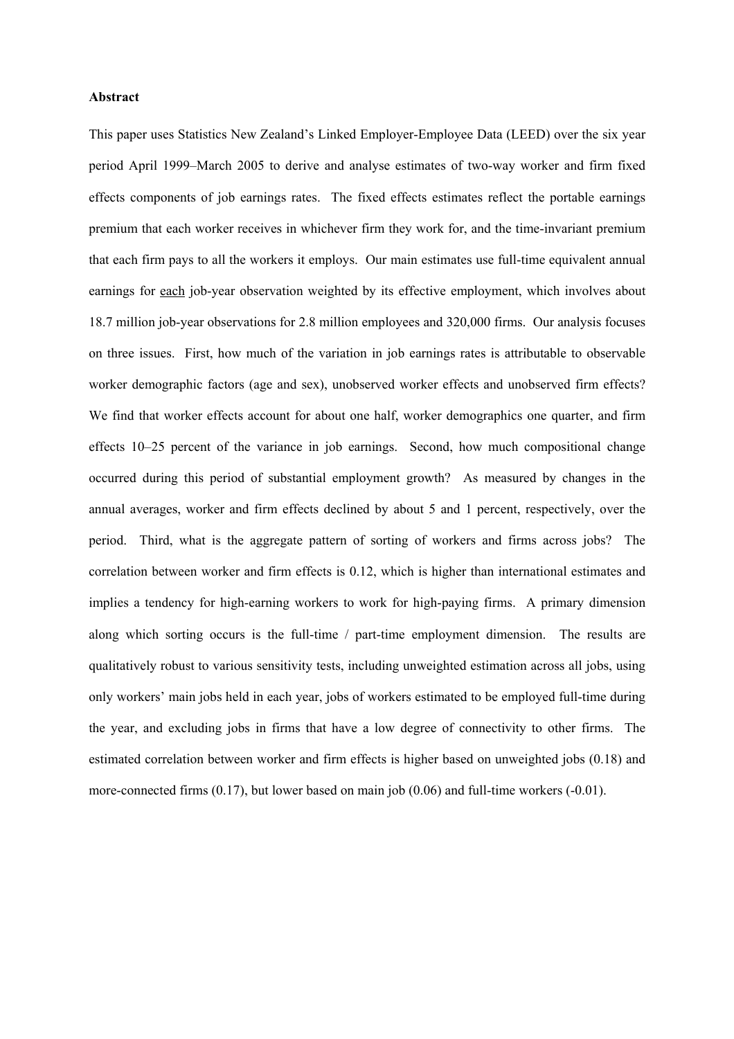**Abstract**

This paper uses Statistics New Zealand's Linked Employer-Employee Data (LEED) over the six year period April 1999–March 2005 to derive and analyse estimates of two-way worker and firm fixed effects components of job earnings rates. The fixed effects estimates reflect the portable earnings premium that each worker receives in whichever firm they work for, and the time-invariant premium that each firm pays to all the workers it employs. Our main estimates use full-time equivalent annual earnings for <u>each</u> job-year observation weighted by its effective employment, which involves about 18.7 million job-year observations for 2.8 million employees and 320,000 firms. Our analysis focuses on three issues. First, how much of the variation in job earnings rates is attributable to observable worker demographic factors (age and sex), unobserved worker effects and unobserved firm effects? We find that worker effects account for about one half, worker demographics one quarter, and firm effects 10–25 percent of the variance in job earnings. Second, how much compositional change occurred during this period of substantial employment growth? As measured by changes in the annual averages, worker and firm effects declined by about 5 and 1 percent, respectively, over the period. Third, what is the aggregate pattern of sorting of workers and firms across jobs? The correlation between worker and firm effects is 0.12, which is higher than international estimates and implies a tendency for high-earning workers to work for high-paying firms. A primary dimension along which sorting occurs is the full-time / part-time employment dimension. The results are qualitatively robust to various sensitivity tests, including unweighted estimation across all jobs, using only workers' main jobs held in each year, jobs of workers estimated to be employed full-time during the year, and excluding jobs in firms that have a low degree of connectivity to other firms. The estimated correlation between worker and firm effects is higher based on unweighted jobs (0.18) and more-connected firms (0.17), but lower based on main job (0.06) and full-time workers (-0.01).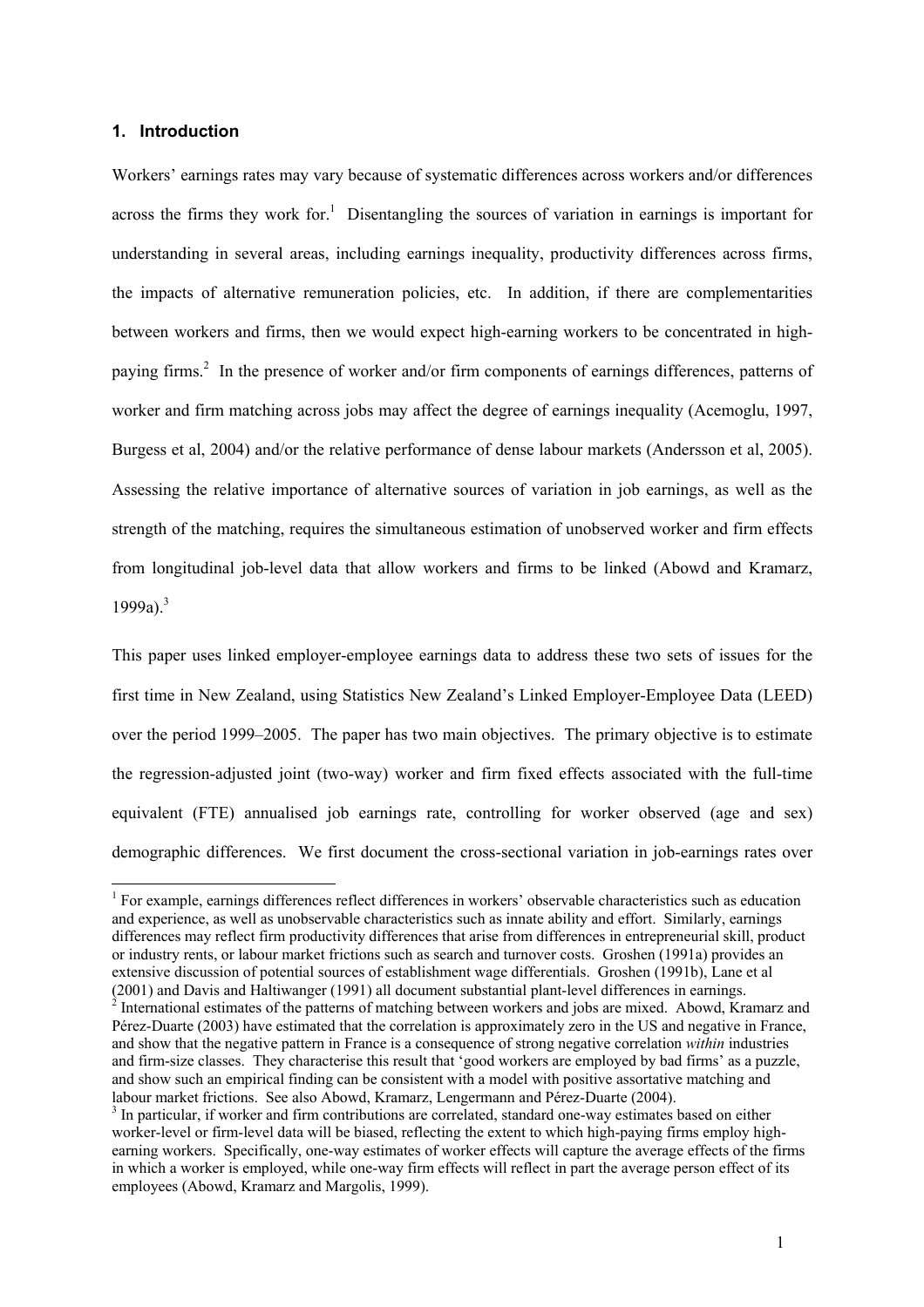## 1. Introduction

Workers' earnings rates may vary because of systematic differences across workers and/or differences across the firms they work for.[1] Disentangling the sources of variation in earnings is important for understanding in several areas, including earnings inequality, productivity differences across firms, the impacts of alternative remuneration policies, etc. In addition, if there are complementarities between workers and firms, then we would expect high-earning workers to be concentrated in high-paying firms.[2] In the presence of worker and/or firm components of earnings differences, patterns of worker and firm matching across jobs may affect the degree of earnings inequality (Acemoglu, 1997, Burgess et al, 2004) and/or the relative performance of dense labour markets (Andersson et al, 2005). Assessing the relative importance of alternative sources of variation in job earnings, as well as the strength of the matching, requires the simultaneous estimation of unobserved worker and firm effects from longitudinal job-level data that allow workers and firms to be linked (Abowd and Kramarz, 1999a).[3]

This paper uses linked employer-employee earnings data to address these two sets of issues for the first time in New Zealand, using Statistics New Zealand's Linked Employer-Employee Data (LEED) over the period 1999–2005. The paper has two main objectives. The primary objective is to estimate the regression-adjusted joint (two-way) worker and firm fixed effects associated with the full-time equivalent (FTE) annualised job earnings rate, controlling for worker observed (age and sex) demographic differences. We first document the cross-sectional variation in job-earnings rates over

[1] For example, earnings differences reflect differences in workers' observable characteristics such as education and experience, as well as unobservable characteristics such as innate ability and effort. Similarly, earnings differences may reflect firm productivity differences that arise from differences in entrepreneurial skill, product or industry rents, or labour market frictions such as search and turnover costs. Groshen (1991a) provides an extensive discussion of potential sources of establishment wage differentials. Groshen (1991b), Lane et al (2001) and Davis and Haltiwanger (1991) all document substantial plant-level differences in earnings.

[2] International estimates of the patterns of matching between workers and jobs are mixed. Abowd, Kramarz and Pérez-Duarte (2003) have estimated that the correlation is approximately zero in the US and negative in France, and show that the negative pattern in France is a consequence of strong negative correlation *within* industries and firm-size classes. They characterise this result that 'good workers are employed by bad firms' as a puzzle, and show such an empirical finding can be consistent with a model with positive assortative matching and labour market frictions. See also Abowd, Kramarz, Lengermann and Pérez-Duarte (2004).

[3] In particular, if worker and firm contributions are correlated, standard one-way estimates based on either worker-level or firm-level data will be biased, reflecting the extent to which high-paying firms employ high-earning workers. Specifically, one-way estimates of worker effects will capture the average effects of the firms in which a worker is employed, while one-way firm effects will reflect in part the average person effect of its employees (Abowd, Kramarz and Margolis, 1999).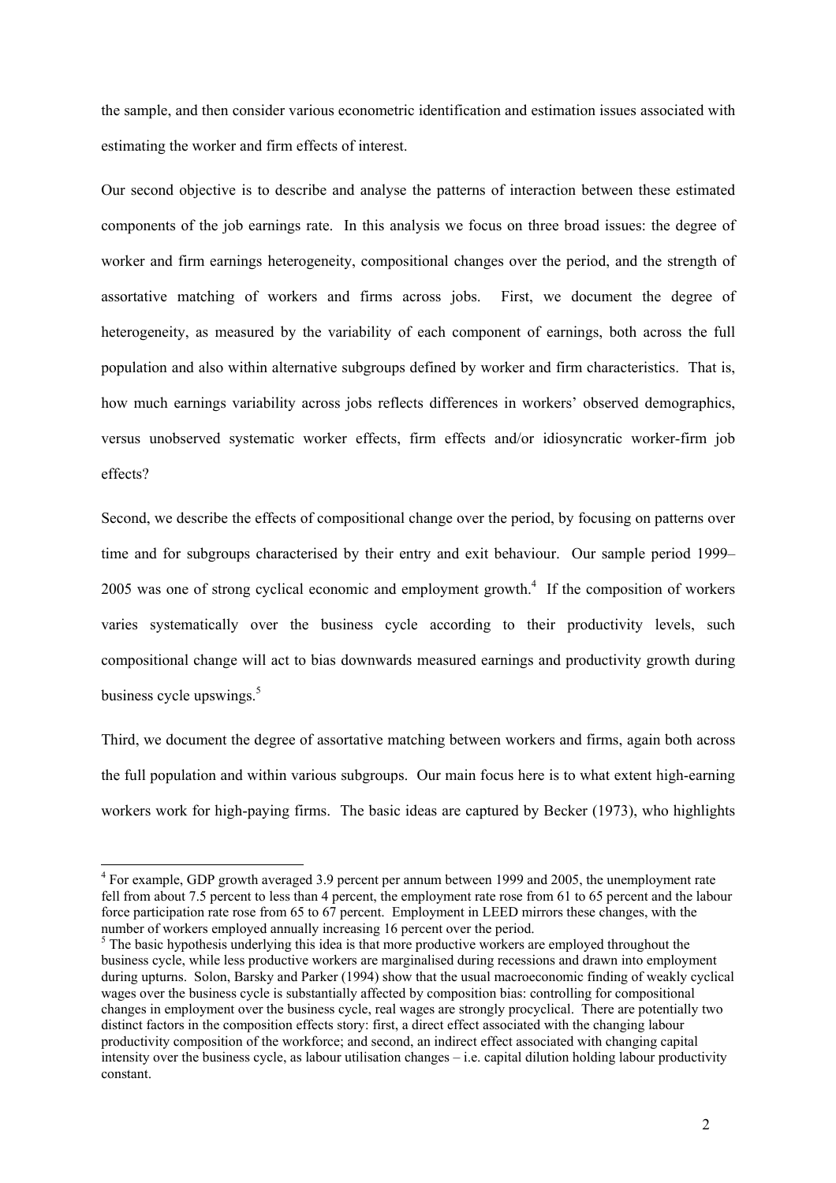the sample, and then consider various econometric identification and estimation issues associated with estimating the worker and firm effects of interest.

Our second objective is to describe and analyse the patterns of interaction between these estimated components of the job earnings rate. In this analysis we focus on three broad issues: the degree of worker and firm earnings heterogeneity, compositional changes over the period, and the strength of assortative matching of workers and firms across jobs. First, we document the degree of heterogeneity, as measured by the variability of each component of earnings, both across the full population and also within alternative subgroups defined by worker and firm characteristics. That is, how much earnings variability across jobs reflects differences in workers' observed demographics, versus unobserved systematic worker effects, firm effects and/or idiosyncratic worker-firm job effects?

Second, we describe the effects of compositional change over the period, by focusing on patterns over time and for subgroups characterised by their entry and exit behaviour. Our sample period 1999–2005 was one of strong cyclical economic and employment growth.[4] If the composition of workers varies systematically over the business cycle according to their productivity levels, such compositional change will act to bias downwards measured earnings and productivity growth during business cycle upswings.[5]

Third, we document the degree of assortative matching between workers and firms, again both across the full population and within various subgroups. Our main focus here is to what extent high-earning workers work for high-paying firms. The basic ideas are captured by Becker (1973), who highlights

---

[4] For example, GDP growth averaged 3.9 percent per annum between 1999 and 2005, the unemployment rate fell from about 7.5 percent to less than 4 percent, the employment rate rose from 61 to 65 percent and the labour force participation rate rose from 65 to 67 percent. Employment in LEED mirrors these changes, with the number of workers employed annually increasing 16 percent over the period.

[5] The basic hypothesis underlying this idea is that more productive workers are employed throughout the business cycle, while less productive workers are marginalised during recessions and drawn into employment during upturns. Solon, Barsky and Parker (1994) show that the usual macroeconomic finding of weakly cyclical wages over the business cycle is substantially affected by composition bias: controlling for compositional changes in employment over the business cycle, real wages are strongly procyclical. There are potentially two distinct factors in the composition effects story: first, a direct effect associated with the changing labour productivity composition of the workforce; and second, an indirect effect associated with changing capital intensity over the business cycle, as labour utilisation changes – i.e. capital dilution holding labour productivity constant.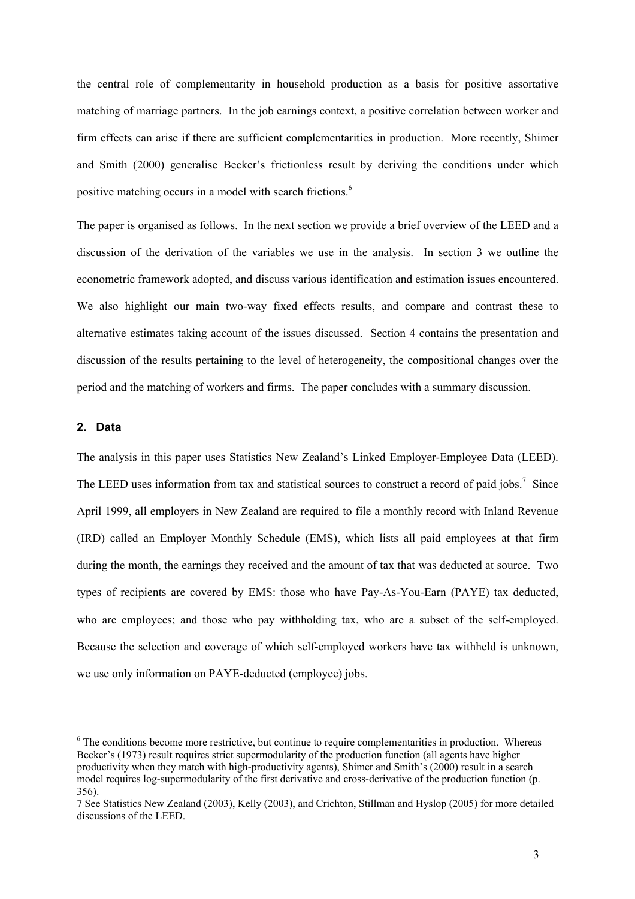the central role of complementarity in household production as a basis for positive assortative matching of marriage partners. In the job earnings context, a positive correlation between worker and firm effects can arise if there are sufficient complementarities in production. More recently, Shimer and Smith (2000) generalise Becker's frictionless result by deriving the conditions under which positive matching occurs in a model with search frictions.[6]

The paper is organised as follows. In the next section we provide a brief overview of the LEED and a discussion of the derivation of the variables we use in the analysis. In section 3 we outline the econometric framework adopted, and discuss various identification and estimation issues encountered. We also highlight our main two-way fixed effects results, and compare and contrast these to alternative estimates taking account of the issues discussed. Section 4 contains the presentation and discussion of the results pertaining to the level of heterogeneity, the compositional changes over the period and the matching of workers and firms. The paper concludes with a summary discussion.

## 2. Data

The analysis in this paper uses Statistics New Zealand's Linked Employer-Employee Data (LEED). The LEED uses information from tax and statistical sources to construct a record of paid jobs.[7] Since April 1999, all employers in New Zealand are required to file a monthly record with Inland Revenue (IRD) called an Employer Monthly Schedule (EMS), which lists all paid employees at that firm during the month, the earnings they received and the amount of tax that was deducted at source. Two types of recipients are covered by EMS: those who have Pay-As-You-Earn (PAYE) tax deducted, who are employees; and those who pay withholding tax, who are a subset of the self-employed. Because the selection and coverage of which self-employed workers have tax withheld is unknown, we use only information on PAYE-deducted (employee) jobs.

---

[6] The conditions become more restrictive, but continue to require complementarities in production. Whereas Becker's (1973) result requires strict supermodularity of the production function (all agents have higher productivity when they match with high-productivity agents), Shimer and Smith's (2000) result in a search model requires log-supermodularity of the first derivative and cross-derivative of the production function (p. 356).

[7] See Statistics New Zealand (2003), Kelly (2003), and Crichton, Stillman and Hyslop (2005) for more detailed discussions of the LEED.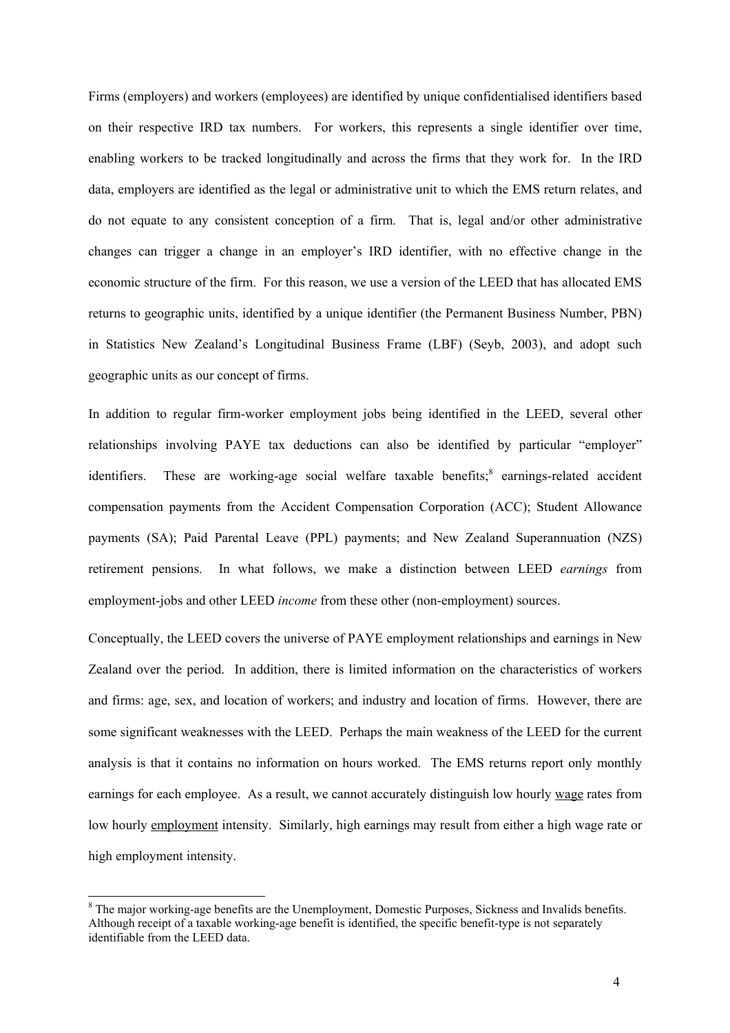Firms (employers) and workers (employees) are identified by unique confidentialised identifiers based on their respective IRD tax numbers. For workers, this represents a single identifier over time, enabling workers to be tracked longitudinally and across the firms that they work for. In the IRD data, employers are identified as the legal or administrative unit to which the EMS return relates, and do not equate to any consistent conception of a firm. That is, legal and/or other administrative changes can trigger a change in an employer's IRD identifier, with no effective change in the economic structure of the firm. For this reason, we use a version of the LEED that has allocated EMS returns to geographic units, identified by a unique identifier (the Permanent Business Number, PBN) in Statistics New Zealand's Longitudinal Business Frame (LBF) (Seyb, 2003), and adopt such geographic units as our concept of firms.

In addition to regular firm-worker employment jobs being identified in the LEED, several other relationships involving PAYE tax deductions can also be identified by particular "employer" identifiers. These are working-age social welfare taxable benefits;[8] earnings-related accident compensation payments from the Accident Compensation Corporation (ACC); Student Allowance payments (SA); Paid Parental Leave (PPL) payments; and New Zealand Superannuation (NZS) retirement pensions. In what follows, we make a distinction between LEED *earnings* from employment-jobs and other LEED *income* from these other (non-employment) sources.

Conceptually, the LEED covers the universe of PAYE employment relationships and earnings in New Zealand over the period. In addition, there is limited information on the characteristics of workers and firms: age, sex, and location of workers; and industry and location of firms. However, there are some significant weaknesses with the LEED. Perhaps the main weakness of the LEED for the current analysis is that it contains no information on hours worked. The EMS returns report only monthly earnings for each employee. As a result, we cannot accurately distinguish low hourly wage rates from low hourly employment intensity. Similarly, high earnings may result from either a high wage rate or high employment intensity.

[8] The major working-age benefits are the Unemployment, Domestic Purposes, Sickness and Invalids benefits. Although receipt of a taxable working-age benefit is identified, the specific benefit-type is not separately identifiable from the LEED data.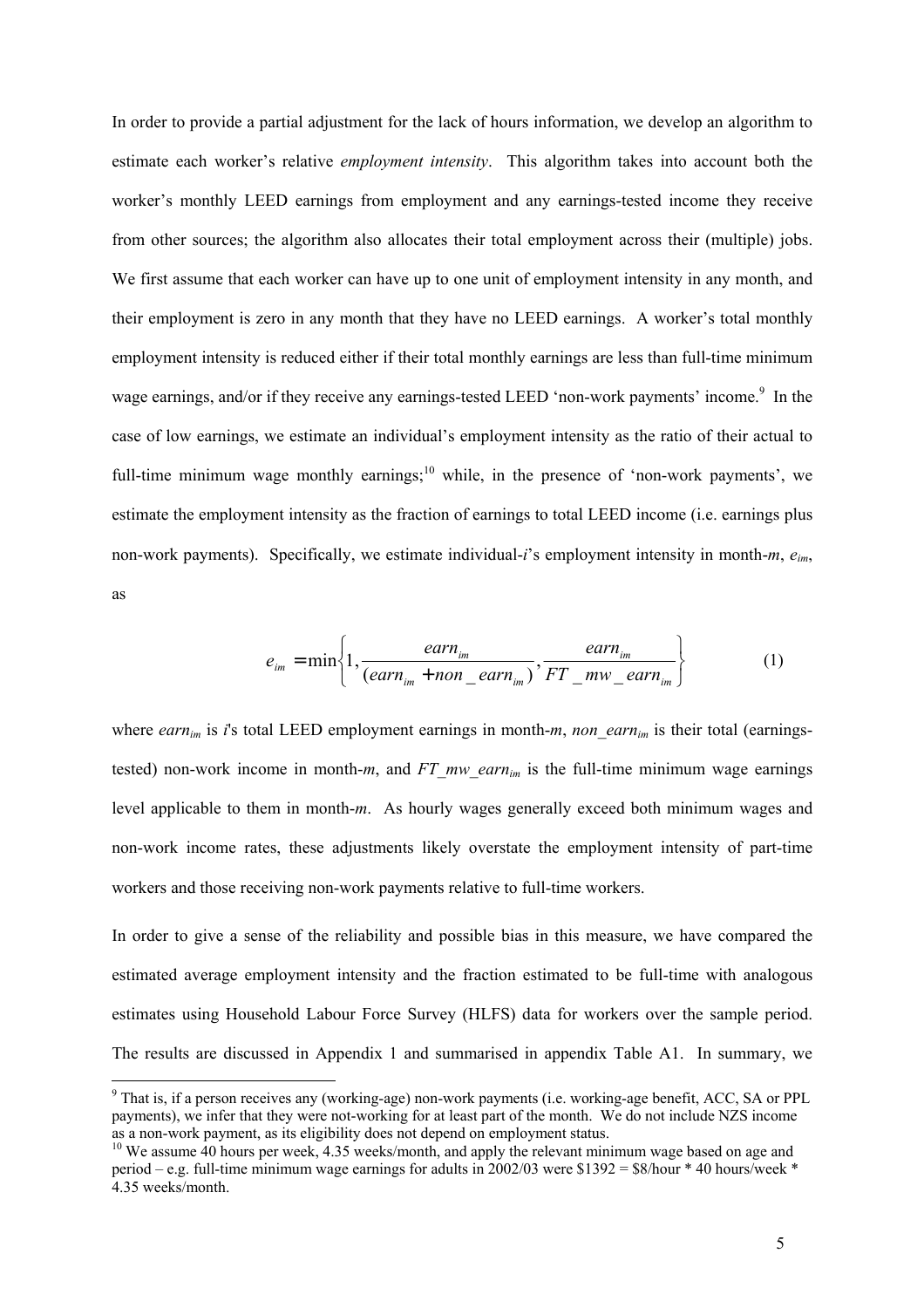In order to provide a partial adjustment for the lack of hours information, we develop an algorithm to estimate each worker's relative *employment intensity*. This algorithm takes into account both the worker's monthly LEED earnings from employment and any earnings-tested income they receive from other sources; the algorithm also allocates their total employment across their (multiple) jobs. We first assume that each worker can have up to one unit of employment intensity in any month, and their employment is zero in any month that they have no LEED earnings. A worker's total monthly employment intensity is reduced either if their total monthly earnings are less than full-time minimum wage earnings, and/or if they receive any earnings-tested LEED 'non-work payments' income.[9] In the case of low earnings, we estimate an individual's employment intensity as the ratio of their actual to full-time minimum wage monthly earnings;[10] while, in the presence of 'non-work payments', we estimate the employment intensity as the fraction of earnings to total LEED income (i.e. earnings plus non-work payments). Specifically, we estimate individual-$i$'s employment intensity in month-$m$, $e_{im}$, as

$$e_{im} = \min\left\{1, \frac{earn_{im}}{(earn_{im} + non\_earn_{im})}, \frac{earn_{im}}{FT\_mw\_earn_{im}}\right\} \tag{1}$$

where $earn_{im}$ is $i$'s total LEED employment earnings in month-$m$, $non\_earn_{im}$ is their total (earnings-tested) non-work income in month-$m$, and $FT\_mw\_earn_{im}$ is the full-time minimum wage earnings level applicable to them in month-$m$. As hourly wages generally exceed both minimum wages and non-work income rates, these adjustments likely overstate the employment intensity of part-time workers and those receiving non-work payments relative to full-time workers.

In order to give a sense of the reliability and possible bias in this measure, we have compared the estimated average employment intensity and the fraction estimated to be full-time with analogous estimates using Household Labour Force Survey (HLFS) data for workers over the sample period. The results are discussed in Appendix 1 and summarised in appendix Table A1. In summary, we

[9] That is, if a person receives any (working-age) non-work payments (i.e. working-age benefit, ACC, SA or PPL payments), we infer that they were not-working for at least part of the month. We do not include NZS income as a non-work payment, as its eligibility does not depend on employment status.

[10] We assume 40 hours per week, 4.35 weeks/month, and apply the relevant minimum wage based on age and period – e.g. full-time minimum wage earnings for adults in 2002/03 were $1392 = $8/hour * 40 hours/week * 4.35 weeks/month.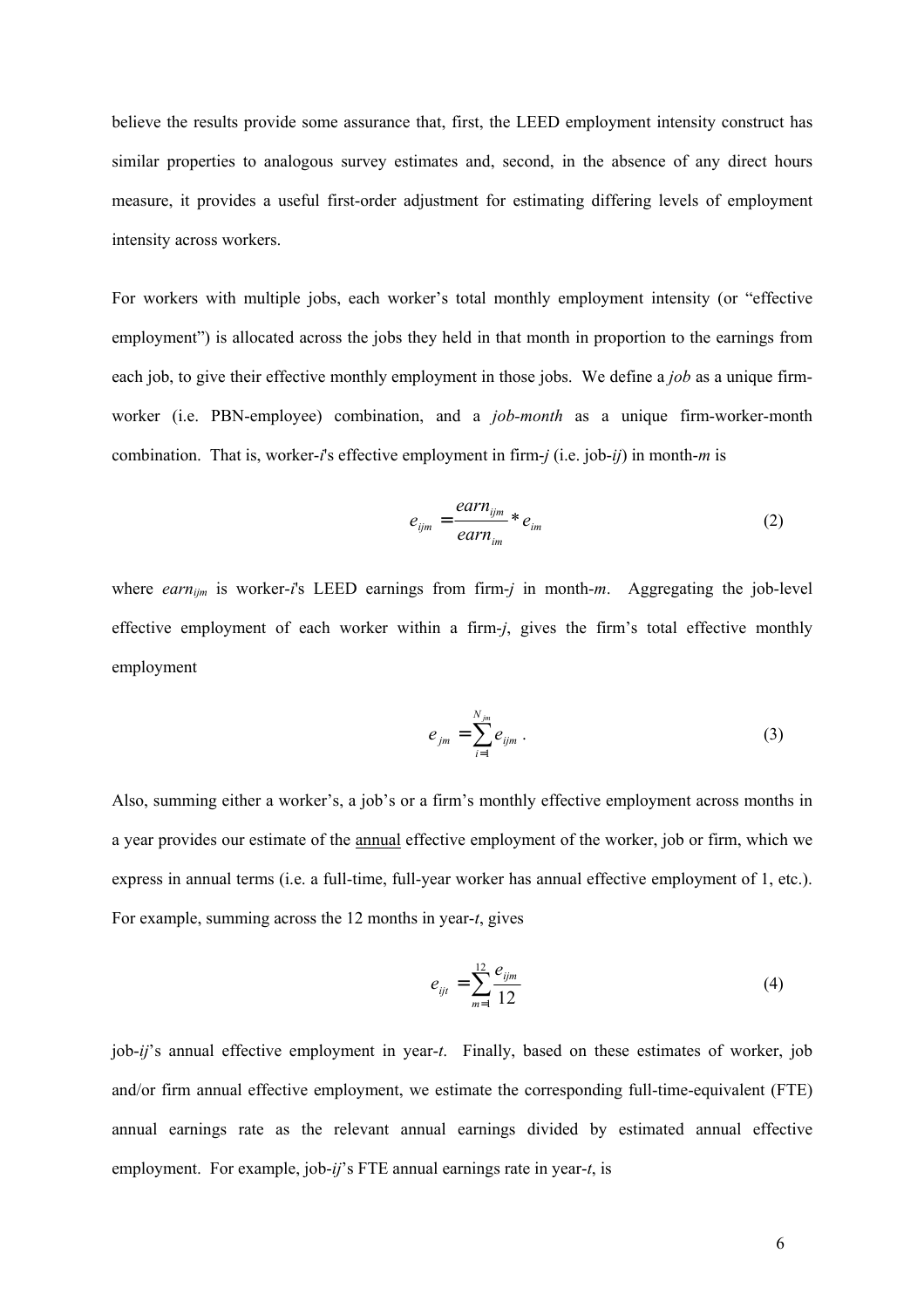believe the results provide some assurance that, first, the LEED employment intensity construct has similar properties to analogous survey estimates and, second, in the absence of any direct hours measure, it provides a useful first-order adjustment for estimating differing levels of employment intensity across workers.

For workers with multiple jobs, each worker's total monthly employment intensity (or "effective employment") is allocated across the jobs they held in that month in proportion to the earnings from each job, to give their effective monthly employment in those jobs. We define a *job* as a unique firm-worker (i.e. PBN-employee) combination, and a *job-month* as a unique firm-worker-month combination. That is, worker-*i*'s effective employment in firm-*j* (i.e. job-*ij*) in month-*m* is

$$e_{ijm} = \frac{earn_{ijm}}{earn_{im}} * e_{im} \tag{2}$$

where $earn_{ijm}$ is worker-*i*'s LEED earnings from firm-*j* in month-*m*. Aggregating the job-level effective employment of each worker within a firm-*j*, gives the firm's total effective monthly employment

$$e_{jm} = \sum_{i=1}^{N_{jm}} e_{ijm} \ . \tag{3}$$

Also, summing either a worker's, a job's or a firm's monthly effective employment across months in a year provides our estimate of the <u>annual</u> effective employment of the worker, job or firm, which we express in annual terms (i.e. a full-time, full-year worker has annual effective employment of 1, etc.). For example, summing across the 12 months in year-*t*, gives

$$e_{ijt} = \sum_{m=1}^{12} \frac{e_{ijm}}{12} \tag{4}$$

job-*ij*'s annual effective employment in year-*t*. Finally, based on these estimates of worker, job and/or firm annual effective employment, we estimate the corresponding full-time-equivalent (FTE) annual earnings rate as the relevant annual earnings divided by estimated annual effective employment. For example, job-*ij*'s FTE annual earnings rate in year-*t*, is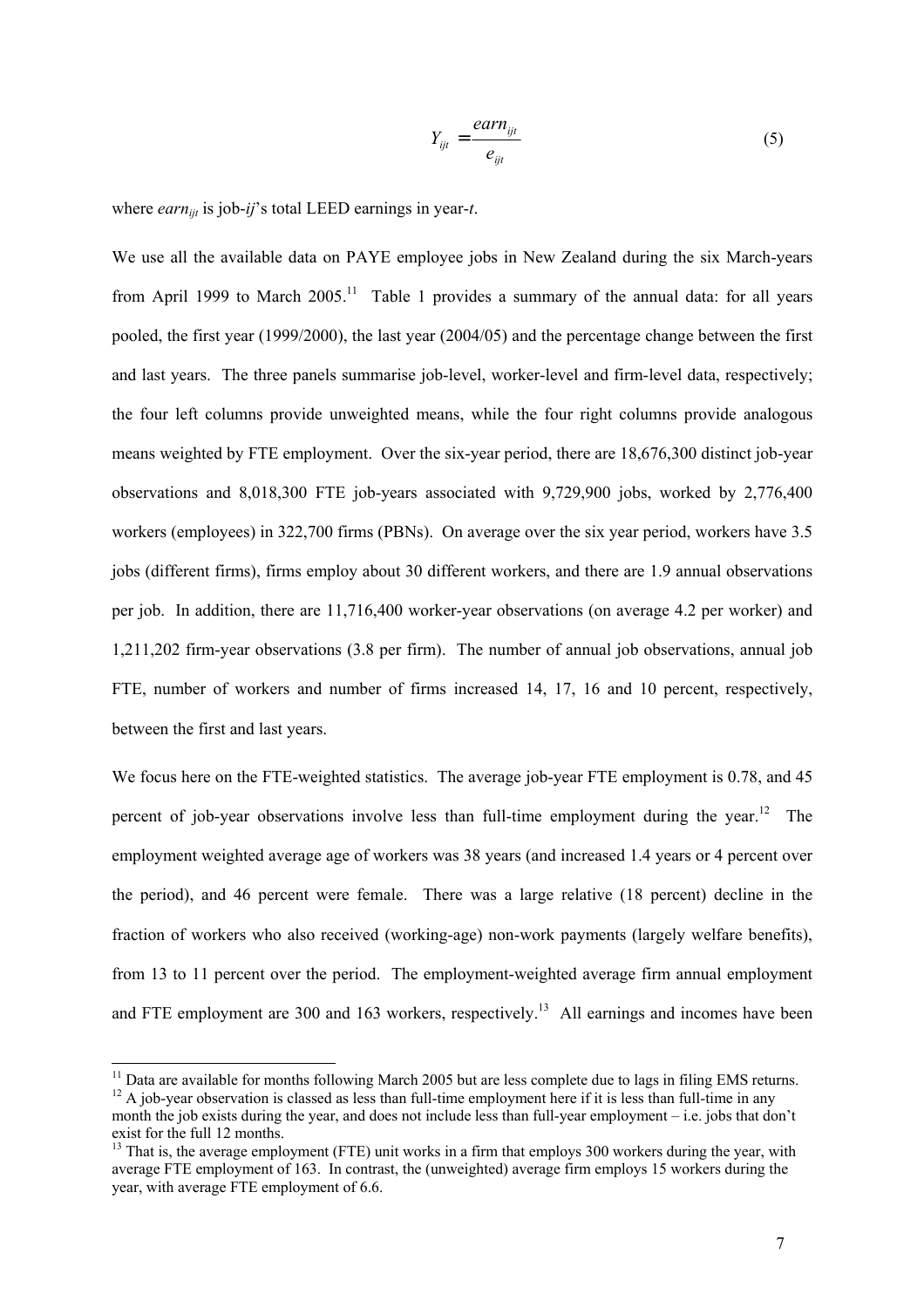$$Y_{ijt} = \frac{earn_{ijt}}{e_{ijt}} \tag{5}$$

where $earn_{ijt}$ is job-$ij$'s total LEED earnings in year-$t$.

We use all the available data on PAYE employee jobs in New Zealand during the six March-years from April 1999 to March 2005.[11] Table 1 provides a summary of the annual data: for all years pooled, the first year (1999/2000), the last year (2004/05) and the percentage change between the first and last years. The three panels summarise job-level, worker-level and firm-level data, respectively; the four left columns provide unweighted means, while the four right columns provide analogous means weighted by FTE employment. Over the six-year period, there are 18,676,300 distinct job-year observations and 8,018,300 FTE job-years associated with 9,729,900 jobs, worked by 2,776,400 workers (employees) in 322,700 firms (PBNs). On average over the six year period, workers have 3.5 jobs (different firms), firms employ about 30 different workers, and there are 1.9 annual observations per job. In addition, there are 11,716,400 worker-year observations (on average 4.2 per worker) and 1,211,202 firm-year observations (3.8 per firm). The number of annual job observations, annual job FTE, number of workers and number of firms increased 14, 17, 16 and 10 percent, respectively, between the first and last years.

We focus here on the FTE-weighted statistics. The average job-year FTE employment is 0.78, and 45 percent of job-year observations involve less than full-time employment during the year.[12] The employment weighted average age of workers was 38 years (and increased 1.4 years or 4 percent over the period), and 46 percent were female. There was a large relative (18 percent) decline in the fraction of workers who also received (working-age) non-work payments (largely welfare benefits), from 13 to 11 percent over the period. The employment-weighted average firm annual employment and FTE employment are 300 and 163 workers, respectively.[13] All earnings and incomes have been

---

[11] Data are available for months following March 2005 but are less complete due to lags in filing EMS returns.

[12] A job-year observation is classed as less than full-time employment here if it is less than full-time in any month the job exists during the year, and does not include less than full-year employment – i.e. jobs that don't exist for the full 12 months.

[13] That is, the average employment (FTE) unit works in a firm that employs 300 workers during the year, with average FTE employment of 163. In contrast, the (unweighted) average firm employs 15 workers during the year, with average FTE employment of 6.6.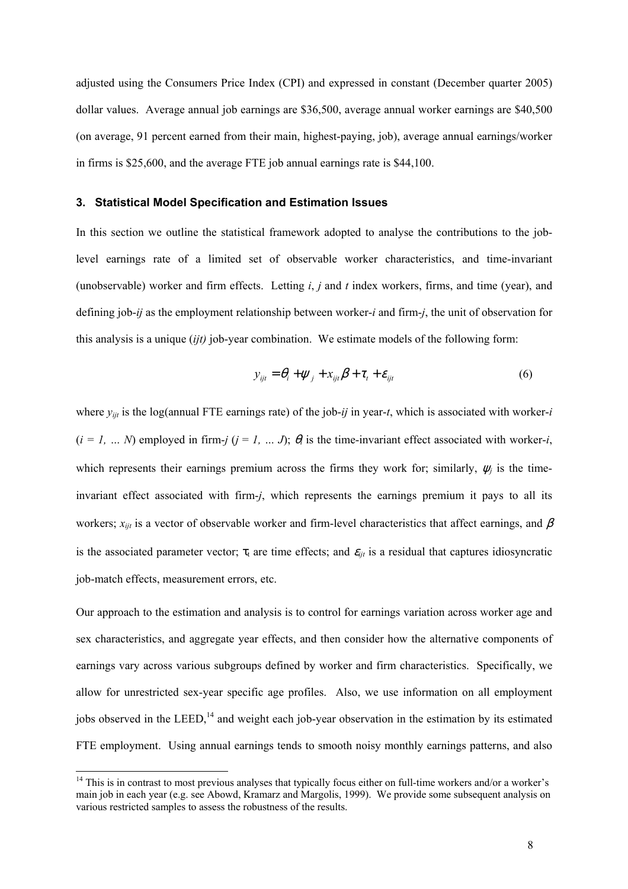adjusted using the Consumers Price Index (CPI) and expressed in constant (December quarter 2005) dollar values. Average annual job earnings are $36,500, average annual worker earnings are $40,500 (on average, 91 percent earned from their main, highest-paying, job), average annual earnings/worker in firms is $25,600, and the average FTE job annual earnings rate is $44,100.

## 3. Statistical Model Specification and Estimation Issues

In this section we outline the statistical framework adopted to analyse the contributions to the job-level earnings rate of a limited set of observable worker characteristics, and time-invariant (unobservable) worker and firm effects. Letting $i$, $j$ and $t$ index workers, firms, and time (year), and defining job-$ij$ as the employment relationship between worker-$i$ and firm-$j$, the unit of observation for this analysis is a unique ($ijt$) job-year combination. We estimate models of the following form:

$$y_{ijt} = \theta_i + \psi_j + x_{ijt}\beta + \tau_t + \varepsilon_{ijt} \tag{6}$$

where $y_{ijt}$ is the log(annual FTE earnings rate) of the job-$ij$ in year-$t$, which is associated with worker-$i$ ($i = 1, \ldots N$) employed in firm-$j$ ($j = 1, \ldots J$); $\theta_i$ is the time-invariant effect associated with worker-$i$, which represents their earnings premium across the firms they work for; similarly, $\psi_j$ is the time-invariant effect associated with firm-$j$, which represents the earnings premium it pays to all its workers; $x_{ijt}$ is a vector of observable worker and firm-level characteristics that affect earnings, and $\beta$ is the associated parameter vector; $\tau_t$ are time effects; and $\varepsilon_{ijt}$ is a residual that captures idiosyncratic job-match effects, measurement errors, etc.

Our approach to the estimation and analysis is to control for earnings variation across worker age and sex characteristics, and aggregate year effects, and then consider how the alternative components of earnings vary across various subgroups defined by worker and firm characteristics. Specifically, we allow for unrestricted sex-year specific age profiles. Also, we use information on all employment jobs observed in the LEED,[14] and weight each job-year observation in the estimation by its estimated FTE employment. Using annual earnings tends to smooth noisy monthly earnings patterns, and also

[14] This is in contrast to most previous analyses that typically focus either on full-time workers and/or a worker's main job in each year (e.g. see Abowd, Kramarz and Margolis, 1999). We provide some subsequent analysis on various restricted samples to assess the robustness of the results.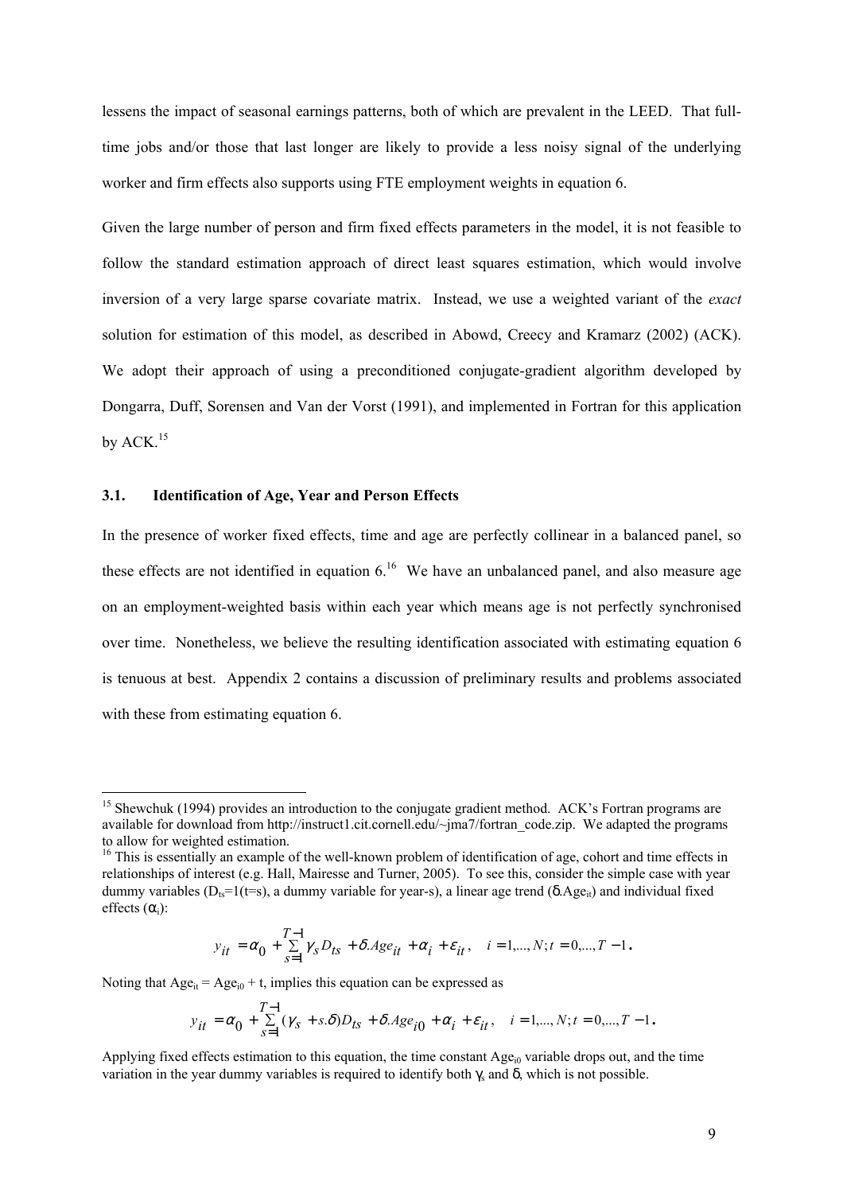lessens the impact of seasonal earnings patterns, both of which are prevalent in the LEED. That full-time jobs and/or those that last longer are likely to provide a less noisy signal of the underlying worker and firm effects also supports using FTE employment weights in equation 6.

Given the large number of person and firm fixed effects parameters in the model, it is not feasible to follow the standard estimation approach of direct least squares estimation, which would involve inversion of a very large sparse covariate matrix. Instead, we use a weighted variant of the *exact* solution for estimation of this model, as described in Abowd, Creecy and Kramarz (2002) (ACK). We adopt their approach of using a preconditioned conjugate-gradient algorithm developed by Dongarra, Duff, Sorensen and Van der Vorst (1991), and implemented in Fortran for this application by ACK.[15]

### 3.1. Identification of Age, Year and Person Effects

In the presence of worker fixed effects, time and age are perfectly collinear in a balanced panel, so these effects are not identified in equation 6.[16] We have an unbalanced panel, and also measure age on an employment-weighted basis within each year which means age is not perfectly synchronised over time. Nonetheless, we believe the resulting identification associated with estimating equation 6 is tenuous at best. Appendix 2 contains a discussion of preliminary results and problems associated with these from estimating equation 6.

---

[15] Shewchuk (1994) provides an introduction to the conjugate gradient method. ACK's Fortran programs are available for download from http://instruct1.cit.cornell.edu/~jma7/fortran_code.zip. We adapted the programs to allow for weighted estimation.

[16] This is essentially an example of the well-known problem of identification of age, cohort and time effects in relationships of interest (e.g. Hall, Mairesse and Turner, 2005). To see this, consider the simple case with year dummy variables ($D_{ts}$=1(t=s), a dummy variable for year-s), a linear age trend ($\delta.Age_{it}$) and individual fixed effects ($\alpha_i$):

$$y_{it} = \alpha_0 + \sum_{s=1}^{T-1} \gamma_s D_{ts} + \delta.Age_{it} + \alpha_i + \varepsilon_{it}, \quad i = 1,...,N; t = 0,...,T-1.$$

Noting that $Age_{it} = Age_{i0} + t$, implies this equation can be expressed as

$$y_{it} = \alpha_0 + \sum_{s=1}^{T-1} (\gamma_s + s.\delta) D_{ts} + \delta.Age_{i0} + \alpha_i + \varepsilon_{it}, \quad i = 1,...,N; t = 0,...,T-1.$$

Applying fixed effects estimation to this equation, the time constant $Age_{i0}$ variable drops out, and the time variation in the year dummy variables is required to identify both $\gamma_s$ and $\delta$, which is not possible.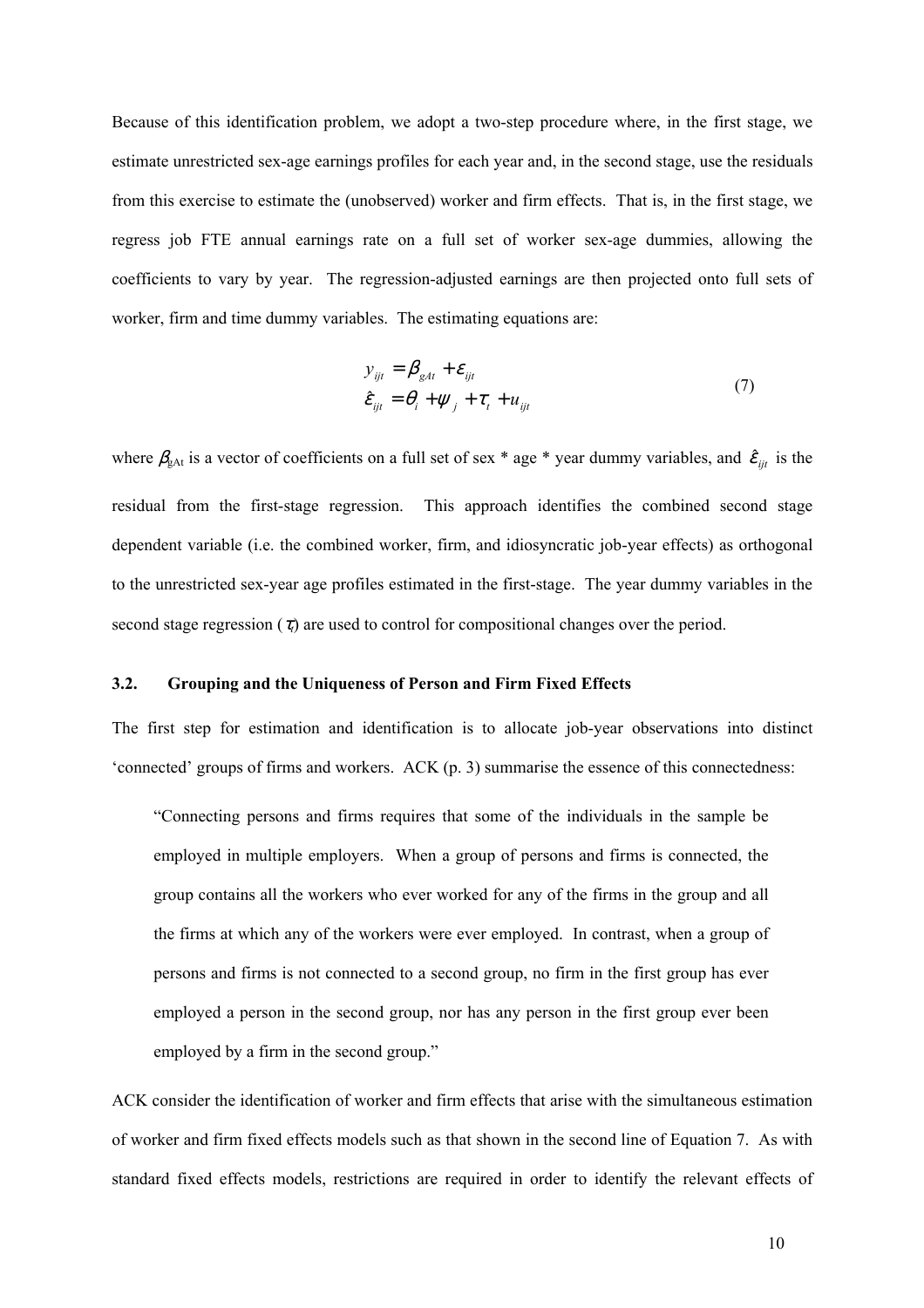Because of this identification problem, we adopt a two-step procedure where, in the first stage, we estimate unrestricted sex-age earnings profiles for each year and, in the second stage, use the residuals from this exercise to estimate the (unobserved) worker and firm effects. That is, in the first stage, we regress job FTE annual earnings rate on a full set of worker sex-age dummies, allowing the coefficients to vary by year. The regression-adjusted earnings are then projected onto full sets of worker, firm and time dummy variables. The estimating equations are:

$$
\begin{aligned}
y_{ijt} &= \beta_{gAt} + \varepsilon_{ijt} \\
\hat{\varepsilon}_{ijt} &= \theta_i + \psi_j + \tau_t + u_{ijt}
\end{aligned}
\qquad (7)
$$

where $\beta_{gAt}$ is a vector of coefficients on a full set of sex * age * year dummy variables, and $\hat{\varepsilon}_{ijt}$ is the residual from the first-stage regression. This approach identifies the combined second stage dependent variable (i.e. the combined worker, firm, and idiosyncratic job-year effects) as orthogonal to the unrestricted sex-year age profiles estimated in the first-stage. The year dummy variables in the second stage regression ($\tau_t$) are used to control for compositional changes over the period.

### 3.2. Grouping and the Uniqueness of Person and Firm Fixed Effects

The first step for estimation and identification is to allocate job-year observations into distinct 'connected' groups of firms and workers. ACK (p. 3) summarise the essence of this connectedness:

> "Connecting persons and firms requires that some of the individuals in the sample be employed in multiple employers. When a group of persons and firms is connected, the group contains all the workers who ever worked for any of the firms in the group and all the firms at which any of the workers were ever employed. In contrast, when a group of persons and firms is not connected to a second group, no firm in the first group has ever employed a person in the second group, nor has any person in the first group ever been employed by a firm in the second group."

ACK consider the identification of worker and firm effects that arise with the simultaneous estimation of worker and firm fixed effects models such as that shown in the second line of Equation 7. As with standard fixed effects models, restrictions are required in order to identify the relevant effects of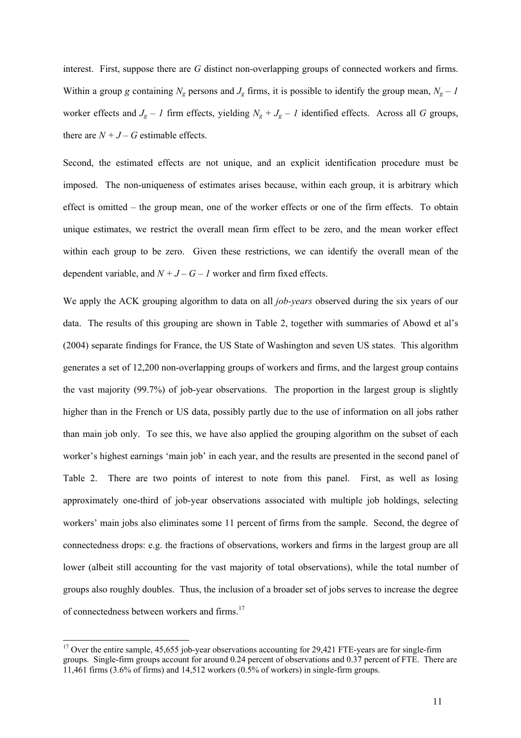interest. First, suppose there are $G$ distinct non-overlapping groups of connected workers and firms. Within a group $g$ containing $N_g$ persons and $J_g$ firms, it is possible to identify the group mean, $N_g - 1$ worker effects and $J_g - 1$ firm effects, yielding $N_g + J_g - 1$ identified effects. Across all $G$ groups, there are $N + J - G$ estimable effects.

Second, the estimated effects are not unique, and an explicit identification procedure must be imposed. The non-uniqueness of estimates arises because, within each group, it is arbitrary which effect is omitted – the group mean, one of the worker effects or one of the firm effects. To obtain unique estimates, we restrict the overall mean firm effect to be zero, and the mean worker effect within each group to be zero. Given these restrictions, we can identify the overall mean of the dependent variable, and $N + J - G - 1$ worker and firm fixed effects.

We apply the ACK grouping algorithm to data on all *job-years* observed during the six years of our data. The results of this grouping are shown in Table 2, together with summaries of Abowd et al's (2004) separate findings for France, the US State of Washington and seven US states. This algorithm generates a set of 12,200 non-overlapping groups of workers and firms, and the largest group contains the vast majority (99.7%) of job-year observations. The proportion in the largest group is slightly higher than in the French or US data, possibly partly due to the use of information on all jobs rather than main job only. To see this, we have also applied the grouping algorithm on the subset of each worker's highest earnings 'main job' in each year, and the results are presented in the second panel of Table 2. There are two points of interest to note from this panel. First, as well as losing approximately one-third of job-year observations associated with multiple job holdings, selecting workers' main jobs also eliminates some 11 percent of firms from the sample. Second, the degree of connectedness drops: e.g. the fractions of observations, workers and firms in the largest group are all lower (albeit still accounting for the vast majority of total observations), while the total number of groups also roughly doubles. Thus, the inclusion of a broader set of jobs serves to increase the degree of connectedness between workers and firms.[17]

[17] Over the entire sample, 45,655 job-year observations accounting for 29,421 FTE-years are for single-firm groups. Single-firm groups account for around 0.24 percent of observations and 0.37 percent of FTE. There are 11,461 firms (3.6% of firms) and 14,512 workers (0.5% of workers) in single-firm groups.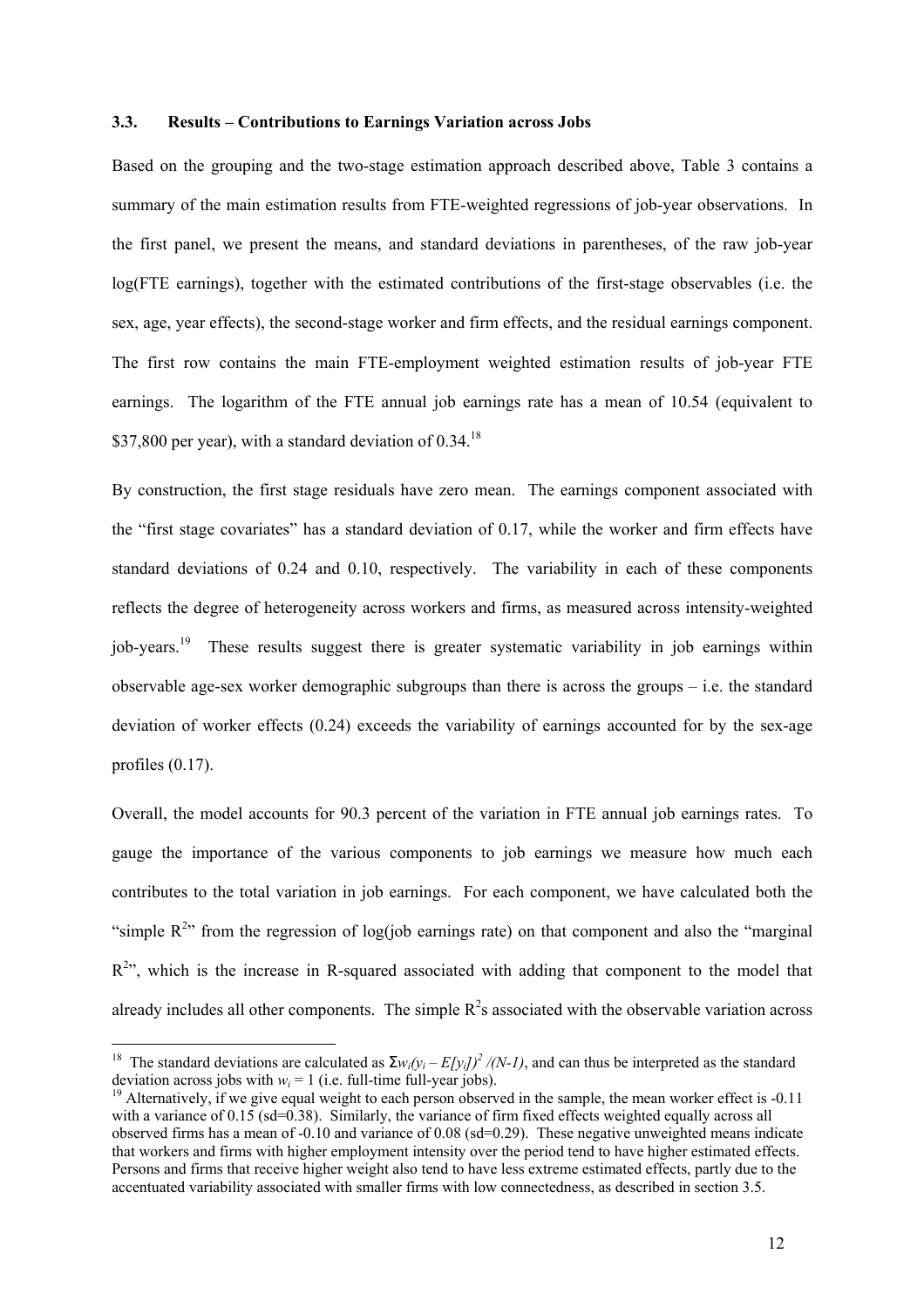### 3.3. Results – Contributions to Earnings Variation across Jobs

Based on the grouping and the two-stage estimation approach described above, Table 3 contains a summary of the main estimation results from FTE-weighted regressions of job-year observations. In the first panel, we present the means, and standard deviations in parentheses, of the raw job-year log(FTE earnings), together with the estimated contributions of the first-stage observables (i.e. the sex, age, year effects), the second-stage worker and firm effects, and the residual earnings component. The first row contains the main FTE-employment weighted estimation results of job-year FTE earnings. The logarithm of the FTE annual job earnings rate has a mean of 10.54 (equivalent to \$37,800 per year), with a standard deviation of 0.34.[18]

By construction, the first stage residuals have zero mean. The earnings component associated with the "first stage covariates" has a standard deviation of 0.17, while the worker and firm effects have standard deviations of 0.24 and 0.10, respectively. The variability in each of these components reflects the degree of heterogeneity across workers and firms, as measured across intensity-weighted job-years.[19] These results suggest there is greater systematic variability in job earnings within observable age-sex worker demographic subgroups than there is across the groups – i.e. the standard deviation of worker effects (0.24) exceeds the variability of earnings accounted for by the sex-age profiles (0.17).

Overall, the model accounts for 90.3 percent of the variation in FTE annual job earnings rates. To gauge the importance of the various components to job earnings we measure how much each contributes to the total variation in job earnings. For each component, we have calculated both the "simple $R^2$" from the regression of log(job earnings rate) on that component and also the "marginal $R^2$", which is the increase in R-squared associated with adding that component to the model that already includes all other components. The simple $R^2$s associated with the observable variation across

---

[18] The standard deviations are calculated as $\Sigma w_i(y_i - E[y_i])^2 /(N-1)$, and can thus be interpreted as the standard deviation across jobs with $w_i = 1$ (i.e. full-time full-year jobs).

[19] Alternatively, if we give equal weight to each person observed in the sample, the mean worker effect is -0.11 with a variance of 0.15 (sd=0.38). Similarly, the variance of firm fixed effects weighted equally across all observed firms has a mean of -0.10 and variance of 0.08 (sd=0.29). These negative unweighted means indicate that workers and firms with higher employment intensity over the period tend to have higher estimated effects. Persons and firms that receive higher weight also tend to have less extreme estimated effects, partly due to the accentuated variability associated with smaller firms with low connectedness, as described in section 3.5.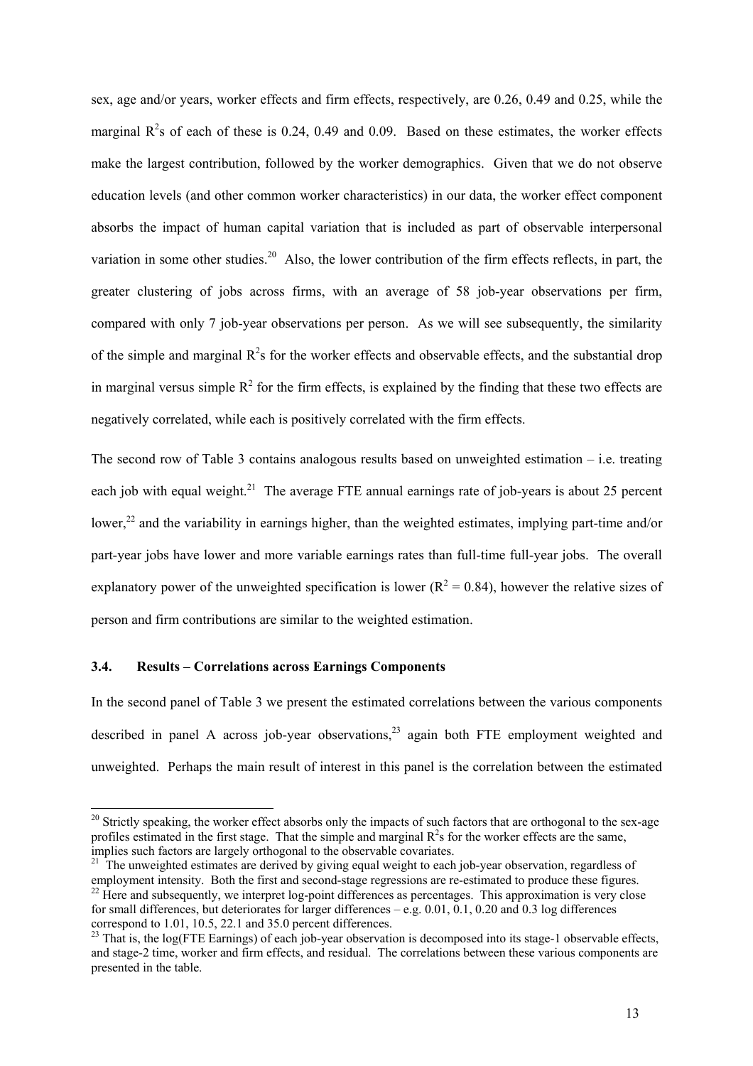sex, age and/or years, worker effects and firm effects, respectively, are 0.26, 0.49 and 0.25, while the marginal $R^2$s of each of these is 0.24, 0.49 and 0.09. Based on these estimates, the worker effects make the largest contribution, followed by the worker demographics. Given that we do not observe education levels (and other common worker characteristics) in our data, the worker effect component absorbs the impact of human capital variation that is included as part of observable interpersonal variation in some other studies.[20] Also, the lower contribution of the firm effects reflects, in part, the greater clustering of jobs across firms, with an average of 58 job-year observations per firm, compared with only 7 job-year observations per person. As we will see subsequently, the similarity of the simple and marginal $R^2$s for the worker effects and observable effects, and the substantial drop in marginal versus simple $R^2$ for the firm effects, is explained by the finding that these two effects are negatively correlated, while each is positively correlated with the firm effects.

The second row of Table 3 contains analogous results based on unweighted estimation – i.e. treating each job with equal weight.[21] The average FTE annual earnings rate of job-years is about 25 percent lower,[22] and the variability in earnings higher, than the weighted estimates, implying part-time and/or part-year jobs have lower and more variable earnings rates than full-time full-year jobs. The overall explanatory power of the unweighted specification is lower ($R^2 = 0.84$), however the relative sizes of person and firm contributions are similar to the weighted estimation.

### 3.4. Results – Correlations across Earnings Components

In the second panel of Table 3 we present the estimated correlations between the various components described in panel A across job-year observations,[23] again both FTE employment weighted and unweighted. Perhaps the main result of interest in this panel is the correlation between the estimated

---

[20] Strictly speaking, the worker effect absorbs only the impacts of such factors that are orthogonal to the sex-age profiles estimated in the first stage. That the simple and marginal $R^2$s for the worker effects are the same, implies such factors are largely orthogonal to the observable covariates.

[21] The unweighted estimates are derived by giving equal weight to each job-year observation, regardless of employment intensity. Both the first and second-stage regressions are re-estimated to produce these figures.

[22] Here and subsequently, we interpret log-point differences as percentages. This approximation is very close for small differences, but deteriorates for larger differences – e.g. 0.01, 0.1, 0.20 and 0.3 log differences correspond to 1.01, 10.5, 22.1 and 35.0 percent differences.

[23] That is, the log(FTE Earnings) of each job-year observation is decomposed into its stage-1 observable effects, and stage-2 time, worker and firm effects, and residual. The correlations between these various components are presented in the table.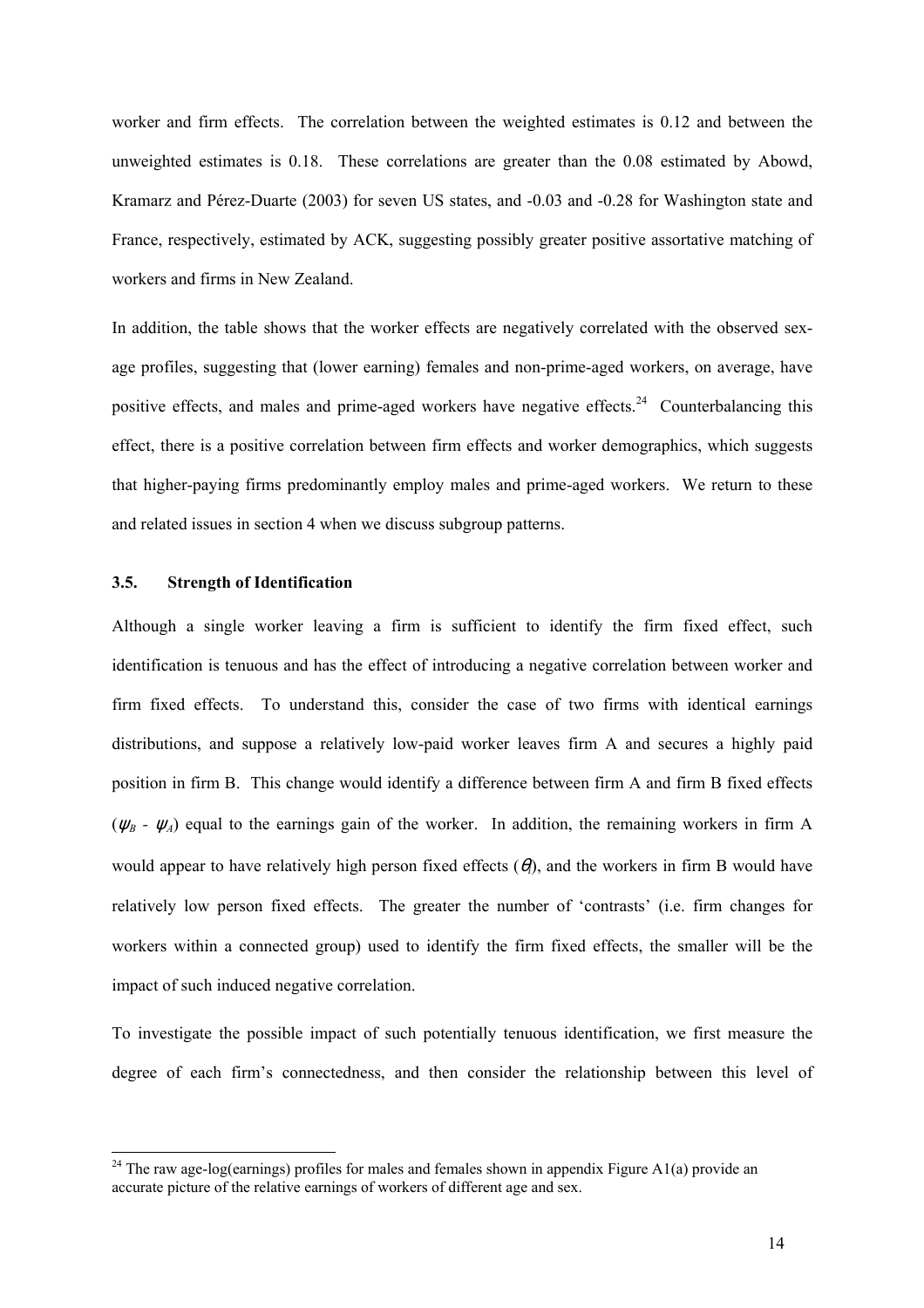worker and firm effects. The correlation between the weighted estimates is 0.12 and between the unweighted estimates is 0.18. These correlations are greater than the 0.08 estimated by Abowd, Kramarz and Pérez-Duarte (2003) for seven US states, and -0.03 and -0.28 for Washington state and France, respectively, estimated by ACK, suggesting possibly greater positive assortative matching of workers and firms in New Zealand.

In addition, the table shows that the worker effects are negatively correlated with the observed sex-age profiles, suggesting that (lower earning) females and non-prime-aged workers, on average, have positive effects, and males and prime-aged workers have negative effects.[24] Counterbalancing this effect, there is a positive correlation between firm effects and worker demographics, which suggests that higher-paying firms predominantly employ males and prime-aged workers. We return to these and related issues in section 4 when we discuss subgroup patterns.

### 3.5. Strength of Identification

Although a single worker leaving a firm is sufficient to identify the firm fixed effect, such identification is tenuous and has the effect of introducing a negative correlation between worker and firm fixed effects. To understand this, consider the case of two firms with identical earnings distributions, and suppose a relatively low-paid worker leaves firm A and secures a highly paid position in firm B. This change would identify a difference between firm A and firm B fixed effects ($\psi_B$ - $\psi_A$) equal to the earnings gain of the worker. In addition, the remaining workers in firm A would appear to have relatively high person fixed effects ($\theta_i$), and the workers in firm B would have relatively low person fixed effects. The greater the number of 'contrasts' (i.e. firm changes for workers within a connected group) used to identify the firm fixed effects, the smaller will be the impact of such induced negative correlation.

To investigate the possible impact of such potentially tenuous identification, we first measure the degree of each firm's connectedness, and then consider the relationship between this level of

[24] The raw age-log(earnings) profiles for males and females shown in appendix Figure A1(a) provide an accurate picture of the relative earnings of workers of different age and sex.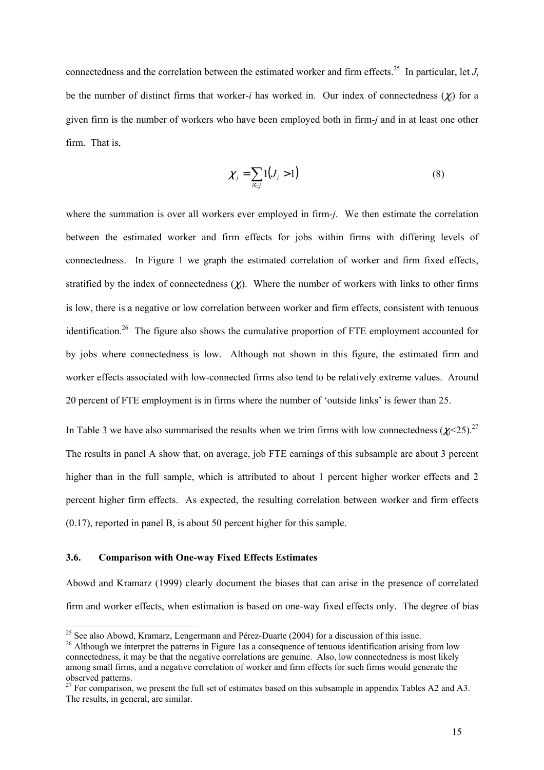connectedness and the correlation between the estimated worker and firm effects.[25] In particular, let $J_i$ be the number of distinct firms that worker-$i$ has worked in. Our index of connectedness ($\chi_j$) for a given firm is the number of workers who have been employed both in firm-$j$ and in at least one other firm. That is,

$$\chi_j = \sum_{i \in j} 1(J_i > 1) \tag{8}$$

where the summation is over all workers ever employed in firm-$j$. We then estimate the correlation between the estimated worker and firm effects for jobs within firms with differing levels of connectedness. In Figure 1 we graph the estimated correlation of worker and firm fixed effects, stratified by the index of connectedness ($\chi_j$). Where the number of workers with links to other firms is low, there is a negative or low correlation between worker and firm effects, consistent with tenuous identification.[26] The figure also shows the cumulative proportion of FTE employment accounted for by jobs where connectedness is low. Although not shown in this figure, the estimated firm and worker effects associated with low-connected firms also tend to be relatively extreme values. Around 20 percent of FTE employment is in firms where the number of 'outside links' is fewer than 25.

In Table 3 we have also summarised the results when we trim firms with low connectedness ($\chi_j$<25).[27] The results in panel A show that, on average, job FTE earnings of this subsample are about 3 percent higher than in the full sample, which is attributed to about 1 percent higher worker effects and 2 percent higher firm effects. As expected, the resulting correlation between worker and firm effects (0.17), reported in panel B, is about 50 percent higher for this sample.

### 3.6. Comparison with One-way Fixed Effects Estimates

Abowd and Kramarz (1999) clearly document the biases that can arise in the presence of correlated firm and worker effects, when estimation is based on one-way fixed effects only. The degree of bias

---

[25] See also Abowd, Kramarz, Lengermann and Pérez-Duarte (2004) for a discussion of this issue.

[26] Although we interpret the patterns in Figure 1as a consequence of tenuous identification arising from low connectedness, it may be that the negative correlations are genuine. Also, low connectedness is most likely among small firms, and a negative correlation of worker and firm effects for such firms would generate the observed patterns.

[27] For comparison, we present the full set of estimates based on this subsample in appendix Tables A2 and A3. The results, in general, are similar.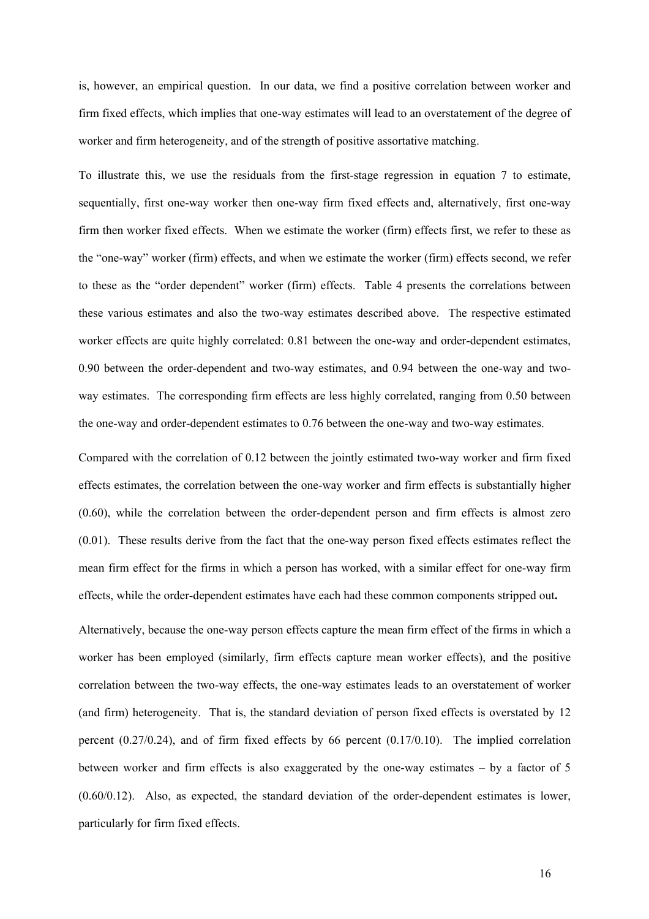is, however, an empirical question. In our data, we find a positive correlation between worker and firm fixed effects, which implies that one-way estimates will lead to an overstatement of the degree of worker and firm heterogeneity, and of the strength of positive assortative matching.

To illustrate this, we use the residuals from the first-stage regression in equation 7 to estimate, sequentially, first one-way worker then one-way firm fixed effects and, alternatively, first one-way firm then worker fixed effects. When we estimate the worker (firm) effects first, we refer to these as the "one-way" worker (firm) effects, and when we estimate the worker (firm) effects second, we refer to these as the "order dependent" worker (firm) effects. Table 4 presents the correlations between these various estimates and also the two-way estimates described above. The respective estimated worker effects are quite highly correlated: 0.81 between the one-way and order-dependent estimates, 0.90 between the order-dependent and two-way estimates, and 0.94 between the one-way and two-way estimates. The corresponding firm effects are less highly correlated, ranging from 0.50 between the one-way and order-dependent estimates to 0.76 between the one-way and two-way estimates.

Compared with the correlation of 0.12 between the jointly estimated two-way worker and firm fixed effects estimates, the correlation between the one-way worker and firm effects is substantially higher (0.60), while the correlation between the order-dependent person and firm effects is almost zero (0.01). These results derive from the fact that the one-way person fixed effects estimates reflect the mean firm effect for the firms in which a person has worked, with a similar effect for one-way firm effects, while the order-dependent estimates have each had these common components stripped out**.**

Alternatively, because the one-way person effects capture the mean firm effect of the firms in which a worker has been employed (similarly, firm effects capture mean worker effects), and the positive correlation between the two-way effects, the one-way estimates leads to an overstatement of worker (and firm) heterogeneity. That is, the standard deviation of person fixed effects is overstated by 12 percent (0.27/0.24), and of firm fixed effects by 66 percent (0.17/0.10). The implied correlation between worker and firm effects is also exaggerated by the one-way estimates – by a factor of 5 (0.60/0.12). Also, as expected, the standard deviation of the order-dependent estimates is lower, particularly for firm fixed effects.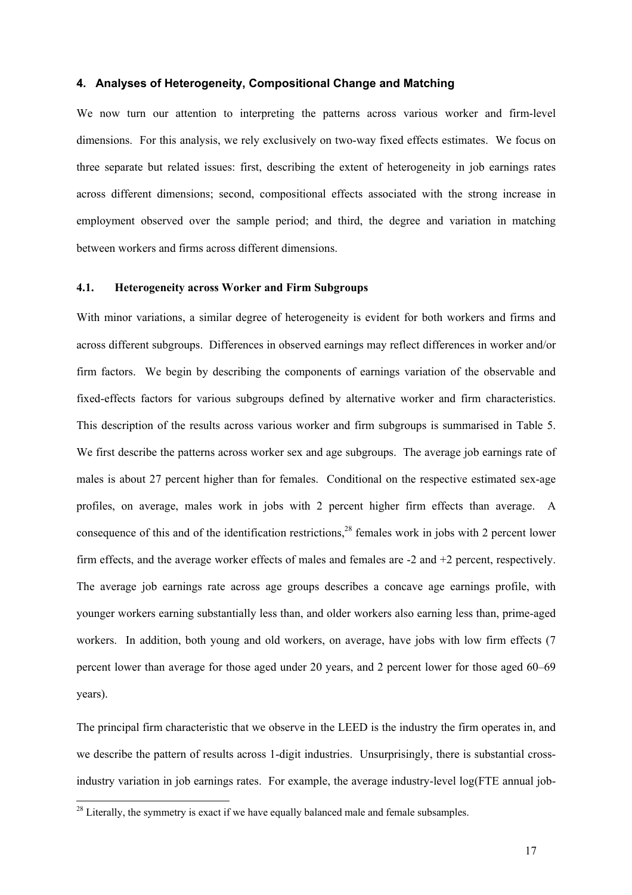## 4. Analyses of Heterogeneity, Compositional Change and Matching

We now turn our attention to interpreting the patterns across various worker and firm-level dimensions. For this analysis, we rely exclusively on two-way fixed effects estimates. We focus on three separate but related issues: first, describing the extent of heterogeneity in job earnings rates across different dimensions; second, compositional effects associated with the strong increase in employment observed over the sample period; and third, the degree and variation in matching between workers and firms across different dimensions.

### 4.1. Heterogeneity across Worker and Firm Subgroups

With minor variations, a similar degree of heterogeneity is evident for both workers and firms and across different subgroups. Differences in observed earnings may reflect differences in worker and/or firm factors. We begin by describing the components of earnings variation of the observable and fixed-effects factors for various subgroups defined by alternative worker and firm characteristics. This description of the results across various worker and firm subgroups is summarised in Table 5. We first describe the patterns across worker sex and age subgroups. The average job earnings rate of males is about 27 percent higher than for females. Conditional on the respective estimated sex-age profiles, on average, males work in jobs with 2 percent higher firm effects than average. A consequence of this and of the identification restrictions,[28] females work in jobs with 2 percent lower firm effects, and the average worker effects of males and females are -2 and +2 percent, respectively. The average job earnings rate across age groups describes a concave age earnings profile, with younger workers earning substantially less than, and older workers also earning less than, prime-aged workers. In addition, both young and old workers, on average, have jobs with low firm effects (7 percent lower than average for those aged under 20 years, and 2 percent lower for those aged 60–69 years).

The principal firm characteristic that we observe in the LEED is the industry the firm operates in, and we describe the pattern of results across 1-digit industries. Unsurprisingly, there is substantial cross-industry variation in job earnings rates. For example, the average industry-level log(FTE annual job-

[28] Literally, the symmetry is exact if we have equally balanced male and female subsamples.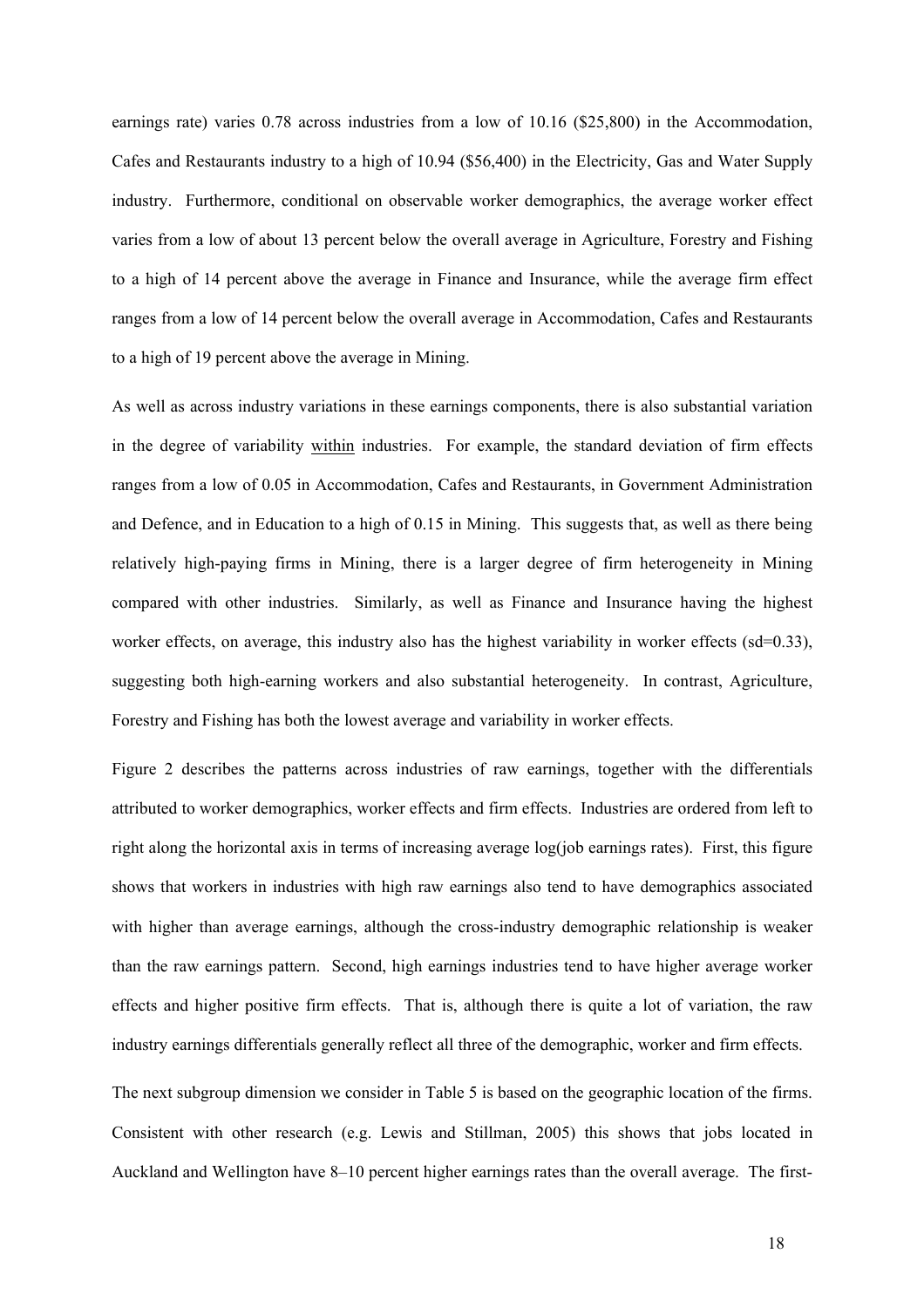earnings rate) varies 0.78 across industries from a low of 10.16 ($25,800) in the Accommodation, Cafes and Restaurants industry to a high of 10.94 ($56,400) in the Electricity, Gas and Water Supply industry. Furthermore, conditional on observable worker demographics, the average worker effect varies from a low of about 13 percent below the overall average in Agriculture, Forestry and Fishing to a high of 14 percent above the average in Finance and Insurance, while the average firm effect ranges from a low of 14 percent below the overall average in Accommodation, Cafes and Restaurants to a high of 19 percent above the average in Mining.

As well as across industry variations in these earnings components, there is also substantial variation in the degree of variability within industries. For example, the standard deviation of firm effects ranges from a low of 0.05 in Accommodation, Cafes and Restaurants, in Government Administration and Defence, and in Education to a high of 0.15 in Mining. This suggests that, as well as there being relatively high-paying firms in Mining, there is a larger degree of firm heterogeneity in Mining compared with other industries. Similarly, as well as Finance and Insurance having the highest worker effects, on average, this industry also has the highest variability in worker effects (sd=0.33), suggesting both high-earning workers and also substantial heterogeneity. In contrast, Agriculture, Forestry and Fishing has both the lowest average and variability in worker effects.

Figure 2 describes the patterns across industries of raw earnings, together with the differentials attributed to worker demographics, worker effects and firm effects. Industries are ordered from left to right along the horizontal axis in terms of increasing average log(job earnings rates). First, this figure shows that workers in industries with high raw earnings also tend to have demographics associated with higher than average earnings, although the cross-industry demographic relationship is weaker than the raw earnings pattern. Second, high earnings industries tend to have higher average worker effects and higher positive firm effects. That is, although there is quite a lot of variation, the raw industry earnings differentials generally reflect all three of the demographic, worker and firm effects.

The next subgroup dimension we consider in Table 5 is based on the geographic location of the firms. Consistent with other research (e.g. Lewis and Stillman, 2005) this shows that jobs located in Auckland and Wellington have 8–10 percent higher earnings rates than the overall average. The first-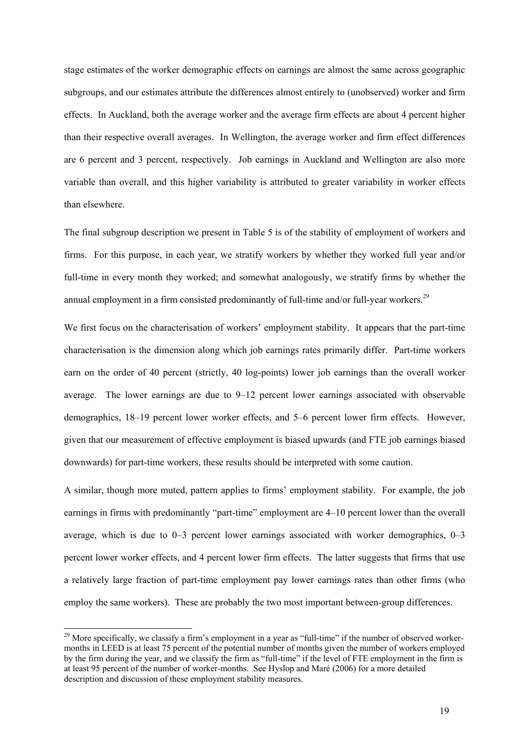stage estimates of the worker demographic effects on earnings are almost the same across geographic subgroups, and our estimates attribute the differences almost entirely to (unobserved) worker and firm effects. In Auckland, both the average worker and the average firm effects are about 4 percent higher than their respective overall averages. In Wellington, the average worker and firm effect differences are 6 percent and 3 percent, respectively. Job earnings in Auckland and Wellington are also more variable than overall, and this higher variability is attributed to greater variability in worker effects than elsewhere.

The final subgroup description we present in Table 5 is of the stability of employment of workers and firms. For this purpose, in each year, we stratify workers by whether they worked full year and/or full-time in every month they worked; and somewhat analogously, we stratify firms by whether the annual employment in a firm consisted predominantly of full-time and/or full-year workers.[29]

We first focus on the characterisation of workers' employment stability. It appears that the part-time characterisation is the dimension along which job earnings rates primarily differ. Part-time workers earn on the order of 40 percent (strictly, 40 log-points) lower job earnings than the overall worker average. The lower earnings are due to 9–12 percent lower earnings associated with observable demographics, 18–19 percent lower worker effects, and 5–6 percent lower firm effects. However, given that our measurement of effective employment is biased upwards (and FTE job earnings biased downwards) for part-time workers, these results should be interpreted with some caution.

A similar, though more muted, pattern applies to firms' employment stability. For example, the job earnings in firms with predominantly "part-time" employment are 4–10 percent lower than the overall average, which is due to 0–3 percent lower earnings associated with worker demographics, 0–3 percent lower worker effects, and 4 percent lower firm effects. The latter suggests that firms that use a relatively large fraction of part-time employment pay lower earnings rates than other firms (who employ the same workers). These are probably the two most important between-group differences.

[29] More specifically, we classify a firm's employment in a year as "full-time" if the number of observed worker-months in LEED is at least 75 percent of the potential number of months given the number of workers employed by the firm during the year, and we classify the firm as "full-time" if the level of FTE employment in the firm is at least 95 percent of the number of worker-months. See Hyslop and Maré (2006) for a more detailed description and discussion of these employment stability measures.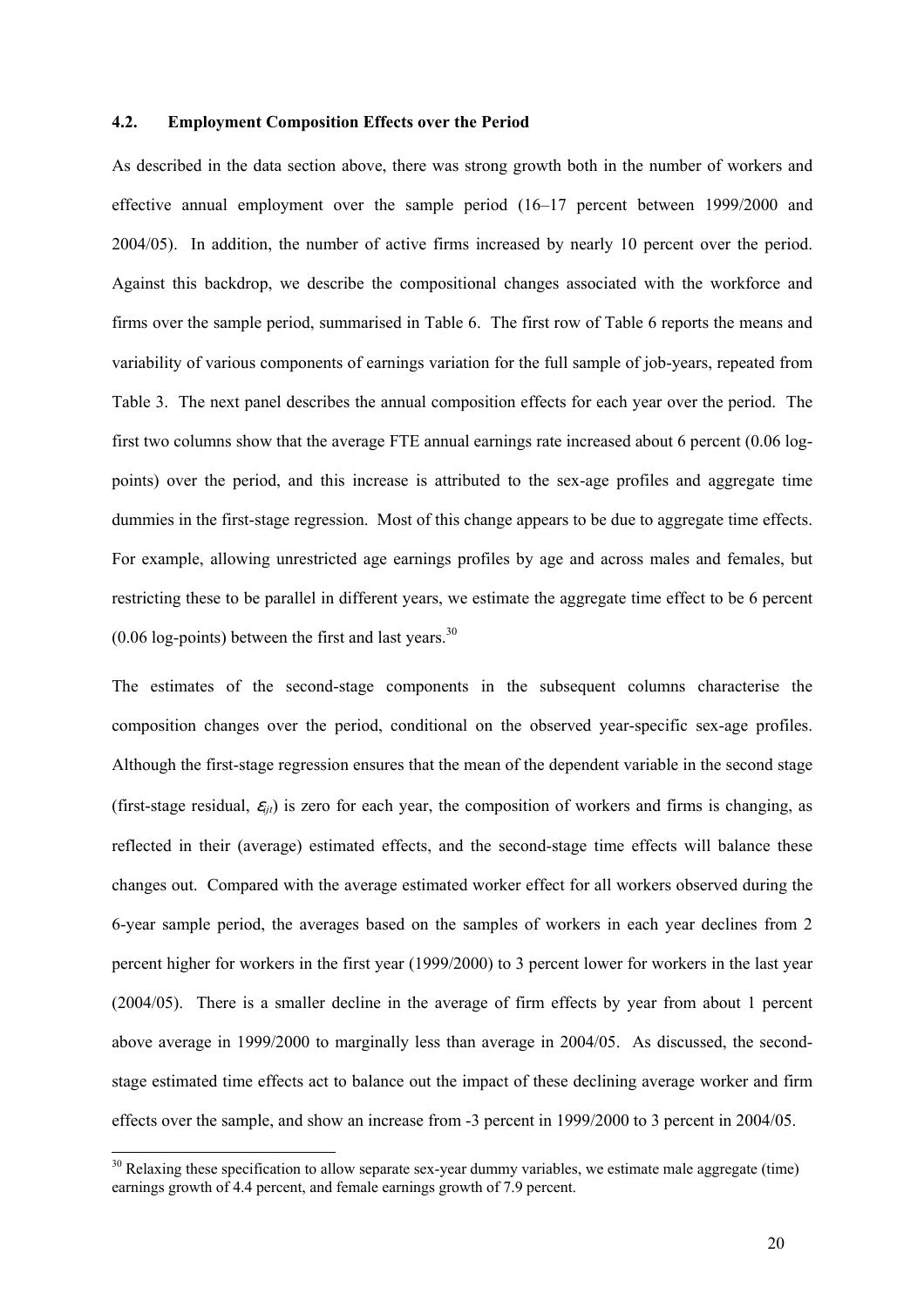### 4.2. Employment Composition Effects over the Period

As described in the data section above, there was strong growth both in the number of workers and effective annual employment over the sample period (16–17 percent between 1999/2000 and 2004/05). In addition, the number of active firms increased by nearly 10 percent over the period. Against this backdrop, we describe the compositional changes associated with the workforce and firms over the sample period, summarised in Table 6. The first row of Table 6 reports the means and variability of various components of earnings variation for the full sample of job-years, repeated from Table 3. The next panel describes the annual composition effects for each year over the period. The first two columns show that the average FTE annual earnings rate increased about 6 percent (0.06 log-points) over the period, and this increase is attributed to the sex-age profiles and aggregate time dummies in the first-stage regression. Most of this change appears to be due to aggregate time effects. For example, allowing unrestricted age earnings profiles by age and across males and females, but restricting these to be parallel in different years, we estimate the aggregate time effect to be 6 percent (0.06 log-points) between the first and last years.[30]

The estimates of the second-stage components in the subsequent columns characterise the composition changes over the period, conditional on the observed year-specific sex-age profiles. Although the first-stage regression ensures that the mean of the dependent variable in the second stage (first-stage residual, $\varepsilon_{ijt}$) is zero for each year, the composition of workers and firms is changing, as reflected in their (average) estimated effects, and the second-stage time effects will balance these changes out. Compared with the average estimated worker effect for all workers observed during the 6-year sample period, the averages based on the samples of workers in each year declines from 2 percent higher for workers in the first year (1999/2000) to 3 percent lower for workers in the last year (2004/05). There is a smaller decline in the average of firm effects by year from about 1 percent above average in 1999/2000 to marginally less than average in 2004/05. As discussed, the second-stage estimated time effects act to balance out the impact of these declining average worker and firm effects over the sample, and show an increase from -3 percent in 1999/2000 to 3 percent in 2004/05.

[30] Relaxing these specification to allow separate sex-year dummy variables, we estimate male aggregate (time) earnings growth of 4.4 percent, and female earnings growth of 7.9 percent.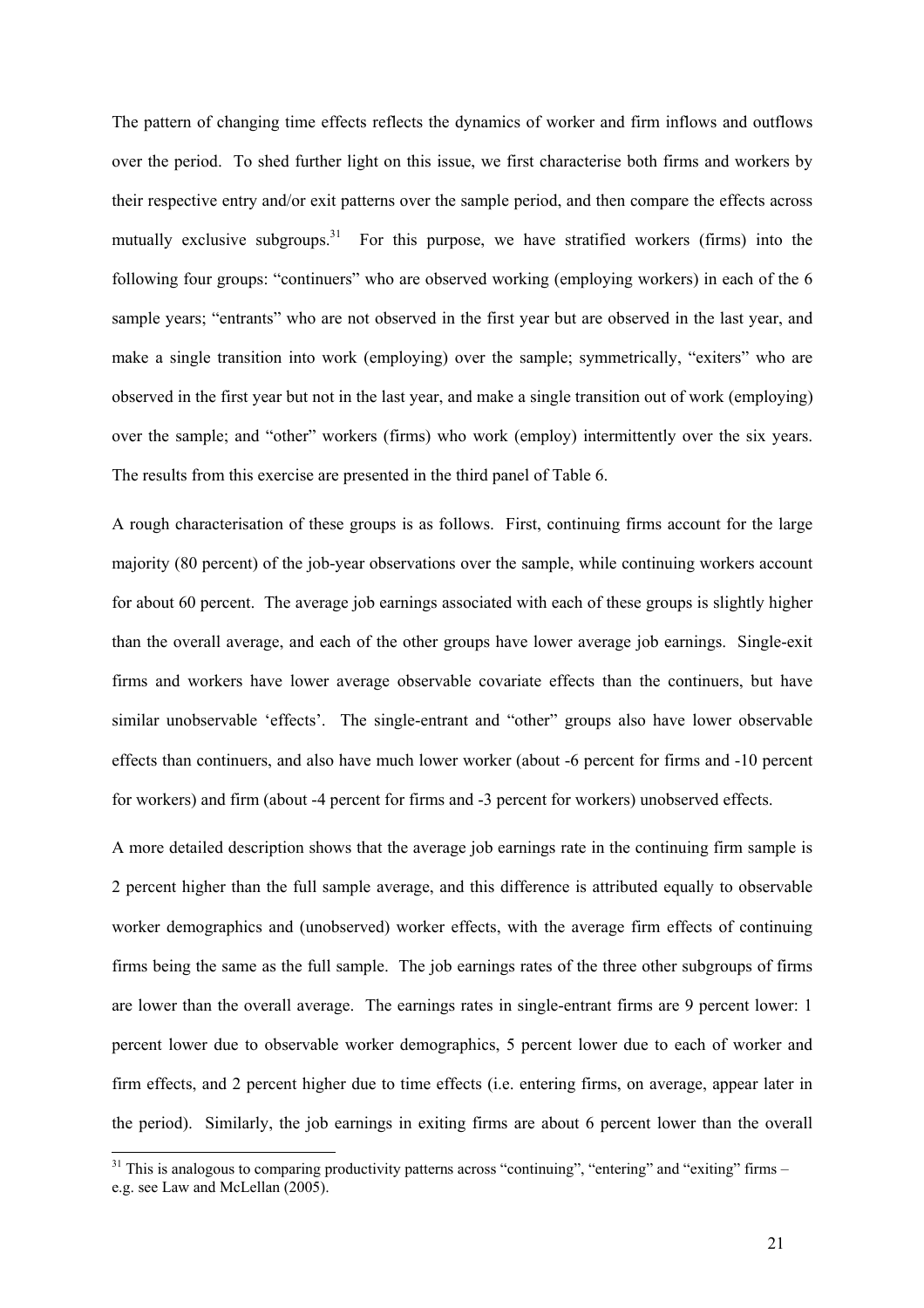The pattern of changing time effects reflects the dynamics of worker and firm inflows and outflows over the period. To shed further light on this issue, we first characterise both firms and workers by their respective entry and/or exit patterns over the sample period, and then compare the effects across mutually exclusive subgroups.[31] For this purpose, we have stratified workers (firms) into the following four groups: "continuers" who are observed working (employing workers) in each of the 6 sample years; "entrants" who are not observed in the first year but are observed in the last year, and make a single transition into work (employing) over the sample; symmetrically, "exiters" who are observed in the first year but not in the last year, and make a single transition out of work (employing) over the sample; and "other" workers (firms) who work (employ) intermittently over the six years. The results from this exercise are presented in the third panel of Table 6.

A rough characterisation of these groups is as follows. First, continuing firms account for the large majority (80 percent) of the job-year observations over the sample, while continuing workers account for about 60 percent. The average job earnings associated with each of these groups is slightly higher than the overall average, and each of the other groups have lower average job earnings. Single-exit firms and workers have lower average observable covariate effects than the continuers, but have similar unobservable 'effects'. The single-entrant and "other" groups also have lower observable effects than continuers, and also have much lower worker (about -6 percent for firms and -10 percent for workers) and firm (about -4 percent for firms and -3 percent for workers) unobserved effects.

A more detailed description shows that the average job earnings rate in the continuing firm sample is 2 percent higher than the full sample average, and this difference is attributed equally to observable worker demographics and (unobserved) worker effects, with the average firm effects of continuing firms being the same as the full sample. The job earnings rates of the three other subgroups of firms are lower than the overall average. The earnings rates in single-entrant firms are 9 percent lower: 1 percent lower due to observable worker demographics, 5 percent lower due to each of worker and firm effects, and 2 percent higher due to time effects (i.e. entering firms, on average, appear later in the period). Similarly, the job earnings in exiting firms are about 6 percent lower than the overall

[31] This is analogous to comparing productivity patterns across "continuing", "entering" and "exiting" firms – e.g. see Law and McLellan (2005).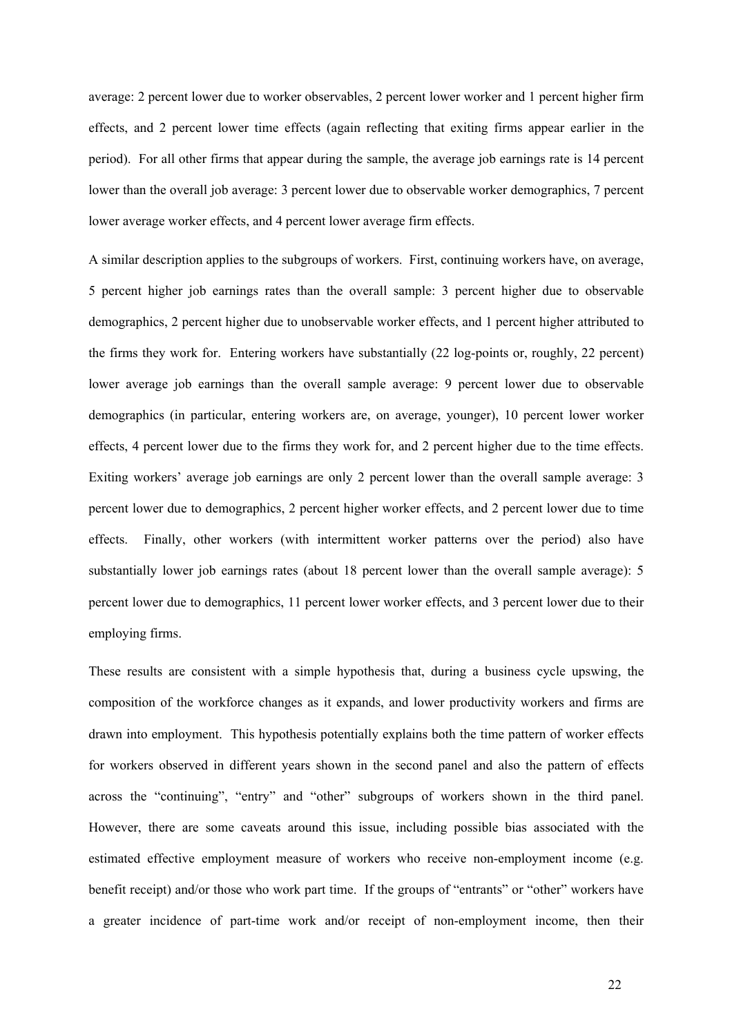average: 2 percent lower due to worker observables, 2 percent lower worker and 1 percent higher firm effects, and 2 percent lower time effects (again reflecting that exiting firms appear earlier in the period). For all other firms that appear during the sample, the average job earnings rate is 14 percent lower than the overall job average: 3 percent lower due to observable worker demographics, 7 percent lower average worker effects, and 4 percent lower average firm effects.

A similar description applies to the subgroups of workers. First, continuing workers have, on average, 5 percent higher job earnings rates than the overall sample: 3 percent higher due to observable demographics, 2 percent higher due to unobservable worker effects, and 1 percent higher attributed to the firms they work for. Entering workers have substantially (22 log-points or, roughly, 22 percent) lower average job earnings than the overall sample average: 9 percent lower due to observable demographics (in particular, entering workers are, on average, younger), 10 percent lower worker effects, 4 percent lower due to the firms they work for, and 2 percent higher due to the time effects. Exiting workers' average job earnings are only 2 percent lower than the overall sample average: 3 percent lower due to demographics, 2 percent higher worker effects, and 2 percent lower due to time effects. Finally, other workers (with intermittent worker patterns over the period) also have substantially lower job earnings rates (about 18 percent lower than the overall sample average): 5 percent lower due to demographics, 11 percent lower worker effects, and 3 percent lower due to their employing firms.

These results are consistent with a simple hypothesis that, during a business cycle upswing, the composition of the workforce changes as it expands, and lower productivity workers and firms are drawn into employment. This hypothesis potentially explains both the time pattern of worker effects for workers observed in different years shown in the second panel and also the pattern of effects across the "continuing", "entry" and "other" subgroups of workers shown in the third panel. However, there are some caveats around this issue, including possible bias associated with the estimated effective employment measure of workers who receive non-employment income (e.g. benefit receipt) and/or those who work part time. If the groups of "entrants" or "other" workers have a greater incidence of part-time work and/or receipt of non-employment income, then their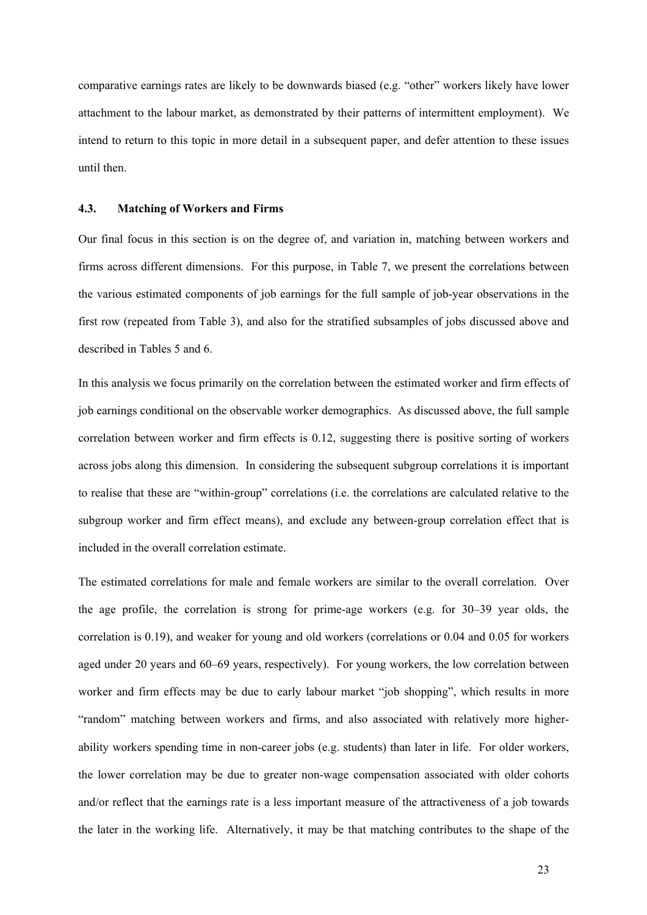comparative earnings rates are likely to be downwards biased (e.g. "other" workers likely have lower attachment to the labour market, as demonstrated by their patterns of intermittent employment). We intend to return to this topic in more detail in a subsequent paper, and defer attention to these issues until then.

### 4.3. Matching of Workers and Firms

Our final focus in this section is on the degree of, and variation in, matching between workers and firms across different dimensions. For this purpose, in Table 7, we present the correlations between the various estimated components of job earnings for the full sample of job-year observations in the first row (repeated from Table 3), and also for the stratified subsamples of jobs discussed above and described in Tables 5 and 6.

In this analysis we focus primarily on the correlation between the estimated worker and firm effects of job earnings conditional on the observable worker demographics. As discussed above, the full sample correlation between worker and firm effects is 0.12, suggesting there is positive sorting of workers across jobs along this dimension. In considering the subsequent subgroup correlations it is important to realise that these are "within-group" correlations (i.e. the correlations are calculated relative to the subgroup worker and firm effect means), and exclude any between-group correlation effect that is included in the overall correlation estimate.

The estimated correlations for male and female workers are similar to the overall correlation. Over the age profile, the correlation is strong for prime-age workers (e.g. for 30–39 year olds, the correlation is 0.19), and weaker for young and old workers (correlations or 0.04 and 0.05 for workers aged under 20 years and 60–69 years, respectively). For young workers, the low correlation between worker and firm effects may be due to early labour market "job shopping", which results in more "random" matching between workers and firms, and also associated with relatively more higher-ability workers spending time in non-career jobs (e.g. students) than later in life. For older workers, the lower correlation may be due to greater non-wage compensation associated with older cohorts and/or reflect that the earnings rate is a less important measure of the attractiveness of a job towards the later in the working life. Alternatively, it may be that matching contributes to the shape of the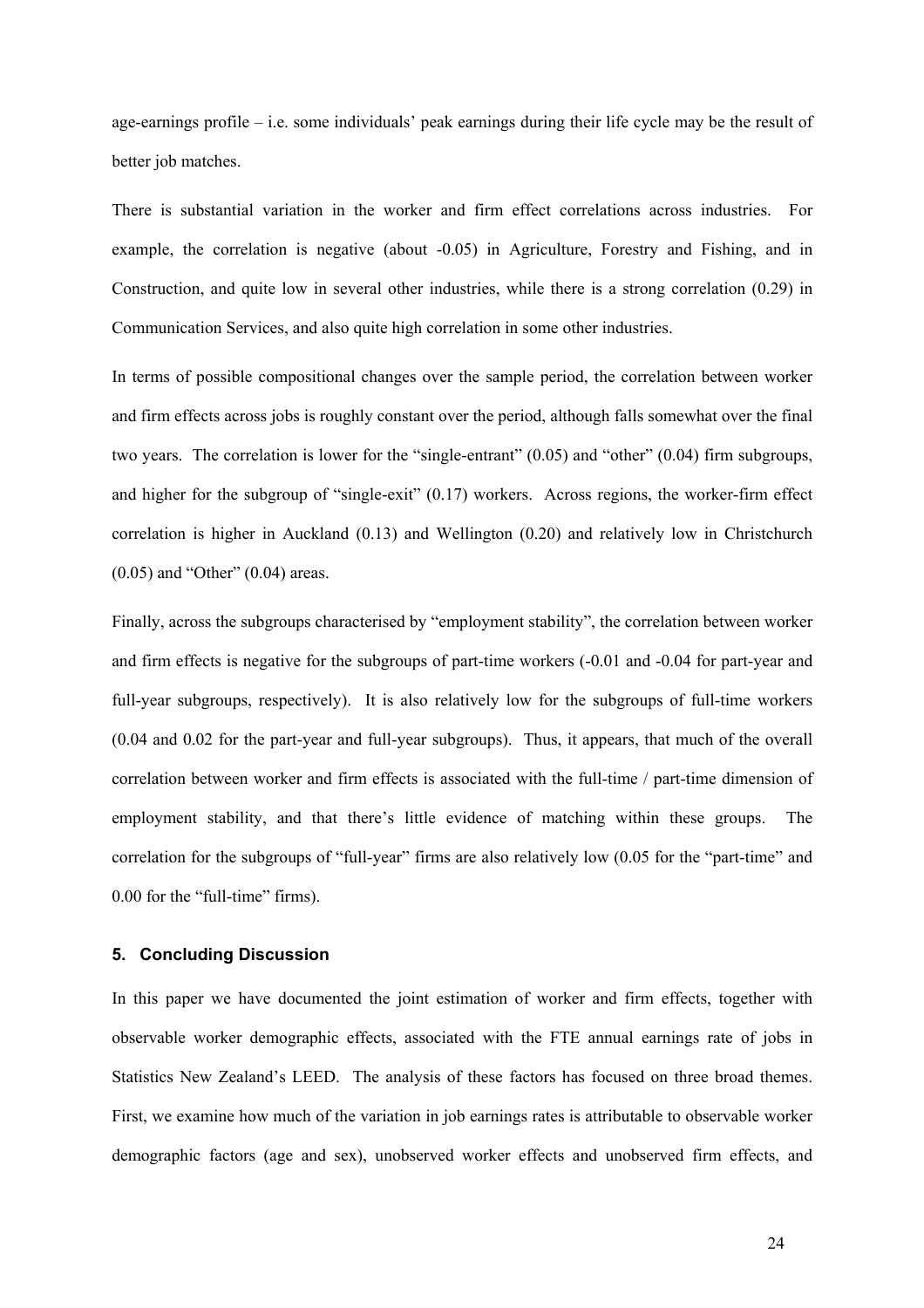age-earnings profile – i.e. some individuals' peak earnings during their life cycle may be the result of better job matches.

There is substantial variation in the worker and firm effect correlations across industries. For example, the correlation is negative (about -0.05) in Agriculture, Forestry and Fishing, and in Construction, and quite low in several other industries, while there is a strong correlation (0.29) in Communication Services, and also quite high correlation in some other industries.

In terms of possible compositional changes over the sample period, the correlation between worker and firm effects across jobs is roughly constant over the period, although falls somewhat over the final two years. The correlation is lower for the "single-entrant" (0.05) and "other" (0.04) firm subgroups, and higher for the subgroup of "single-exit" (0.17) workers. Across regions, the worker-firm effect correlation is higher in Auckland (0.13) and Wellington (0.20) and relatively low in Christchurch (0.05) and "Other" (0.04) areas.

Finally, across the subgroups characterised by "employment stability", the correlation between worker and firm effects is negative for the subgroups of part-time workers (-0.01 and -0.04 for part-year and full-year subgroups, respectively). It is also relatively low for the subgroups of full-time workers (0.04 and 0.02 for the part-year and full-year subgroups). Thus, it appears, that much of the overall correlation between worker and firm effects is associated with the full-time / part-time dimension of employment stability, and that there's little evidence of matching within these groups. The correlation for the subgroups of "full-year" firms are also relatively low (0.05 for the "part-time" and 0.00 for the "full-time" firms).

## 5. Concluding Discussion

In this paper we have documented the joint estimation of worker and firm effects, together with observable worker demographic effects, associated with the FTE annual earnings rate of jobs in Statistics New Zealand's LEED. The analysis of these factors has focused on three broad themes. First, we examine how much of the variation in job earnings rates is attributable to observable worker demographic factors (age and sex), unobserved worker effects and unobserved firm effects, and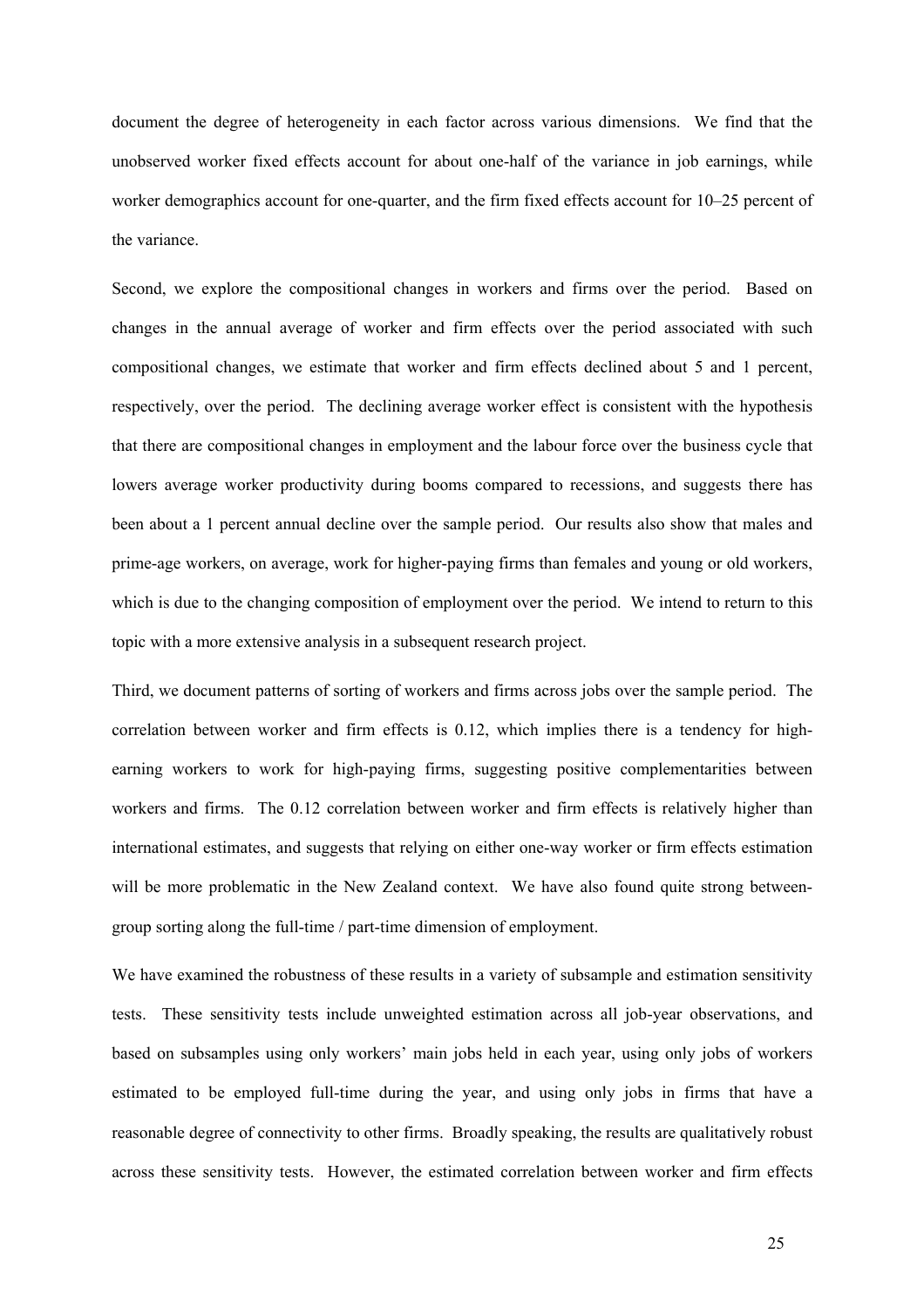document the degree of heterogeneity in each factor across various dimensions. We find that the unobserved worker fixed effects account for about one-half of the variance in job earnings, while worker demographics account for one-quarter, and the firm fixed effects account for 10–25 percent of the variance.

Second, we explore the compositional changes in workers and firms over the period. Based on changes in the annual average of worker and firm effects over the period associated with such compositional changes, we estimate that worker and firm effects declined about 5 and 1 percent, respectively, over the period. The declining average worker effect is consistent with the hypothesis that there are compositional changes in employment and the labour force over the business cycle that lowers average worker productivity during booms compared to recessions, and suggests there has been about a 1 percent annual decline over the sample period. Our results also show that males and prime-age workers, on average, work for higher-paying firms than females and young or old workers, which is due to the changing composition of employment over the period. We intend to return to this topic with a more extensive analysis in a subsequent research project.

Third, we document patterns of sorting of workers and firms across jobs over the sample period. The correlation between worker and firm effects is 0.12, which implies there is a tendency for high-earning workers to work for high-paying firms, suggesting positive complementarities between workers and firms. The 0.12 correlation between worker and firm effects is relatively higher than international estimates, and suggests that relying on either one-way worker or firm effects estimation will be more problematic in the New Zealand context. We have also found quite strong between-group sorting along the full-time / part-time dimension of employment.

We have examined the robustness of these results in a variety of subsample and estimation sensitivity tests. These sensitivity tests include unweighted estimation across all job-year observations, and based on subsamples using only workers' main jobs held in each year, using only jobs of workers estimated to be employed full-time during the year, and using only jobs in firms that have a reasonable degree of connectivity to other firms. Broadly speaking, the results are qualitatively robust across these sensitivity tests. However, the estimated correlation between worker and firm effects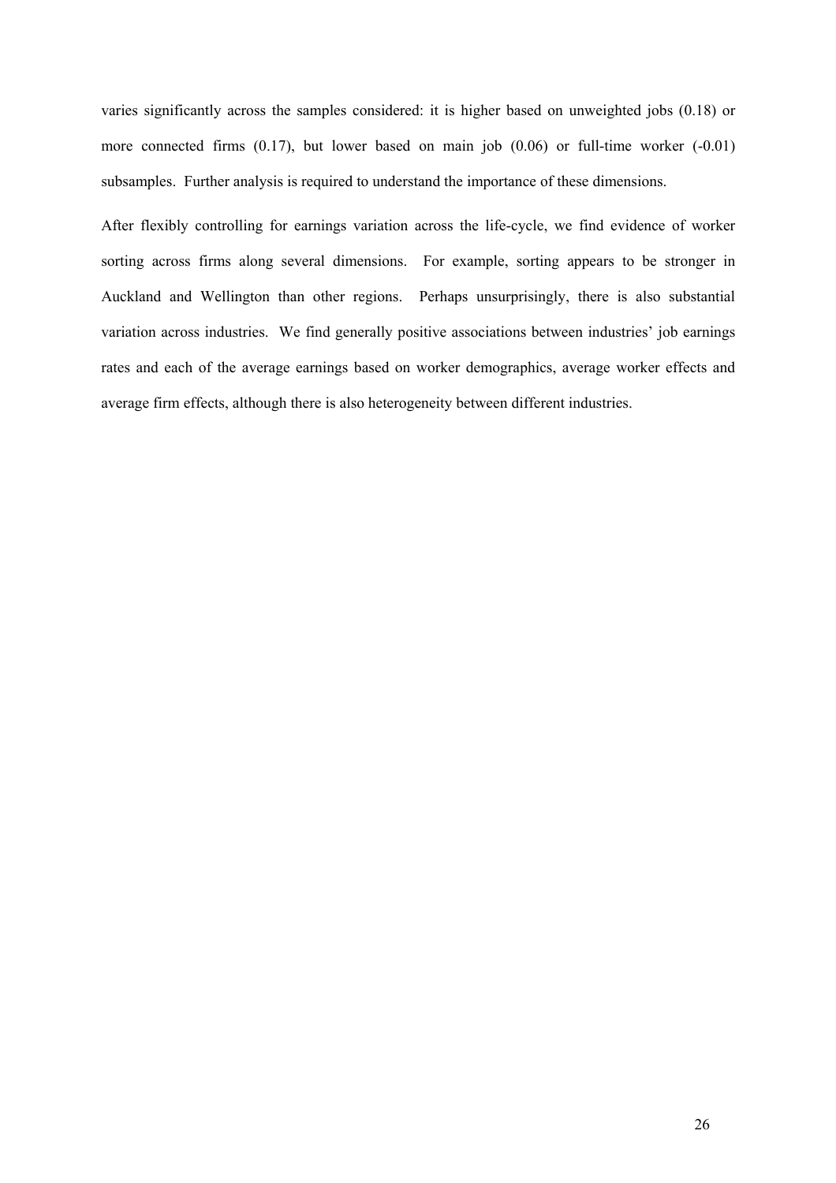varies significantly across the samples considered: it is higher based on unweighted jobs (0.18) or more connected firms (0.17), but lower based on main job (0.06) or full-time worker (-0.01) subsamples. Further analysis is required to understand the importance of these dimensions.

After flexibly controlling for earnings variation across the life-cycle, we find evidence of worker sorting across firms along several dimensions. For example, sorting appears to be stronger in Auckland and Wellington than other regions. Perhaps unsurprisingly, there is also substantial variation across industries. We find generally positive associations between industries' job earnings rates and each of the average earnings based on worker demographics, average worker effects and average firm effects, although there is also heterogeneity between different industries.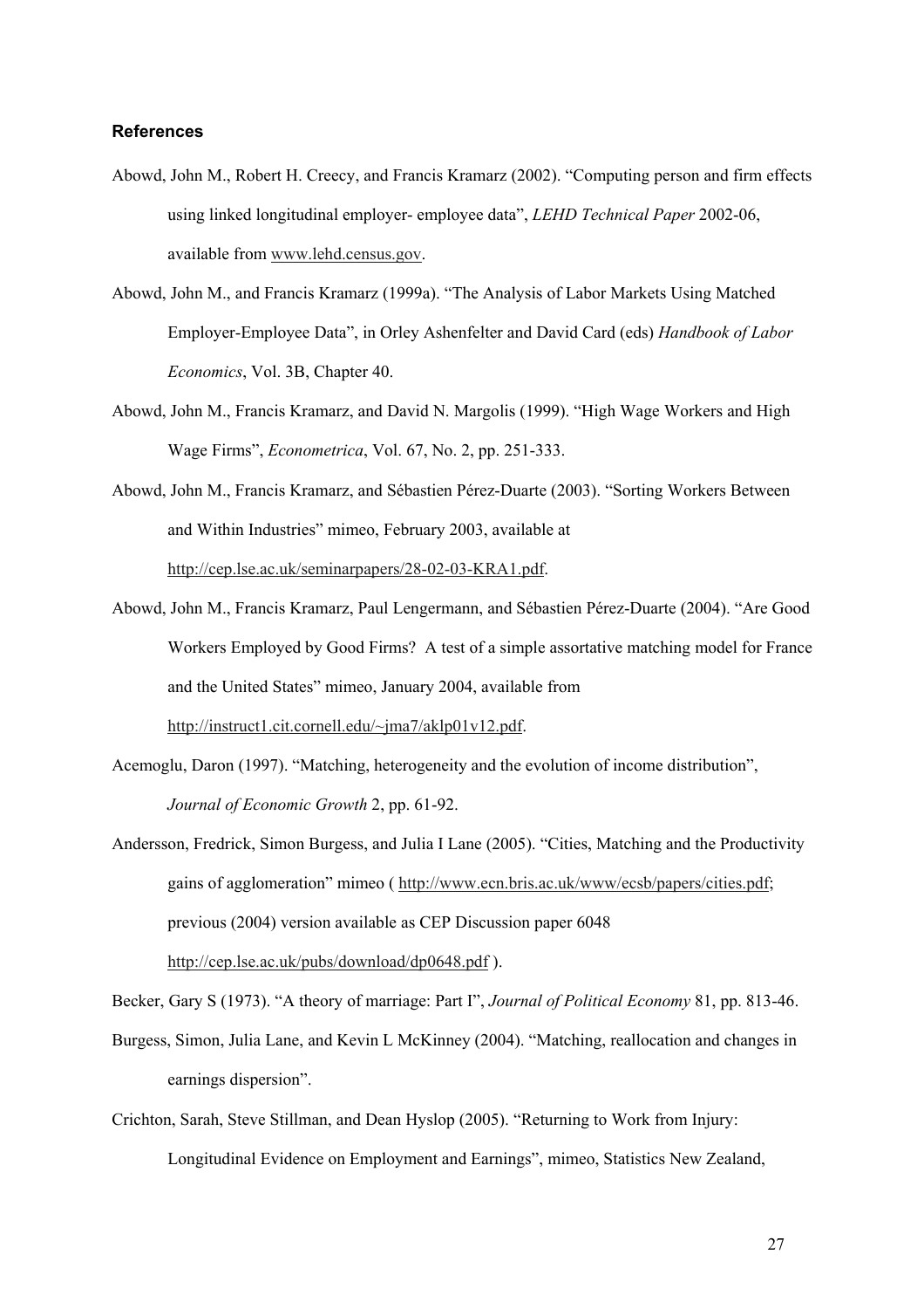### References

Abowd, John M., Robert H. Creecy, and Francis Kramarz (2002). "Computing person and firm effects using linked longitudinal employer- employee data", *LEHD Technical Paper* 2002-06, available from www.lehd.census.gov.

Abowd, John M., and Francis Kramarz (1999a). "The Analysis of Labor Markets Using Matched Employer-Employee Data", in Orley Ashenfelter and David Card (eds) *Handbook of Labor Economics*, Vol. 3B, Chapter 40.

Abowd, John M., Francis Kramarz, and David N. Margolis (1999). "High Wage Workers and High Wage Firms", *Econometrica*, Vol. 67, No. 2, pp. 251-333.

Abowd, John M., Francis Kramarz, and Sébastien Pérez-Duarte (2003). "Sorting Workers Between and Within Industries" mimeo, February 2003, available at http://cep.lse.ac.uk/seminarpapers/28-02-03-KRA1.pdf.

Abowd, John M., Francis Kramarz, Paul Lengermann, and Sébastien Pérez-Duarte (2004). "Are Good Workers Employed by Good Firms? A test of a simple assortative matching model for France and the United States" mimeo, January 2004, available from http://instruct1.cit.cornell.edu/~jma7/aklp01v12.pdf.

Acemoglu, Daron (1997). "Matching, heterogeneity and the evolution of income distribution", *Journal of Economic Growth* 2, pp. 61-92.

Andersson, Fredrick, Simon Burgess, and Julia I Lane (2005). "Cities, Matching and the Productivity gains of agglomeration" mimeo ( http://www.ecn.bris.ac.uk/www/ecsb/papers/cities.pdf; previous (2004) version available as CEP Discussion paper 6048 http://cep.lse.ac.uk/pubs/download/dp0648.pdf ).

Becker, Gary S (1973). "A theory of marriage: Part I", *Journal of Political Economy* 81, pp. 813-46.

Burgess, Simon, Julia Lane, and Kevin L McKinney (2004). "Matching, reallocation and changes in earnings dispersion".

Crichton, Sarah, Steve Stillman, and Dean Hyslop (2005). "Returning to Work from Injury: Longitudinal Evidence on Employment and Earnings", mimeo, Statistics New Zealand,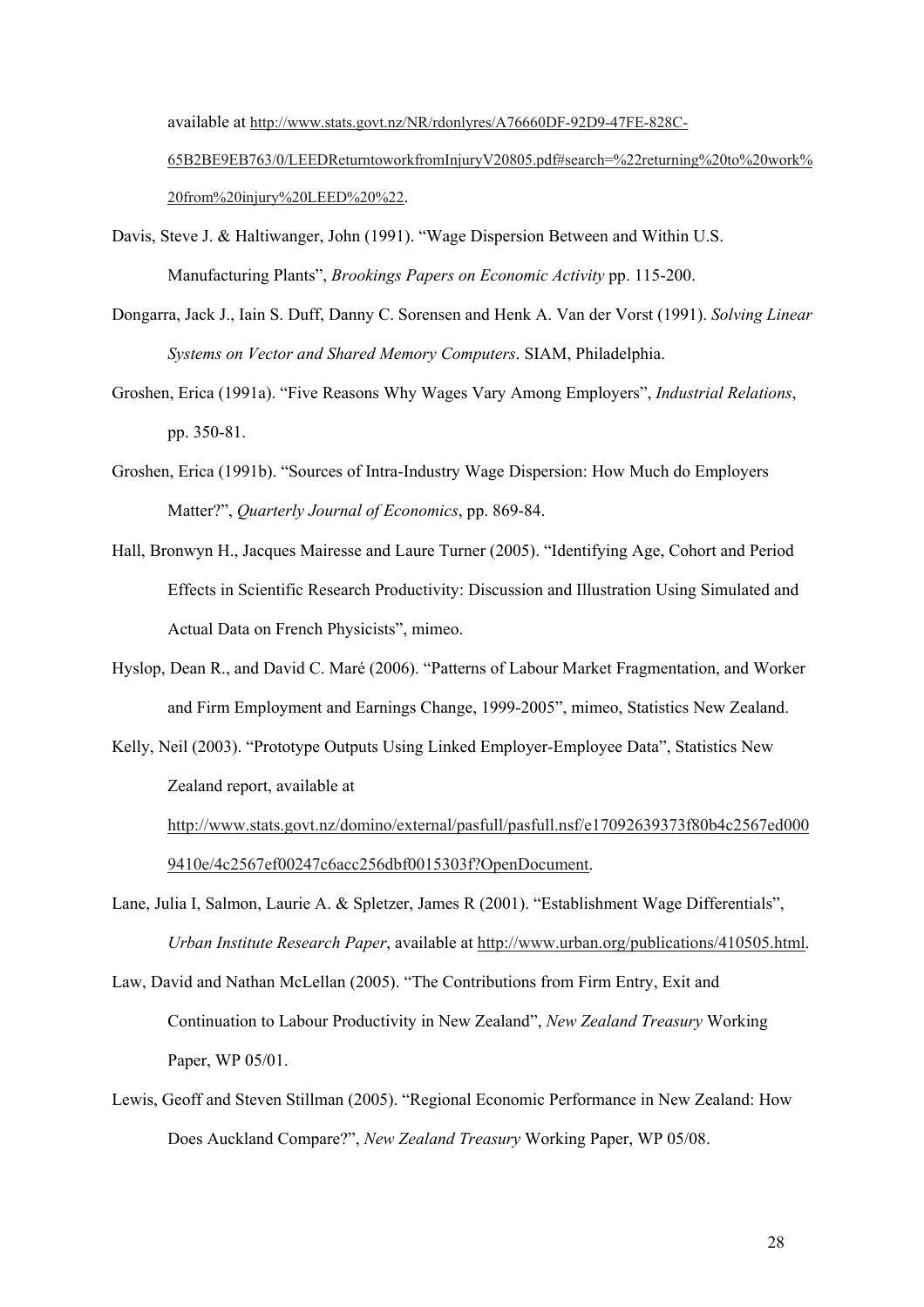available at http://www.stats.govt.nz/NR/rdonlyres/A76660DF-92D9-47FE-828C-65B2BE9EB763/0/LEEDReturntoworkfromInjuryV20805.pdf#search=%22returning%20to%20work%20from%20injury%20LEED%20%22.

Davis, Steve J. & Haltiwanger, John (1991). "Wage Dispersion Between and Within U.S. Manufacturing Plants", *Brookings Papers on Economic Activity* pp. 115-200.

Dongarra, Jack J., Iain S. Duff, Danny C. Sorensen and Henk A. Van der Vorst (1991). *Solving Linear Systems on Vector and Shared Memory Computers*. SIAM, Philadelphia.

Groshen, Erica (1991a). "Five Reasons Why Wages Vary Among Employers", *Industrial Relations*, pp. 350-81.

Groshen, Erica (1991b). "Sources of Intra-Industry Wage Dispersion: How Much do Employers Matter?", *Quarterly Journal of Economics*, pp. 869-84.

Hall, Bronwyn H., Jacques Mairesse and Laure Turner (2005). "Identifying Age, Cohort and Period Effects in Scientific Research Productivity: Discussion and Illustration Using Simulated and Actual Data on French Physicists", mimeo.

Hyslop, Dean R., and David C. Maré (2006). "Patterns of Labour Market Fragmentation, and Worker and Firm Employment and Earnings Change, 1999-2005", mimeo, Statistics New Zealand.

Kelly, Neil (2003). "Prototype Outputs Using Linked Employer-Employee Data", Statistics New Zealand report, available at http://www.stats.govt.nz/domino/external/pasfull/pasfull.nsf/e17092639373f80b4c2567ed0009410e/4c2567ef00247c6acc256dbf0015303f?OpenDocument.

Lane, Julia I, Salmon, Laurie A. & Spletzer, James R (2001). "Establishment Wage Differentials", *Urban Institute Research Paper*, available at http://www.urban.org/publications/410505.html.

Law, David and Nathan McLellan (2005). "The Contributions from Firm Entry, Exit and Continuation to Labour Productivity in New Zealand", *New Zealand Treasury* Working Paper, WP 05/01.

Lewis, Geoff and Steven Stillman (2005). "Regional Economic Performance in New Zealand: How Does Auckland Compare?", *New Zealand Treasury* Working Paper, WP 05/08.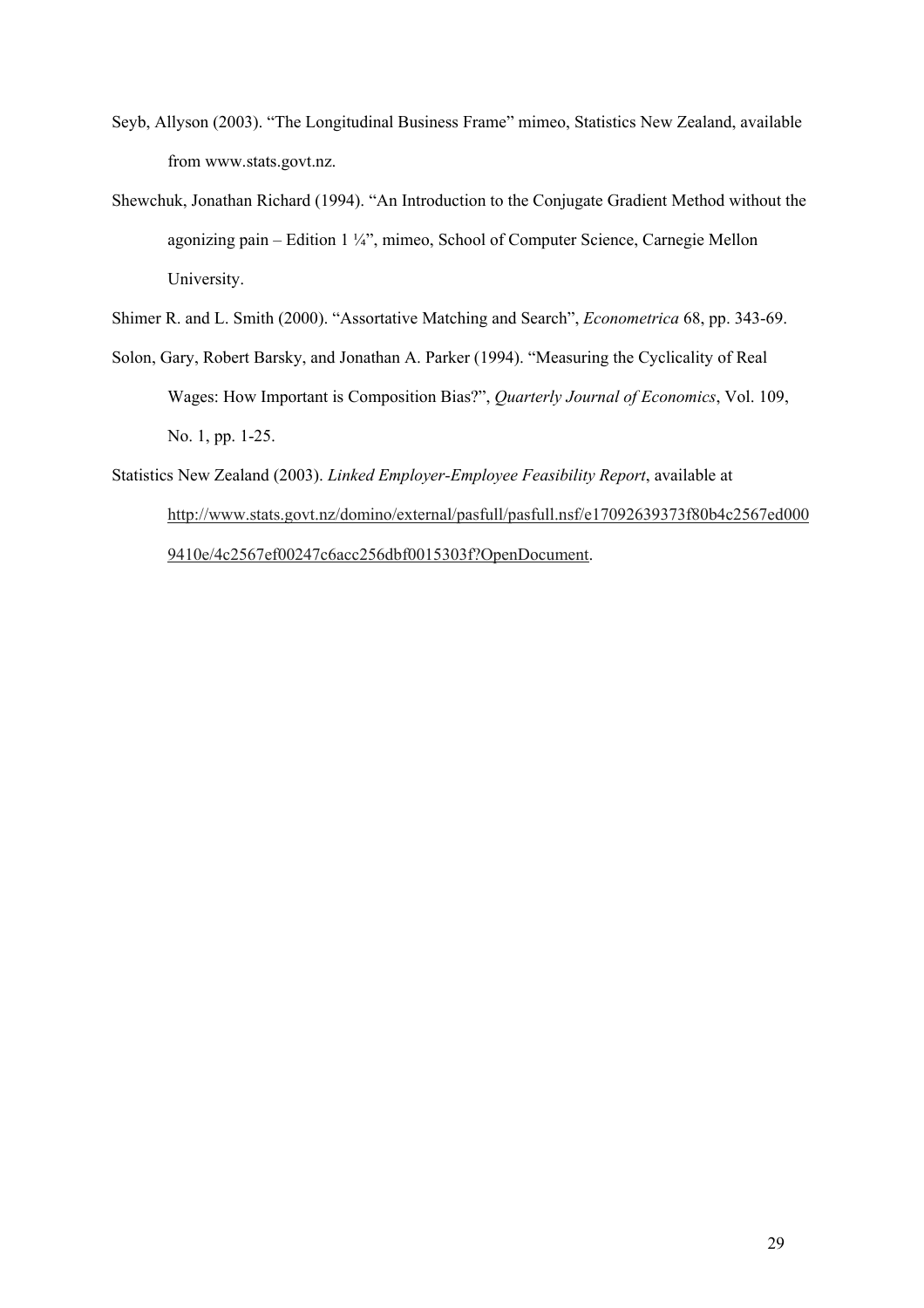Seyb, Allyson (2003). "The Longitudinal Business Frame" mimeo, Statistics New Zealand, available from www.stats.govt.nz.

Shewchuk, Jonathan Richard (1994). "An Introduction to the Conjugate Gradient Method without the agonizing pain – Edition 1 ¼", mimeo, School of Computer Science, Carnegie Mellon University.

Shimer R. and L. Smith (2000). "Assortative Matching and Search", *Econometrica* 68, pp. 343-69.

Solon, Gary, Robert Barsky, and Jonathan A. Parker (1994). "Measuring the Cyclicality of Real Wages: How Important is Composition Bias?", *Quarterly Journal of Economics*, Vol. 109, No. 1, pp. 1-25.

Statistics New Zealand (2003). *Linked Employer-Employee Feasibility Report*, available at http://www.stats.govt.nz/domino/external/pasfull/pasfull.nsf/e17092639373f80b4c2567ed0009410e/4c2567ef00247c6acc256dbf0015303f?OpenDocument.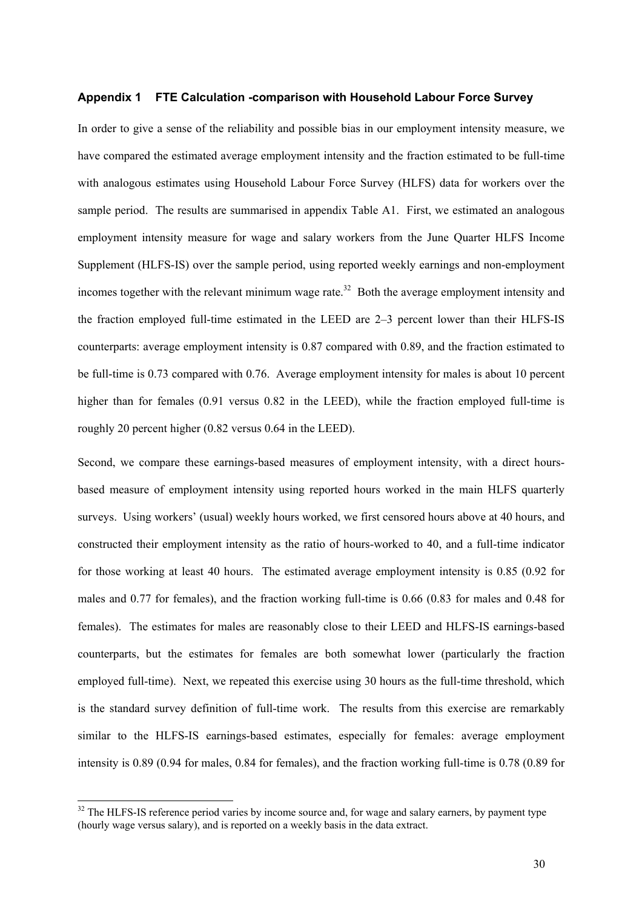## Appendix 1 FTE Calculation -comparison with Household Labour Force Survey

In order to give a sense of the reliability and possible bias in our employment intensity measure, we have compared the estimated average employment intensity and the fraction estimated to be full-time with analogous estimates using Household Labour Force Survey (HLFS) data for workers over the sample period. The results are summarised in appendix Table A1. First, we estimated an analogous employment intensity measure for wage and salary workers from the June Quarter HLFS Income Supplement (HLFS-IS) over the sample period, using reported weekly earnings and non-employment incomes together with the relevant minimum wage rate.[32] Both the average employment intensity and the fraction employed full-time estimated in the LEED are 2–3 percent lower than their HLFS-IS counterparts: average employment intensity is 0.87 compared with 0.89, and the fraction estimated to be full-time is 0.73 compared with 0.76. Average employment intensity for males is about 10 percent higher than for females (0.91 versus 0.82 in the LEED), while the fraction employed full-time is roughly 20 percent higher (0.82 versus 0.64 in the LEED).

Second, we compare these earnings-based measures of employment intensity, with a direct hours-based measure of employment intensity using reported hours worked in the main HLFS quarterly surveys. Using workers' (usual) weekly hours worked, we first censored hours above at 40 hours, and constructed their employment intensity as the ratio of hours-worked to 40, and a full-time indicator for those working at least 40 hours. The estimated average employment intensity is 0.85 (0.92 for males and 0.77 for females), and the fraction working full-time is 0.66 (0.83 for males and 0.48 for females). The estimates for males are reasonably close to their LEED and HLFS-IS earnings-based counterparts, but the estimates for females are both somewhat lower (particularly the fraction employed full-time). Next, we repeated this exercise using 30 hours as the full-time threshold, which is the standard survey definition of full-time work. The results from this exercise are remarkably similar to the HLFS-IS earnings-based estimates, especially for females: average employment intensity is 0.89 (0.94 for males, 0.84 for females), and the fraction working full-time is 0.78 (0.89 for

[32] The HLFS-IS reference period varies by income source and, for wage and salary earners, by payment type (hourly wage versus salary), and is reported on a weekly basis in the data extract.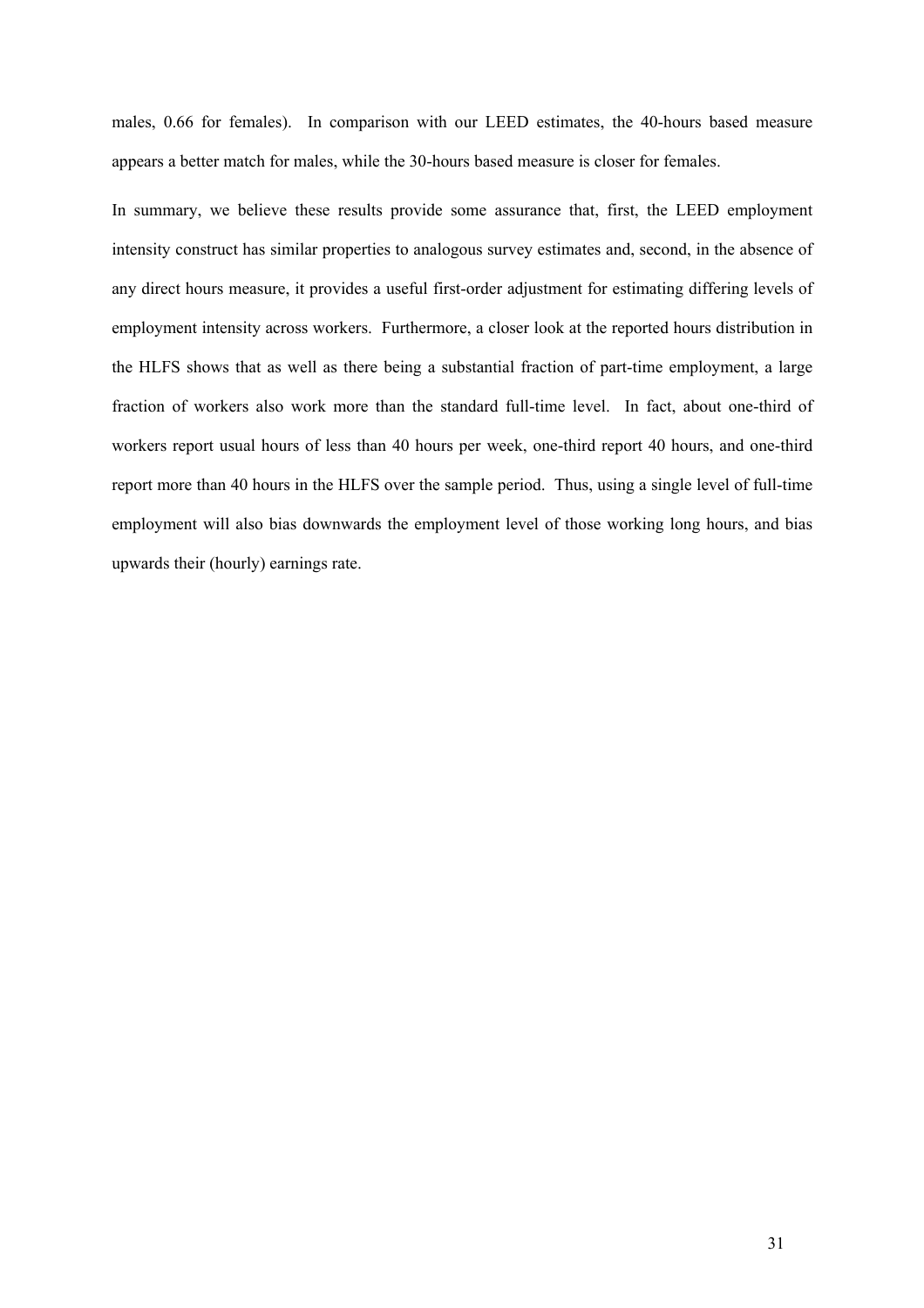males, 0.66 for females). In comparison with our LEED estimates, the 40-hours based measure appears a better match for males, while the 30-hours based measure is closer for females.

In summary, we believe these results provide some assurance that, first, the LEED employment intensity construct has similar properties to analogous survey estimates and, second, in the absence of any direct hours measure, it provides a useful first-order adjustment for estimating differing levels of employment intensity across workers. Furthermore, a closer look at the reported hours distribution in the HLFS shows that as well as there being a substantial fraction of part-time employment, a large fraction of workers also work more than the standard full-time level. In fact, about one-third of workers report usual hours of less than 40 hours per week, one-third report 40 hours, and one-third report more than 40 hours in the HLFS over the sample period. Thus, using a single level of full-time employment will also bias downwards the employment level of those working long hours, and bias upwards their (hourly) earnings rate.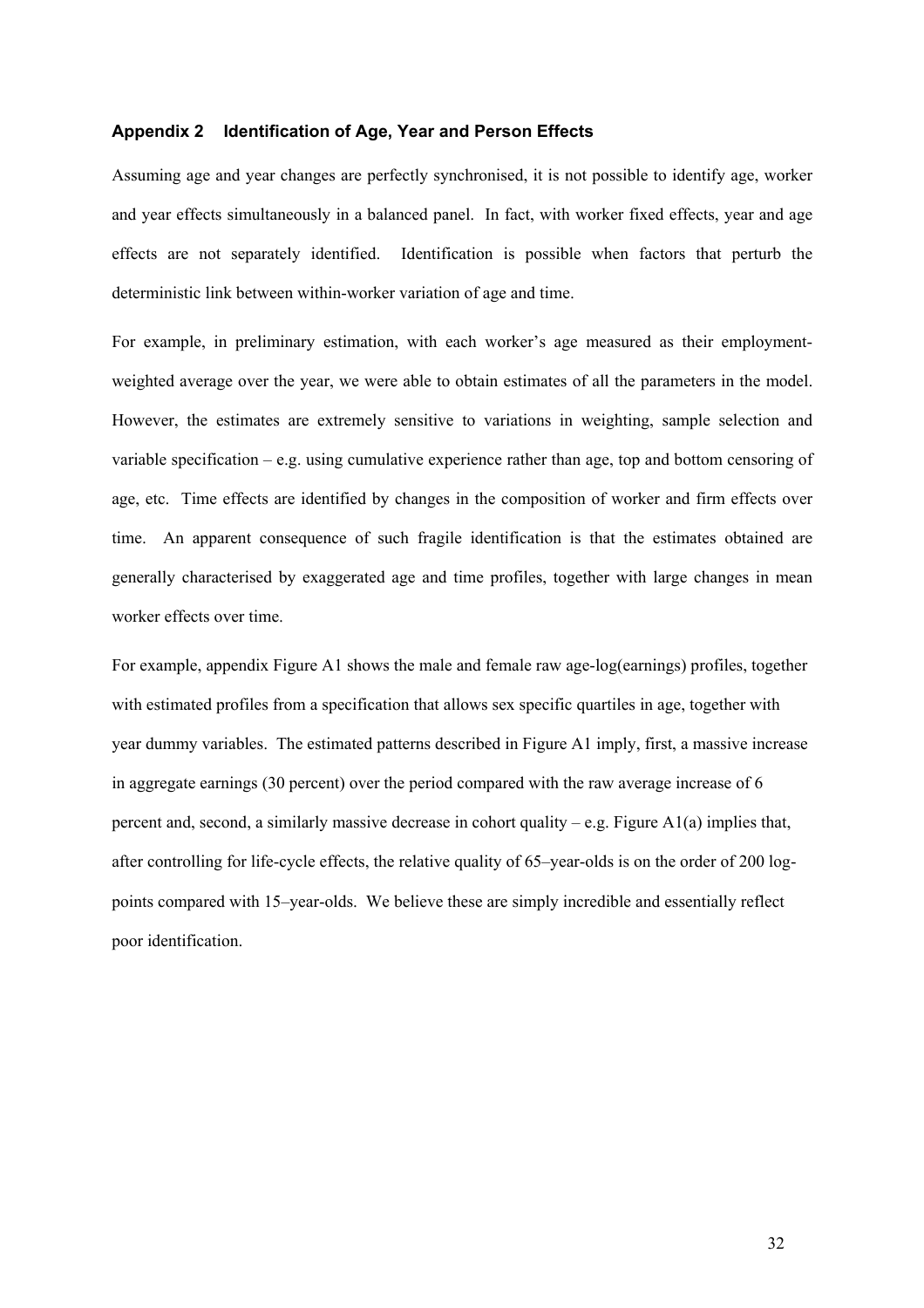## Appendix 2 Identification of Age, Year and Person Effects

Assuming age and year changes are perfectly synchronised, it is not possible to identify age, worker and year effects simultaneously in a balanced panel. In fact, with worker fixed effects, year and age effects are not separately identified. Identification is possible when factors that perturb the deterministic link between within-worker variation of age and time.

For example, in preliminary estimation, with each worker's age measured as their employment-weighted average over the year, we were able to obtain estimates of all the parameters in the model. However, the estimates are extremely sensitive to variations in weighting, sample selection and variable specification – e.g. using cumulative experience rather than age, top and bottom censoring of age, etc. Time effects are identified by changes in the composition of worker and firm effects over time. An apparent consequence of such fragile identification is that the estimates obtained are generally characterised by exaggerated age and time profiles, together with large changes in mean worker effects over time.

For example, appendix Figure A1 shows the male and female raw age-log(earnings) profiles, together with estimated profiles from a specification that allows sex specific quartiles in age, together with year dummy variables. The estimated patterns described in Figure A1 imply, first, a massive increase in aggregate earnings (30 percent) over the period compared with the raw average increase of 6 percent and, second, a similarly massive decrease in cohort quality – e.g. Figure A1(a) implies that, after controlling for life-cycle effects, the relative quality of 65–year-olds is on the order of 200 log-points compared with 15–year-olds. We believe these are simply incredible and essentially reflect poor identification.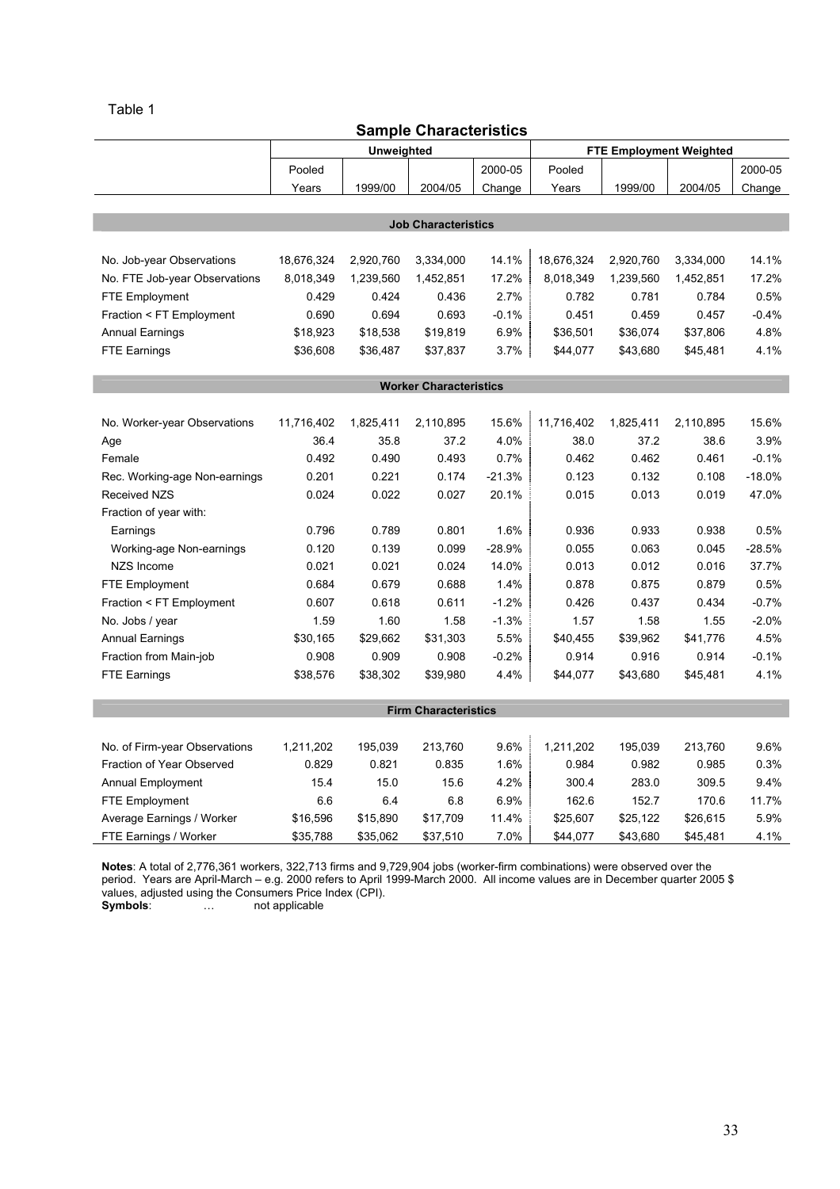Table 1

## Sample Characteristics

| | Unweighted | | | | FTE Employment Weighted | | | |
|---|---|---|---|---|---|---|---|---|
| | Pooled Years | 1999/00 | 2004/05 | 2000-05 Change | Pooled Years | 1999/00 | 2004/05 | 2000-05 Change |
| **Job Characteristics** | | | | | | | | |
| No. Job-year Observations | 18,676,324 | 2,920,760 | 3,334,000 | 14.1% | 18,676,324 | 2,920,760 | 3,334,000 | 14.1% |
| No. FTE Job-year Observations | 8,018,349 | 1,239,560 | 1,452,851 | 17.2% | 8,018,349 | 1,239,560 | 1,452,851 | 17.2% |
| FTE Employment | 0.429 | 0.424 | 0.436 | 2.7% | 0.782 | 0.781 | 0.784 | 0.5% |
| Fraction < FT Employment | 0.690 | 0.694 | 0.693 | -0.1% | 0.451 | 0.459 | 0.457 | -0.4% |
| Annual Earnings | $18,923 | $18,538 | $19,819 | 6.9% | $36,501 | $36,074 | $37,806 | 4.8% |
| FTE Earnings | $36,608 | $36,487 | $37,837 | 3.7% | $44,077 | $43,680 | $45,481 | 4.1% |
| **Worker Characteristics** | | | | | | | | |
| No. Worker-year Observations | 11,716,402 | 1,825,411 | 2,110,895 | 15.6% | 11,716,402 | 1,825,411 | 2,110,895 | 15.6% |
| Age | 36.4 | 35.8 | 37.2 | 4.0% | 38.0 | 37.2 | 38.6 | 3.9% |
| Female | 0.492 | 0.490 | 0.493 | 0.7% | 0.462 | 0.462 | 0.461 | -0.1% |
| Rec. Working-age Non-earnings | 0.201 | 0.221 | 0.174 | -21.3% | 0.123 | 0.132 | 0.108 | -18.0% |
| Received NZS | 0.024 | 0.022 | 0.027 | 20.1% | 0.015 | 0.013 | 0.019 | 47.0% |
| Fraction of year with: | | | | | | | | |
| Earnings | 0.796 | 0.789 | 0.801 | 1.6% | 0.936 | 0.933 | 0.938 | 0.5% |
| Working-age Non-earnings | 0.120 | 0.139 | 0.099 | -28.9% | 0.055 | 0.063 | 0.045 | -28.5% |
| NZS Income | 0.021 | 0.021 | 0.024 | 14.0% | 0.013 | 0.012 | 0.016 | 37.7% |
| FTE Employment | 0.684 | 0.679 | 0.688 | 1.4% | 0.878 | 0.875 | 0.879 | 0.5% |
| Fraction < FT Employment | 0.607 | 0.618 | 0.611 | -1.2% | 0.426 | 0.437 | 0.434 | -0.7% |
| No. Jobs / year | 1.59 | 1.60 | 1.58 | -1.3% | 1.57 | 1.58 | 1.55 | -2.0% |
| Annual Earnings | $30,165 | $29,662 | $31,303 | 5.5% | $40,455 | $39,962 | $41,776 | 4.5% |
| Fraction from Main-job | 0.908 | 0.909 | 0.908 | -0.2% | 0.914 | 0.916 | 0.914 | -0.1% |
| FTE Earnings | $38,576 | $38,302 | $39,980 | 4.4% | $44,077 | $43,680 | $45,481 | 4.1% |
| **Firm Characteristics** | | | | | | | | |
| No. of Firm-year Observations | 1,211,202 | 195,039 | 213,760 | 9.6% | 1,211,202 | 195,039 | 213,760 | 9.6% |
| Fraction of Year Observed | 0.829 | 0.821 | 0.835 | 1.6% | 0.984 | 0.982 | 0.985 | 0.3% |
| Annual Employment | 15.4 | 15.0 | 15.6 | 4.2% | 300.4 | 283.0 | 309.5 | 9.4% |
| FTE Employment | 6.6 | 6.4 | 6.8 | 6.9% | 162.6 | 152.7 | 170.6 | 11.7% |
| Average Earnings / Worker | $16,596 | $15,890 | $17,709 | 11.4% | $25,607 | $25,122 | $26,615 | 5.9% |
| FTE Earnings / Worker | $35,788 | $35,062 | $37,510 | 7.0% | $44,077 | $43,680 | $45,481 | 4.1% |

**Notes**: A total of 2,776,361 workers, 322,713 firms and 9,729,904 jobs (worker-firm combinations) were observed over the period. Years are April-March – e.g. 2000 refers to April 1999-March 2000. All income values are in December quarter 2005 $ values, adjusted using the Consumers Price Index (CPI).

**Symbols**: … not applicable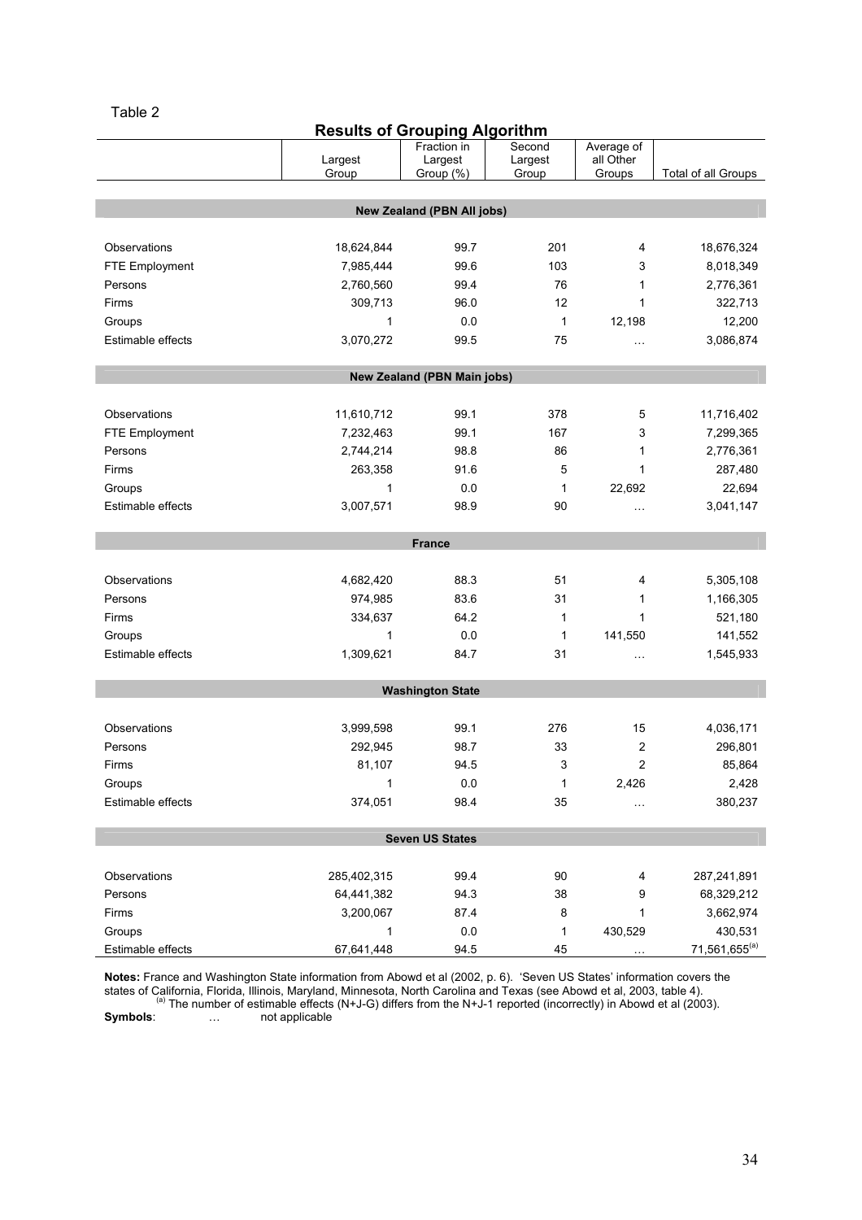Table 2

**Results of Grouping Algorithm**

| | Largest Group | Fraction in Largest Group (%) | Second Largest Group | Average of all Other Groups | Total of all Groups |
|---|---|---|---|---|---|
| **New Zealand (PBN All jobs)** | | | | | |
| Observations | 18,624,844 | 99.7 | 201 | 4 | 18,676,324 |
| FTE Employment | 7,985,444 | 99.6 | 103 | 3 | 8,018,349 |
| Persons | 2,760,560 | 99.4 | 76 | 1 | 2,776,361 |
| Firms | 309,713 | 96.0 | 12 | 1 | 322,713 |
| Groups | 1 | 0.0 | 1 | 12,198 | 12,200 |
| Estimable effects | 3,070,272 | 99.5 | 75 | … | 3,086,874 |
| **New Zealand (PBN Main jobs)** | | | | | |
| Observations | 11,610,712 | 99.1 | 378 | 5 | 11,716,402 |
| FTE Employment | 7,232,463 | 99.1 | 167 | 3 | 7,299,365 |
| Persons | 2,744,214 | 98.8 | 86 | 1 | 2,776,361 |
| Firms | 263,358 | 91.6 | 5 | 1 | 287,480 |
| Groups | 1 | 0.0 | 1 | 22,692 | 22,694 |
| Estimable effects | 3,007,571 | 98.9 | 90 | … | 3,041,147 |
| **France** | | | | | |
| Observations | 4,682,420 | 88.3 | 51 | 4 | 5,305,108 |
| Persons | 974,985 | 83.6 | 31 | 1 | 1,166,305 |
| Firms | 334,637 | 64.2 | 1 | 1 | 521,180 |
| Groups | 1 | 0.0 | 1 | 141,550 | 141,552 |
| Estimable effects | 1,309,621 | 84.7 | 31 | … | 1,545,933 |
| **Washington State** | | | | | |
| Observations | 3,999,598 | 99.1 | 276 | 15 | 4,036,171 |
| Persons | 292,945 | 98.7 | 33 | 2 | 296,801 |
| Firms | 81,107 | 94.5 | 3 | 2 | 85,864 |
| Groups | 1 | 0.0 | 1 | 2,426 | 2,428 |
| Estimable effects | 374,051 | 98.4 | 35 | … | 380,237 |
| **Seven US States** | | | | | |
| Observations | 285,402,315 | 99.4 | 90 | 4 | 287,241,891 |
| Persons | 64,441,382 | 94.3 | 38 | 9 | 68,329,212 |
| Firms | 3,200,067 | 87.4 | 8 | 1 | 3,662,974 |
| Groups | 1 | 0.0 | 1 | 430,529 | 430,531 |
| Estimable effects | 67,641,448 | 94.5 | 45 | … | 71,561,655[a] |

**Notes:** France and Washington State information from Abowd et al (2002, p. 6). 'Seven US States' information covers the states of California, Florida, Illinois, Maryland, Minnesota, North Carolina and Texas (see Abowd et al, 2003, table 4).
[a] The number of estimable effects (N+J-G) differs from the N+J-1 reported (incorrectly) in Abowd et al (2003).

**Symbols**: … not applicable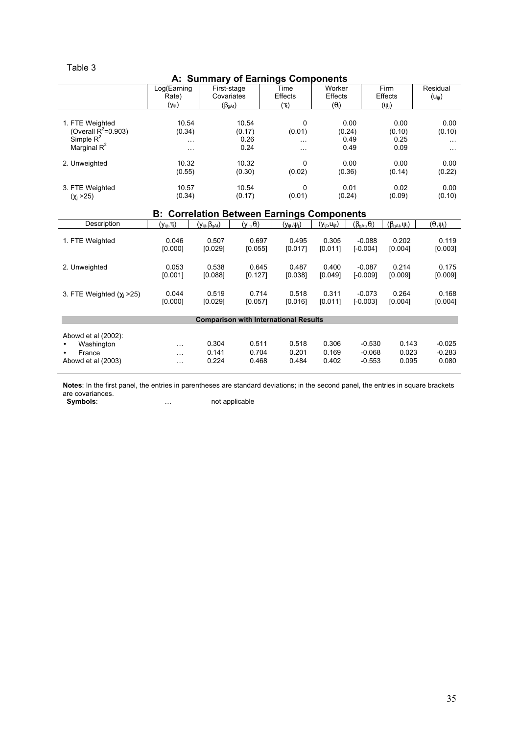Table 3

## A: Summary of Earnings Components

| | Log(Earning Rate) ($y_{ijt}$) | First-stage Covariates ($\beta_{gAt}$) | Time Effects ($\tau_t$) | Worker Effects ($\theta_i$) | Firm Effects ($\psi_j$) | Residual ($u_{ijt}$) |
|---|---|---|---|---|---|---|
| 1. FTE Weighted | 10.54 | 10.54 | 0 | 0.00 | 0.00 | 0.00 |
| (Overall $R^2$=0.903) | (0.34) | (0.17) | (0.01) | (0.24) | (0.10) | (0.10) |
| Simple $R^2$ | … | 0.26 | … | 0.49 | 0.25 | … |
| Marginal $R^2$ | … | 0.24 | … | 0.49 | 0.09 | … |
| 2. Unweighted | 10.32 | 10.32 | 0 | 0.00 | 0.00 | 0.00 |
| | (0.55) | (0.30) | (0.02) | (0.36) | (0.14) | (0.22) |
| 3. FTE Weighted | 10.57 | 10.54 | 0 | 0.01 | 0.02 | 0.00 |
| ($\chi_j$ >25) | (0.34) | (0.17) | (0.01) | (0.24) | (0.09) | (0.10) |

## B: Correlation Between Earnings Components

| Description | ($y_{ijt}$,$\tau_t$) | ($y_{ijt}$,$\beta_{gAt}$) | ($y_{ijt}$,$\theta_i$) | ($y_{ijt}$,$\psi_j$) | ($y_{ijt}$,$u_{ijt}$) | ($\beta_{gAt}$,$\theta_i$) | ($\beta_{gAt}$,$\psi_j$) | ($\theta_i$,$\psi_j$) |
|---|---|---|---|---|---|---|---|---|
| 1. FTE Weighted | 0.046 | 0.507 | 0.697 | 0.495 | 0.305 | -0.088 | 0.202 | 0.119 |
| | [0.000] | [0.029] | [0.055] | [0.017] | [0.011] | [-0.004] | [0.004] | [0.003] |
| 2. Unweighted | 0.053 | 0.538 | 0.645 | 0.487 | 0.400 | -0.087 | 0.214 | 0.175 |
| | [0.001] | [0.088] | [0.127] | [0.038] | [0.049] | [-0.009] | [0.009] | [0.009] |
| 3. FTE Weighted ($\chi_j$ >25) | 0.044 | 0.519 | 0.714 | 0.518 | 0.311 | -0.073 | 0.264 | 0.168 |
| | [0.000] | [0.029] | [0.057] | [0.016] | [0.011] | [-0.003] | [0.004] | [0.004] |
| **Comparison with International Results** | | | | | | | | |
| Abowd et al (2002): | | | | | | | | |
| • Washington | … | 0.304 | 0.511 | 0.518 | 0.306 | -0.530 | 0.143 | -0.025 |
| • France | … | 0.141 | 0.704 | 0.201 | 0.169 | -0.068 | 0.023 | -0.283 |
| Abowd et al (2003) | … | 0.224 | 0.468 | 0.484 | 0.402 | -0.553 | 0.095 | 0.080 |

**Notes**: In the first panel, the entries in parentheses are standard deviations; in the second panel, the entries in square brackets are covariances.

**Symbols**: … not applicable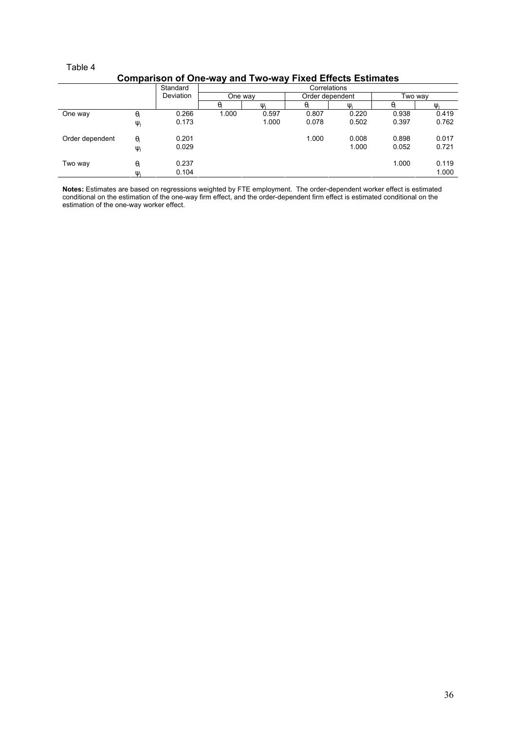Table 4

**Comparison of One-way and Two-way Fixed Effects Estimates**

| | | Standard Deviation | Correlations | | | | | |
|---|---|---|---|---|---|---|---|---|
| | | | One way | | Order dependent | | Two way | |
| | | | $\theta_i$ | $\psi_j$ | $\theta_i$ | $\psi_j$ | $\theta_i$ | $\psi_j$ |
| One way | $\theta_i$ | 0.266 | 1.000 | 0.597 | 0.807 | 0.220 | 0.938 | 0.419 |
| | $\psi_j$ | 0.173 | | 1.000 | 0.078 | 0.502 | 0.397 | 0.762 |
| Order dependent | $\theta_i$ | 0.201 | | | 1.000 | 0.008 | 0.898 | 0.017 |
| | $\psi_j$ | 0.029 | | | | 1.000 | 0.052 | 0.721 |
| Two way | $\theta_i$ | 0.237 | | | | | 1.000 | 0.119 |
| | $\psi_j$ | 0.104 | | | | | | 1.000 |

**Notes:** Estimates are based on regressions weighted by FTE employment. The order-dependent worker effect is estimated conditional on the estimation of the one-way firm effect, and the order-dependent firm effect is estimated conditional on the estimation of the one-way worker effect.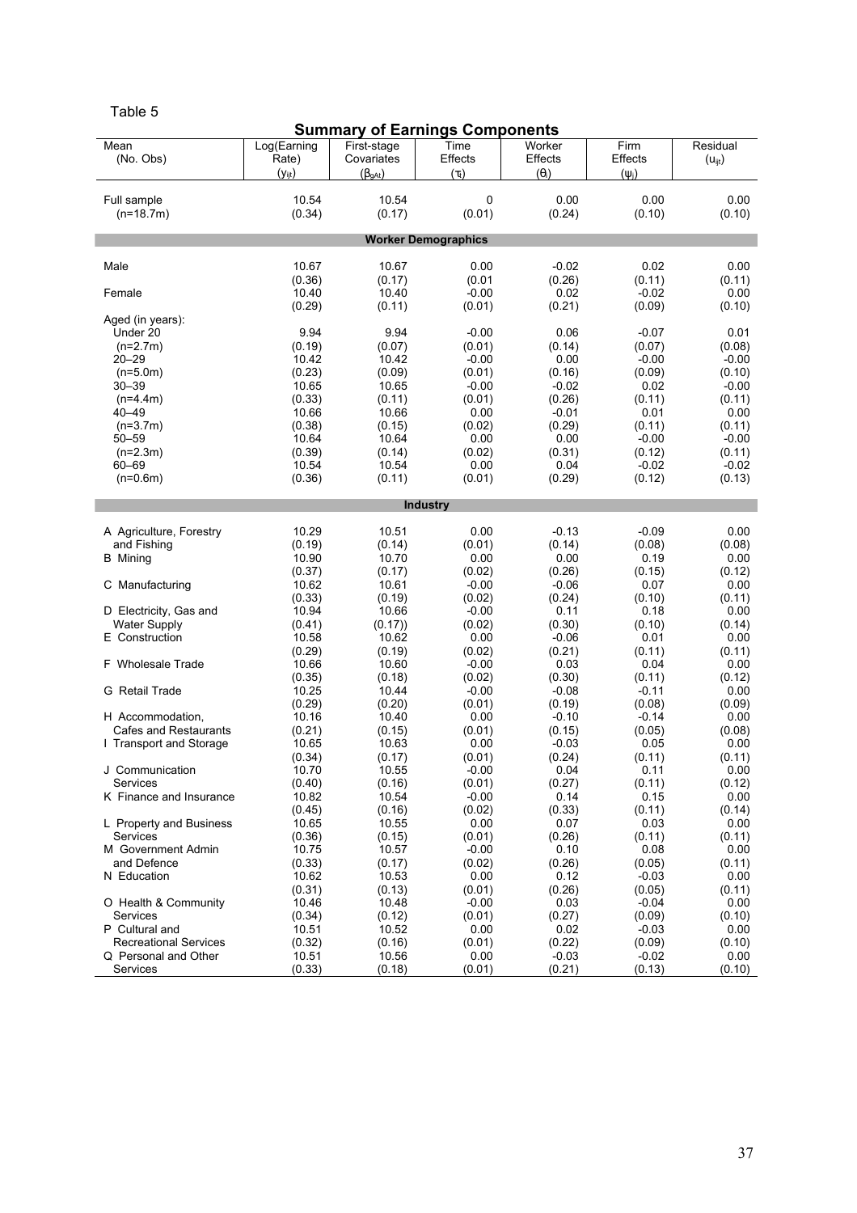Table 5

## Summary of Earnings Components

| Mean<br>(No. Obs) | Log(Earning Rate)<br>($y_{ijt}$) | First-stage Covariates<br>($\beta_{gAt}$) | Time Effects<br>($\tau_t$) | Worker Effects<br>($\theta_i$) | Firm Effects<br>($\psi_j$) | Residual<br>($u_{ijt}$) |
|---|---|---|---|---|---|---|
| Full sample | 10.54 | 10.54 | 0 | 0.00 | 0.00 | 0.00 |
| (n=18.7m) | (0.34) | (0.17) | (0.01) | (0.24) | (0.10) | (0.10) |
| **Worker Demographics** | | | | | | |
| Male | 10.67 | 10.67 | 0.00 | -0.02 | 0.02 | 0.00 |
| | (0.36) | (0.17) | (0.01 | (0.26) | (0.11) | (0.11) |
| Female | 10.40 | 10.40 | -0.00 | 0.02 | -0.02 | 0.00 |
| | (0.29) | (0.11) | (0.01) | (0.21) | (0.09) | (0.10) |
| Aged (in years): | | | | | | |
| Under 20 | 9.94 | 9.94 | -0.00 | 0.06 | -0.07 | 0.01 |
| (n=2.7m) | (0.19) | (0.07) | (0.01) | (0.14) | (0.07) | (0.08) |
| 20–29 | 10.42 | 10.42 | -0.00 | 0.00 | -0.00 | -0.00 |
| (n=5.0m) | (0.23) | (0.09) | (0.01) | (0.16) | (0.09) | (0.10) |
| 30–39 | 10.65 | 10.65 | -0.00 | -0.02 | 0.02 | -0.00 |
| (n=4.4m) | (0.33) | (0.11) | (0.01) | (0.26) | (0.11) | (0.11) |
| 40–49 | 10.66 | 10.66 | 0.00 | -0.01 | 0.01 | 0.00 |
| (n=3.7m) | (0.38) | (0.15) | (0.02) | (0.29) | (0.11) | (0.11) |
| 50–59 | 10.64 | 10.64 | 0.00 | 0.00 | -0.00 | -0.00 |
| (n=2.3m) | (0.39) | (0.14) | (0.02) | (0.31) | (0.12) | (0.11) |
| 60–69 | 10.54 | 10.54 | 0.00 | 0.04 | -0.02 | -0.02 |
| (n=0.6m) | (0.36) | (0.11) | (0.01) | (0.29) | (0.12) | (0.13) |
| **Industry** | | | | | | |
| A Agriculture, Forestry | 10.29 | 10.51 | 0.00 | -0.13 | -0.09 | 0.00 |
| and Fishing | (0.19) | (0.14) | (0.01) | (0.14) | (0.08) | (0.08) |
| B Mining | 10.90 | 10.70 | 0.00 | 0.00 | 0.19 | 0.00 |
| | (0.37) | (0.17) | (0.02) | (0.26) | (0.15) | (0.12) |
| C Manufacturing | 10.62 | 10.61 | -0.00 | -0.06 | 0.07 | 0.00 |
| | (0.33) | (0.19) | (0.02) | (0.24) | (0.10) | (0.11) |
| D Electricity, Gas and | 10.94 | 10.66 | -0.00 | 0.11 | 0.18 | 0.00 |
| Water Supply | (0.41) | (0.17)) | (0.02) | (0.30) | (0.10) | (0.14) |
| E Construction | 10.58 | 10.62 | 0.00 | -0.06 | 0.01 | 0.00 |
| | (0.29) | (0.19) | (0.02) | (0.21) | (0.11) | (0.11) |
| F Wholesale Trade | 10.66 | 10.60 | -0.00 | 0.03 | 0.04 | 0.00 |
| | (0.35) | (0.18) | (0.02) | (0.30) | (0.11) | (0.12) |
| G Retail Trade | 10.25 | 10.44 | -0.00 | -0.08 | -0.11 | 0.00 |
| | (0.29) | (0.20) | (0.01) | (0.19) | (0.08) | (0.09) |
| H Accommodation, | 10.16 | 10.40 | 0.00 | -0.10 | -0.14 | 0.00 |
| Cafes and Restaurants | (0.21) | (0.15) | (0.01) | (0.15) | (0.05) | (0.08) |
| I Transport and Storage | 10.65 | 10.63 | 0.00 | -0.03 | 0.05 | 0.00 |
| | (0.34) | (0.17) | (0.01) | (0.24) | (0.11) | (0.11) |
| J Communication | 10.70 | 10.55 | -0.00 | 0.04 | 0.11 | 0.00 |
| Services | (0.40) | (0.16) | (0.01) | (0.27) | (0.11) | (0.12) |
| K Finance and Insurance | 10.82 | 10.54 | -0.00 | 0.14 | 0.15 | 0.00 |
| | (0.45) | (0.16) | (0.02) | (0.33) | (0.11) | (0.14) |
| L Property and Business | 10.65 | 10.55 | 0.00 | 0.07 | 0.03 | 0.00 |
| Services | (0.36) | (0.15) | (0.01) | (0.26) | (0.11) | (0.11) |
| M Government Admin | 10.75 | 10.57 | -0.00 | 0.10 | 0.08 | 0.00 |
| and Defence | (0.33) | (0.17) | (0.02) | (0.26) | (0.05) | (0.11) |
| N Education | 10.62 | 10.53 | 0.00 | 0.12 | -0.03 | 0.00 |
| | (0.31) | (0.13) | (0.01) | (0.26) | (0.05) | (0.11) |
| O Health & Community | 10.46 | 10.48 | -0.00 | 0.03 | -0.04 | 0.00 |
| Services | (0.34) | (0.12) | (0.01) | (0.27) | (0.09) | (0.10) |
| P Cultural and | 10.51 | 10.52 | 0.00 | 0.02 | -0.03 | 0.00 |
| Recreational Services | (0.32) | (0.16) | (0.01) | (0.22) | (0.09) | (0.10) |
| Q Personal and Other | 10.51 | 10.56 | 0.00 | -0.03 | -0.02 | 0.00 |
| Services | (0.33) | (0.18) | (0.01) | (0.21) | (0.13) | (0.10) |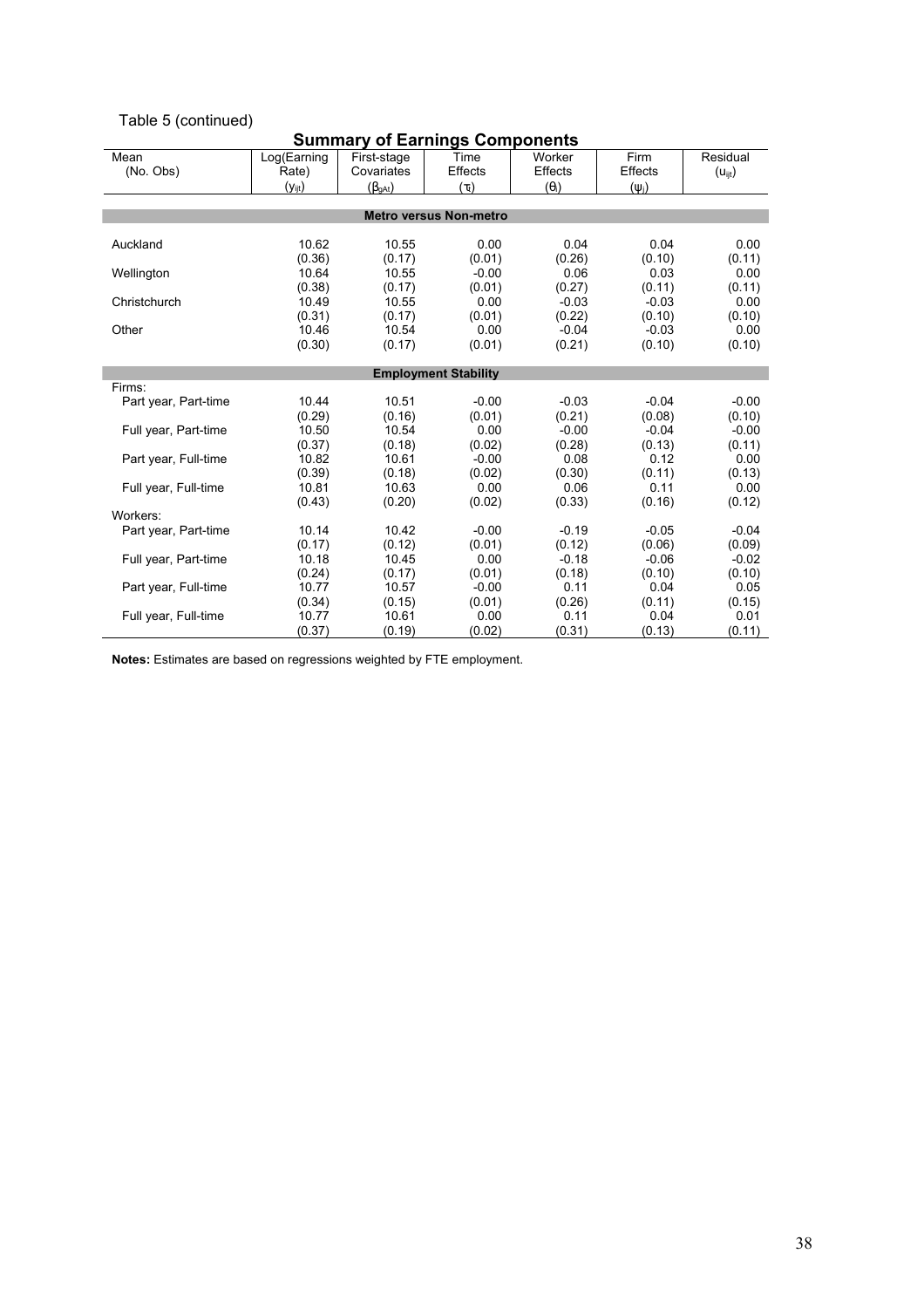Table 5 (continued)

## Summary of Earnings Components

| Mean (No. Obs) | Log(Earning Rate) ($y_{ijt}$) | First-stage Covariates ($\beta_{gAt}$) | Time Effects ($\tau_t$) | Worker Effects ($\theta_i$) | Firm Effects ($\psi_j$) | Residual ($u_{ijt}$) |
|---|---|---|---|---|---|---|
| **Metro versus Non-metro** | | | | | | |
| Auckland | 10.62 | 10.55 | 0.00 | 0.04 | 0.04 | 0.00 |
| | (0.36) | (0.17) | (0.01) | (0.26) | (0.10) | (0.11) |
| Wellington | 10.64 | 10.55 | -0.00 | 0.06 | 0.03 | 0.00 |
| | (0.38) | (0.17) | (0.01) | (0.27) | (0.11) | (0.11) |
| Christchurch | 10.49 | 10.55 | 0.00 | -0.03 | -0.03 | 0.00 |
| | (0.31) | (0.17) | (0.01) | (0.22) | (0.10) | (0.10) |
| Other | 10.46 | 10.54 | 0.00 | -0.04 | -0.03 | 0.00 |
| | (0.30) | (0.17) | (0.01) | (0.21) | (0.10) | (0.10) |
| **Employment Stability** | | | | | | |
| Firms: | | | | | | |
| Part year, Part-time | 10.44 | 10.51 | -0.00 | -0.03 | -0.04 | -0.00 |
| | (0.29) | (0.16) | (0.01) | (0.21) | (0.08) | (0.10) |
| Full year, Part-time | 10.50 | 10.54 | 0.00 | -0.00 | -0.04 | -0.00 |
| | (0.37) | (0.18) | (0.02) | (0.28) | (0.13) | (0.11) |
| Part year, Full-time | 10.82 | 10.61 | -0.00 | 0.08 | 0.12 | 0.00 |
| | (0.39) | (0.18) | (0.02) | (0.30) | (0.11) | (0.13) |
| Full year, Full-time | 10.81 | 10.63 | 0.00 | 0.06 | 0.11 | 0.00 |
| | (0.43) | (0.20) | (0.02) | (0.33) | (0.16) | (0.12) |
| Workers: | | | | | | |
| Part year, Part-time | 10.14 | 10.42 | -0.00 | -0.19 | -0.05 | -0.04 |
| | (0.17) | (0.12) | (0.01) | (0.12) | (0.06) | (0.09) |
| Full year, Part-time | 10.18 | 10.45 | 0.00 | -0.18 | -0.06 | -0.02 |
| | (0.24) | (0.17) | (0.01) | (0.18) | (0.10) | (0.10) |
| Part year, Full-time | 10.77 | 10.57 | -0.00 | 0.11 | 0.04 | 0.05 |
| | (0.34) | (0.15) | (0.01) | (0.26) | (0.11) | (0.15) |
| Full year, Full-time | 10.77 | 10.61 | 0.00 | 0.11 | 0.04 | 0.01 |
| | (0.37) | (0.19) | (0.02) | (0.31) | (0.13) | (0.11) |

**Notes:** Estimates are based on regressions weighted by FTE employment.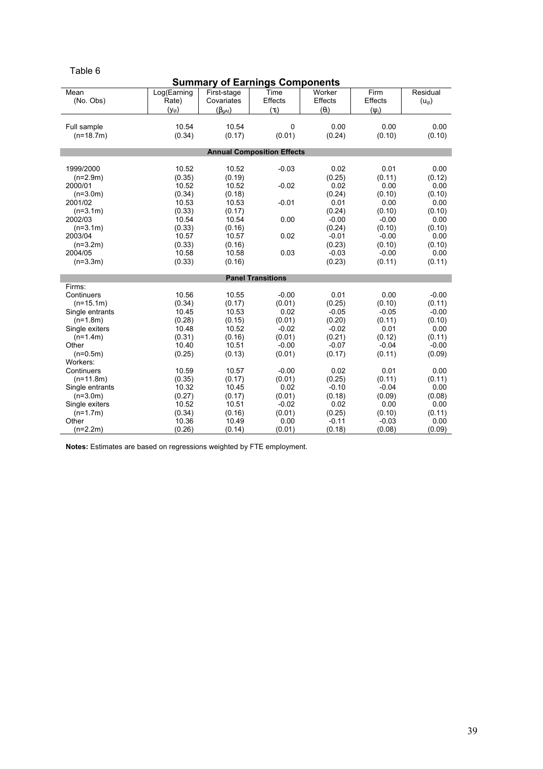Table 6

**Summary of Earnings Components**

| Mean (No. Obs) | Log(Earning Rate) ($y_{ijt}$) | First-stage Covariates ($\beta_{gAt}$) | Time Effects ($\tau_t$) | Worker Effects ($\theta_i$) | Firm Effects ($\psi_j$) | Residual ($u_{ijt}$) |
|---|---|---|---|---|---|---|
| Full sample | 10.54 | 10.54 | 0 | 0.00 | 0.00 | 0.00 |
| (n=18.7m) | (0.34) | (0.17) | (0.01) | (0.24) | (0.10) | (0.10) |
| **Annual Composition Effects** | | | | | | |
| 1999/2000 | 10.52 | 10.52 | -0.03 | 0.02 | 0.01 | 0.00 |
| (n=2.9m) | (0.35) | (0.19) | | (0.25) | (0.11) | (0.12) |
| 2000/01 | 10.52 | 10.52 | -0.02 | 0.02 | 0.00 | 0.00 |
| (n=3.0m) | (0.34) | (0.18) | | (0.24) | (0.10) | (0.10) |
| 2001/02 | 10.53 | 10.53 | -0.01 | 0.01 | 0.00 | 0.00 |
| (n=3.1m) | (0.33) | (0.17) | | (0.24) | (0.10) | (0.10) |
| 2002/03 | 10.54 | 10.54 | 0.00 | -0.00 | -0.00 | 0.00 |
| (n=3.1m) | (0.33) | (0.16) | | (0.24) | (0.10) | (0.10) |
| 2003/04 | 10.57 | 10.57 | 0.02 | -0.01 | -0.00 | 0.00 |
| (n=3.2m) | (0.33) | (0.16) | | (0.23) | (0.10) | (0.10) |
| 2004/05 | 10.58 | 10.58 | 0.03 | -0.03 | -0.00 | 0.00 |
| (n=3.3m) | (0.33) | (0.16) | | (0.23) | (0.11) | (0.11) |
| **Panel Transitions** | | | | | | |
| Firms: | | | | | | |
| Continuers | 10.56 | 10.55 | -0.00 | 0.01 | 0.00 | -0.00 |
| (n=15.1m) | (0.34) | (0.17) | (0.01) | (0.25) | (0.10) | (0.11) |
| Single entrants | 10.45 | 10.53 | 0.02 | -0.05 | -0.05 | -0.00 |
| (n=1.8m) | (0.28) | (0.15) | (0.01) | (0.20) | (0.11) | (0.10) |
| Single exiters | 10.48 | 10.52 | -0.02 | -0.02 | 0.01 | 0.00 |
| (n=1.4m) | (0.31) | (0.16) | (0.01) | (0.21) | (0.12) | (0.11) |
| Other | 10.40 | 10.51 | -0.00 | -0.07 | -0.04 | -0.00 |
| (n=0.5m) | (0.25) | (0.13) | (0.01) | (0.17) | (0.11) | (0.09) |
| Workers: | | | | | | |
| Continuers | 10.59 | 10.57 | -0.00 | 0.02 | 0.01 | 0.00 |
| (n=11.8m) | (0.35) | (0.17) | (0.01) | (0.25) | (0.11) | (0.11) |
| Single entrants | 10.32 | 10.45 | 0.02 | -0.10 | -0.04 | 0.00 |
| (n=3.0m) | (0.27) | (0.17) | (0.01) | (0.18) | (0.09) | (0.08) |
| Single exiters | 10.52 | 10.51 | -0.02 | 0.02 | 0.00 | 0.00 |
| (n=1.7m) | (0.34) | (0.16) | (0.01) | (0.25) | (0.10) | (0.11) |
| Other | 10.36 | 10.49 | 0.00 | -0.11 | -0.03 | 0.00 |
| (n=2.2m) | (0.26) | (0.14) | (0.01) | (0.18) | (0.08) | (0.09) |

**Notes:** Estimates are based on regressions weighted by FTE employment.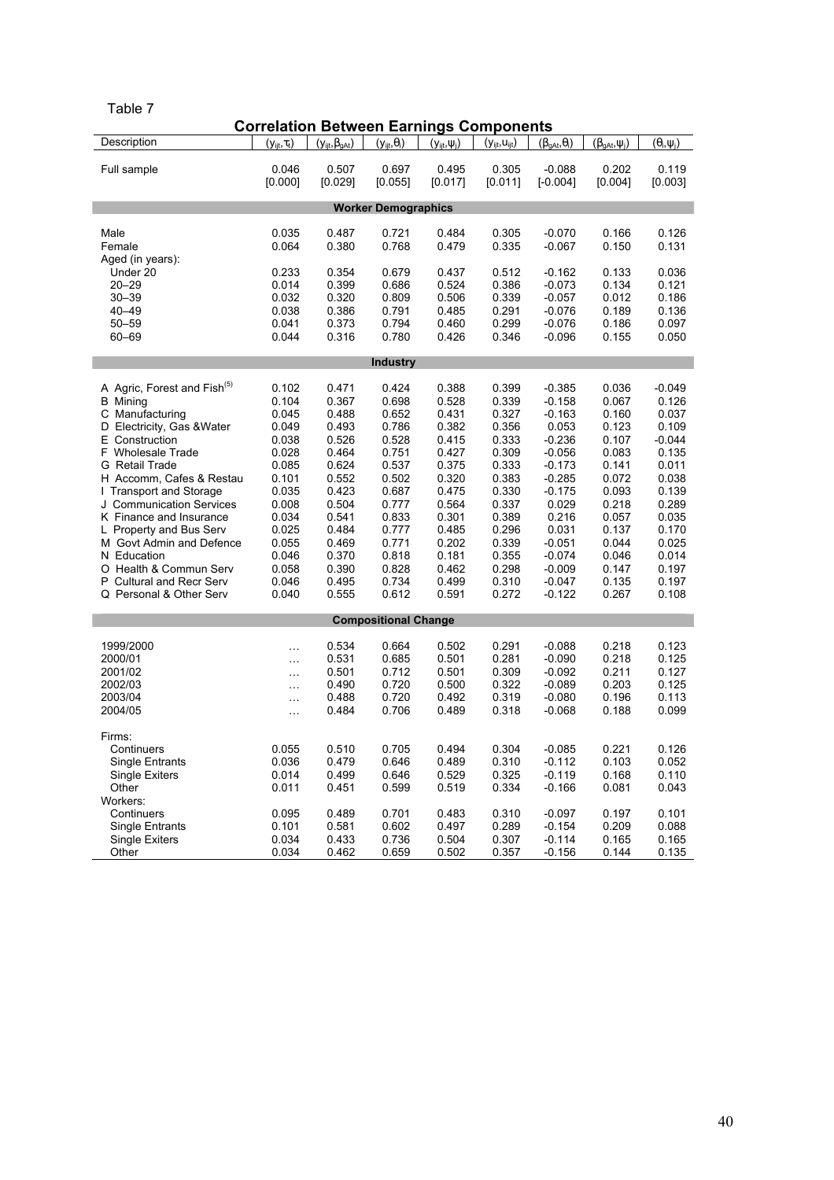Table 7

## Correlation Between Earnings Components

| Description | $(y_{ijt}, \tau_t)$ | $(y_{ijt}, \beta_{gAt})$ | $(y_{ijt}, \theta_i)$ | $(y_{ijt}, \psi_j)$ | $(y_{ijt}, u_{ijt})$ | $(\beta_{gAt}, \theta_i)$ | $(\beta_{gAt}, \psi_j)$ | $(\theta_i, \psi_j)$ |
|---|---|---|---|---|---|---|---|---|
| Full sample | 0.046 | 0.507 | 0.697 | 0.495 | 0.305 | -0.088 | 0.202 | 0.119 |
| | [0.000] | [0.029] | [0.055] | [0.017] | [0.011] | [-0.004] | [0.004] | [0.003] |
| **Worker Demographics** | | | | | | | | |
| Male | 0.035 | 0.487 | 0.721 | 0.484 | 0.305 | -0.070 | 0.166 | 0.126 |
| Female | 0.064 | 0.380 | 0.768 | 0.479 | 0.335 | -0.067 | 0.150 | 0.131 |
| Aged (in years): | | | | | | | | |
| Under 20 | 0.233 | 0.354 | 0.679 | 0.437 | 0.512 | -0.162 | 0.133 | 0.036 |
| 20–29 | 0.014 | 0.399 | 0.686 | 0.524 | 0.386 | -0.073 | 0.134 | 0.121 |
| 30–39 | 0.032 | 0.320 | 0.809 | 0.506 | 0.339 | -0.057 | 0.012 | 0.186 |
| 40–49 | 0.038 | 0.386 | 0.791 | 0.485 | 0.291 | -0.076 | 0.189 | 0.136 |
| 50–59 | 0.041 | 0.373 | 0.794 | 0.460 | 0.299 | -0.076 | 0.186 | 0.097 |
| 60–69 | 0.044 | 0.316 | 0.780 | 0.426 | 0.346 | -0.096 | 0.155 | 0.050 |
| **Industry** | | | | | | | | |
| A Agric, Forest and Fish[5] | 0.102 | 0.471 | 0.424 | 0.388 | 0.399 | -0.385 | 0.036 | -0.049 |
| B Mining | 0.104 | 0.367 | 0.698 | 0.528 | 0.339 | -0.158 | 0.067 | 0.126 |
| C Manufacturing | 0.045 | 0.488 | 0.652 | 0.431 | 0.327 | -0.163 | 0.160 | 0.037 |
| D Electricity, Gas &Water | 0.049 | 0.493 | 0.786 | 0.382 | 0.356 | 0.053 | 0.123 | 0.109 |
| E Construction | 0.038 | 0.526 | 0.528 | 0.415 | 0.333 | -0.236 | 0.107 | -0.044 |
| F Wholesale Trade | 0.028 | 0.464 | 0.751 | 0.427 | 0.309 | -0.056 | 0.083 | 0.135 |
| G Retail Trade | 0.085 | 0.624 | 0.537 | 0.375 | 0.333 | -0.173 | 0.141 | 0.011 |
| H Accomm, Cafes & Restau | 0.101 | 0.552 | 0.502 | 0.320 | 0.383 | -0.285 | 0.072 | 0.038 |
| I Transport and Storage | 0.035 | 0.423 | 0.687 | 0.475 | 0.330 | -0.175 | 0.093 | 0.139 |
| J Communication Services | 0.008 | 0.504 | 0.777 | 0.564 | 0.337 | 0.029 | 0.218 | 0.289 |
| K Finance and Insurance | 0.034 | 0.541 | 0.833 | 0.301 | 0.389 | 0.216 | 0.057 | 0.035 |
| L Property and Bus Serv | 0.025 | 0.484 | 0.777 | 0.485 | 0.296 | 0.031 | 0.137 | 0.170 |
| M Govt Admin and Defence | 0.055 | 0.469 | 0.771 | 0.202 | 0.339 | -0.051 | 0.044 | 0.025 |
| N Education | 0.046 | 0.370 | 0.818 | 0.181 | 0.355 | -0.074 | 0.046 | 0.014 |
| O Health & Commun Serv | 0.058 | 0.390 | 0.828 | 0.462 | 0.298 | -0.009 | 0.147 | 0.197 |
| P Cultural and Recr Serv | 0.046 | 0.495 | 0.734 | 0.499 | 0.310 | -0.047 | 0.135 | 0.197 |
| Q Personal & Other Serv | 0.040 | 0.555 | 0.612 | 0.591 | 0.272 | -0.122 | 0.267 | 0.108 |
| **Compositional Change** | | | | | | | | |
| 1999/2000 | … | 0.534 | 0.664 | 0.502 | 0.291 | -0.088 | 0.218 | 0.123 |
| 2000/01 | … | 0.531 | 0.685 | 0.501 | 0.281 | -0.090 | 0.218 | 0.125 |
| 2001/02 | … | 0.501 | 0.712 | 0.501 | 0.309 | -0.092 | 0.211 | 0.127 |
| 2002/03 | … | 0.490 | 0.720 | 0.500 | 0.322 | -0.089 | 0.203 | 0.125 |
| 2003/04 | … | 0.488 | 0.720 | 0.492 | 0.319 | -0.080 | 0.196 | 0.113 |
| 2004/05 | … | 0.484 | 0.706 | 0.489 | 0.318 | -0.068 | 0.188 | 0.099 |
| Firms: | | | | | | | | |
| Continuers | 0.055 | 0.510 | 0.705 | 0.494 | 0.304 | -0.085 | 0.221 | 0.126 |
| Single Entrants | 0.036 | 0.479 | 0.646 | 0.489 | 0.310 | -0.112 | 0.103 | 0.052 |
| Single Exiters | 0.014 | 0.499 | 0.646 | 0.529 | 0.325 | -0.119 | 0.168 | 0.110 |
| Other | 0.011 | 0.451 | 0.599 | 0.519 | 0.334 | -0.166 | 0.081 | 0.043 |
| Workers: | | | | | | | | |
| Continuers | 0.095 | 0.489 | 0.701 | 0.483 | 0.310 | -0.097 | 0.197 | 0.101 |
| Single Entrants | 0.101 | 0.581 | 0.602 | 0.497 | 0.289 | -0.154 | 0.209 | 0.088 |
| Single Exiters | 0.034 | 0.433 | 0.736 | 0.504 | 0.307 | -0.114 | 0.165 | 0.165 |
| Other | 0.034 | 0.462 | 0.659 | 0.502 | 0.357 | -0.156 | 0.144 | 0.135 |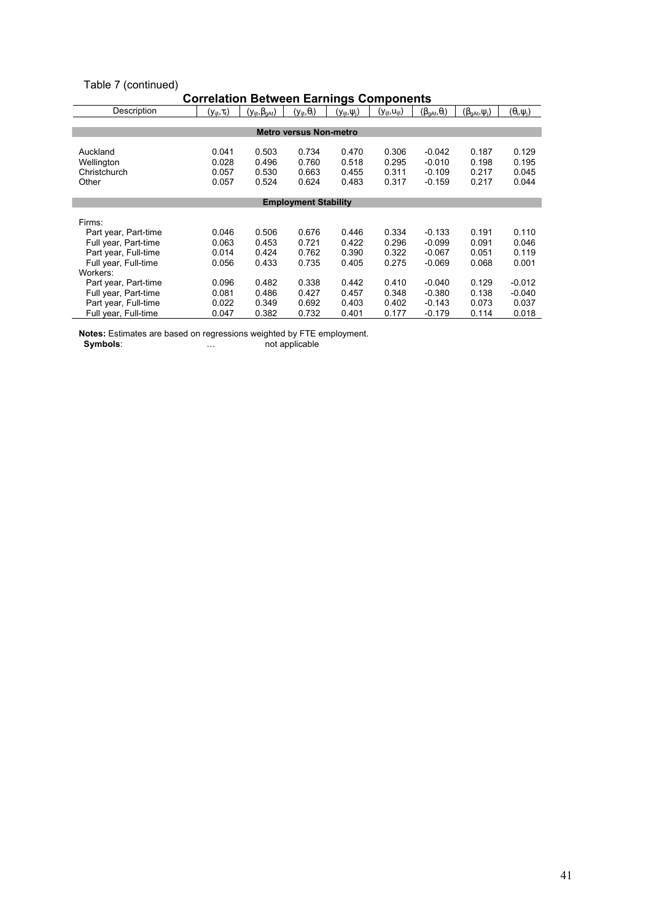Table 7 (continued)

**Correlation Between Earnings Components**

| Description | $(y_{ijt}, \tau_t)$ | $(y_{ijt}, \beta_{gAt})$ | $(y_{ijt}, \theta_i)$ | $(y_{ijt}, \psi_j)$ | $(y_{ijt}, u_{ijt})$ | $(\beta_{gAt}, \theta_i)$ | $(\beta_{gAt}, \psi_j)$ | $(\theta_i, \psi_j)$ |
|---|---|---|---|---|---|---|---|---|
| **Metro versus Non-metro** | | | | | | | | |
| Auckland | 0.041 | 0.503 | 0.734 | 0.470 | 0.306 | -0.042 | 0.187 | 0.129 |
| Wellington | 0.028 | 0.496 | 0.760 | 0.518 | 0.295 | -0.010 | 0.198 | 0.195 |
| Christchurch | 0.057 | 0.530 | 0.663 | 0.455 | 0.311 | -0.109 | 0.217 | 0.045 |
| Other | 0.057 | 0.524 | 0.624 | 0.483 | 0.317 | -0.159 | 0.217 | 0.044 |
| **Employment Stability** | | | | | | | | |
| Firms: | | | | | | | | |
| Part year, Part-time | 0.046 | 0.506 | 0.676 | 0.446 | 0.334 | -0.133 | 0.191 | 0.110 |
| Full year, Part-time | 0.063 | 0.453 | 0.721 | 0.422 | 0.296 | -0.099 | 0.091 | 0.046 |
| Part year, Full-time | 0.014 | 0.424 | 0.762 | 0.390 | 0.322 | -0.067 | 0.051 | 0.119 |
| Full year, Full-time | 0.056 | 0.433 | 0.735 | 0.405 | 0.275 | -0.069 | 0.068 | 0.001 |
| Workers: | | | | | | | | |
| Part year, Part-time | 0.096 | 0.482 | 0.338 | 0.442 | 0.410 | -0.040 | 0.129 | -0.012 |
| Full year, Part-time | 0.081 | 0.486 | 0.427 | 0.457 | 0.348 | -0.380 | 0.138 | -0.040 |
| Part year, Full-time | 0.022 | 0.349 | 0.692 | 0.403 | 0.402 | -0.143 | 0.073 | 0.037 |
| Full year, Full-time | 0.047 | 0.382 | 0.732 | 0.401 | 0.177 | -0.179 | 0.114 | 0.018 |

**Notes:** Estimates are based on regressions weighted by FTE employment.
**Symbols**: … not applicable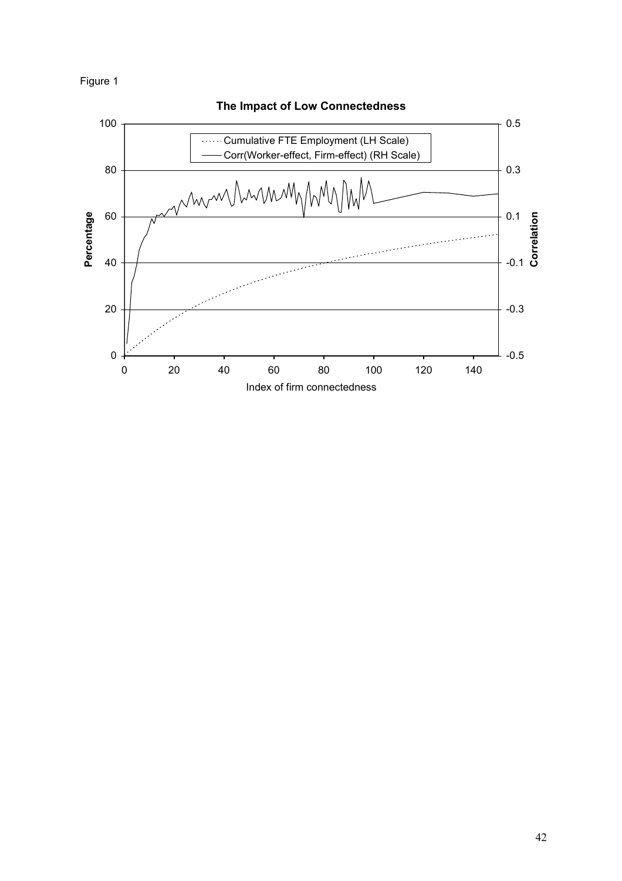Figure 1

**The Impact of Low Connectedness**

Cumulative FTE Employment (LH Scale)

Corr(Worker-effect, Firm-effect) (RH Scale)

Percentage

Correlation

Index of firm connectedness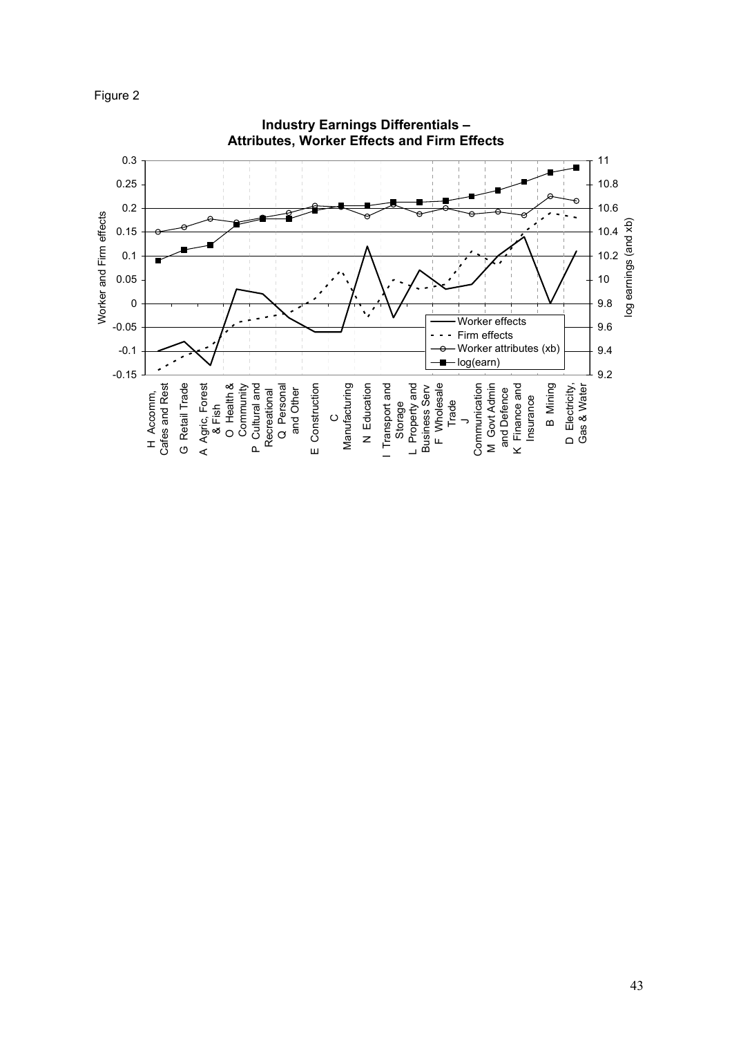Figure 2

**Industry Earnings Differentials – Attributes, Worker Effects and Firm Effects**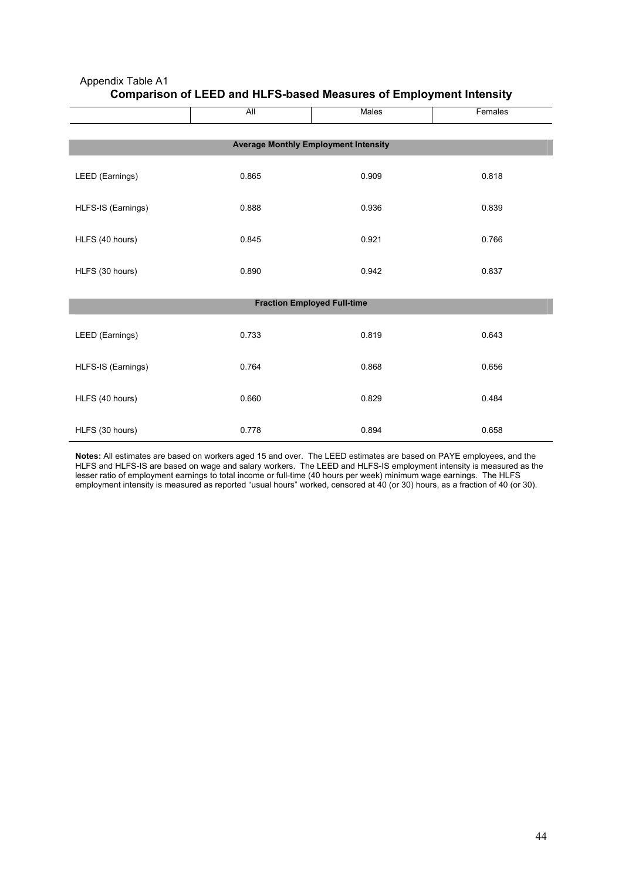Appendix Table A1

**Comparison of LEED and HLFS-based Measures of Employment Intensity**

| | All | Males | Females |
|---|---|---|---|
| **Average Monthly Employment Intensity** | | | |
| LEED (Earnings) | 0.865 | 0.909 | 0.818 |
| HLFS-IS (Earnings) | 0.888 | 0.936 | 0.839 |
| HLFS (40 hours) | 0.845 | 0.921 | 0.766 |
| HLFS (30 hours) | 0.890 | 0.942 | 0.837 |
| **Fraction Employed Full-time** | | | |
| LEED (Earnings) | 0.733 | 0.819 | 0.643 |
| HLFS-IS (Earnings) | 0.764 | 0.868 | 0.656 |
| HLFS (40 hours) | 0.660 | 0.829 | 0.484 |
| HLFS (30 hours) | 0.778 | 0.894 | 0.658 |

**Notes:** All estimates are based on workers aged 15 and over. The LEED estimates are based on PAYE employees, and the HLFS and HLFS-IS are based on wage and salary workers. The LEED and HLFS-IS employment intensity is measured as the lesser ratio of employment earnings to total income or full-time (40 hours per week) minimum wage earnings. The HLFS employment intensity is measured as reported "usual hours" worked, censored at 40 (or 30) hours, as a fraction of 40 (or 30).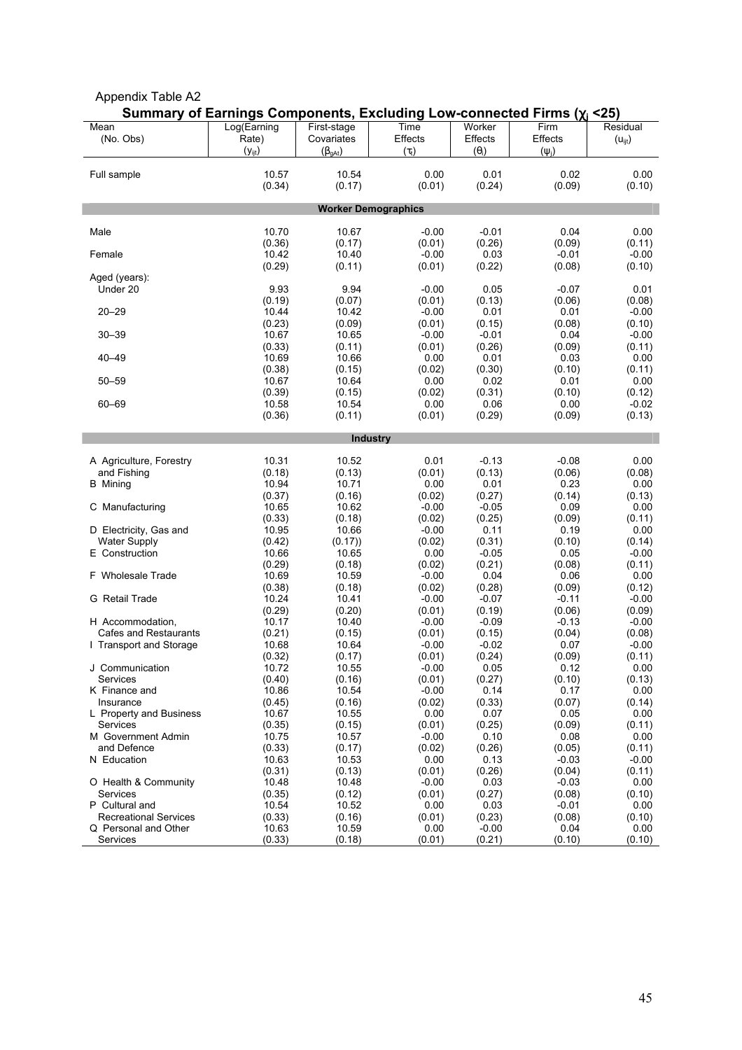Appendix Table A2

**Summary of Earnings Components, Excluding Low-connected Firms ($\chi_j$ <25)**

| Mean (No. Obs) | Log(Earning Rate) ($y_{ijt}$) | First-stage Covariates ($\beta_{gAt}$) | Time Effects ($\tau_t$) | Worker Effects ($\theta_i$) | Firm Effects ($\psi_j$) | Residual ($u_{ijt}$) |
|---|---|---|---|---|---|---|
| Full sample | 10.57 | 10.54 | 0.00 | 0.01 | 0.02 | 0.00 |
| | (0.34) | (0.17) | (0.01) | (0.24) | (0.09) | (0.10) |
| **Worker Demographics** | | | | | | |
| Male | 10.70 | 10.67 | -0.00 | -0.01 | 0.04 | 0.00 |
| | (0.36) | (0.17) | (0.01) | (0.26) | (0.09) | (0.11) |
| Female | 10.42 | 10.40 | -0.00 | 0.03 | -0.01 | -0.00 |
| | (0.29) | (0.11) | (0.01) | (0.22) | (0.08) | (0.10) |
| Aged (years): | | | | | | |
| Under 20 | 9.93 | 9.94 | -0.00 | 0.05 | -0.07 | 0.01 |
| | (0.19) | (0.07) | (0.01) | (0.13) | (0.06) | (0.08) |
| 20–29 | 10.44 | 10.42 | -0.00 | 0.01 | 0.01 | -0.00 |
| | (0.23) | (0.09) | (0.01) | (0.15) | (0.08) | (0.10) |
| 30–39 | 10.67 | 10.65 | -0.00 | -0.01 | 0.04 | -0.00 |
| | (0.33) | (0.11) | (0.01) | (0.26) | (0.09) | (0.11) |
| 40–49 | 10.69 | 10.66 | 0.00 | 0.01 | 0.03 | 0.00 |
| | (0.38) | (0.15) | (0.02) | (0.30) | (0.10) | (0.11) |
| 50–59 | 10.67 | 10.64 | 0.00 | 0.02 | 0.01 | 0.00 |
| | (0.39) | (0.15) | (0.02) | (0.31) | (0.10) | (0.12) |
| 60–69 | 10.58 | 10.54 | 0.00 | 0.06 | 0.00 | -0.02 |
| | (0.36) | (0.11) | (0.01) | (0.29) | (0.09) | (0.13) |
| **Industry** | | | | | | |
| A Agriculture, Forestry and Fishing | 10.31 | 10.52 | 0.01 | -0.13 | -0.08 | 0.00 |
| | (0.18) | (0.13) | (0.01) | (0.13) | (0.06) | (0.08) |
| B Mining | 10.94 | 10.71 | 0.00 | 0.01 | 0.23 | 0.00 |
| | (0.37) | (0.16) | (0.02) | (0.27) | (0.14) | (0.13) |
| C Manufacturing | 10.65 | 10.62 | -0.00 | -0.05 | 0.09 | 0.00 |
| | (0.33) | (0.18) | (0.02) | (0.25) | (0.09) | (0.11) |
| D Electricity, Gas and Water Supply | 10.95 | 10.66 | -0.00 | 0.11 | 0.19 | 0.00 |
| | (0.42) | (0.17)) | (0.02) | (0.31) | (0.10) | (0.14) |
| E Construction | 10.66 | 10.65 | 0.00 | -0.05 | 0.05 | -0.00 |
| | (0.29) | (0.18) | (0.02) | (0.21) | (0.08) | (0.11) |
| F Wholesale Trade | 10.69 | 10.59 | -0.00 | 0.04 | 0.06 | 0.00 |
| | (0.38) | (0.18) | (0.02) | (0.28) | (0.09) | (0.12) |
| G Retail Trade | 10.24 | 10.41 | -0.00 | -0.07 | -0.11 | -0.00 |
| | (0.29) | (0.20) | (0.01) | (0.19) | (0.06) | (0.09) |
| H Accommodation, Cafes and Restaurants | 10.17 | 10.40 | -0.00 | -0.09 | -0.13 | -0.00 |
| | (0.21) | (0.15) | (0.01) | (0.15) | (0.04) | (0.08) |
| I Transport and Storage | 10.68 | 10.64 | -0.00 | -0.02 | 0.07 | -0.00 |
| | (0.32) | (0.17) | (0.01) | (0.24) | (0.09) | (0.11) |
| J Communication Services | 10.72 | 10.55 | -0.00 | 0.05 | 0.12 | 0.00 |
| | (0.40) | (0.16) | (0.01) | (0.27) | (0.10) | (0.13) |
| K Finance and Insurance | 10.86 | 10.54 | -0.00 | 0.14 | 0.17 | 0.00 |
| | (0.45) | (0.16) | (0.02) | (0.33) | (0.07) | (0.14) |
| L Property and Business Services | 10.67 | 10.55 | 0.00 | 0.07 | 0.05 | 0.00 |
| | (0.35) | (0.15) | (0.01) | (0.25) | (0.09) | (0.11) |
| M Government Admin and Defence | 10.75 | 10.57 | -0.00 | 0.10 | 0.08 | 0.00 |
| | (0.33) | (0.17) | (0.02) | (0.26) | (0.05) | (0.11) |
| N Education | 10.63 | 10.53 | 0.00 | 0.13 | -0.03 | -0.00 |
| | (0.31) | (0.13) | (0.01) | (0.26) | (0.04) | (0.11) |
| O Health & Community Services | 10.48 | 10.48 | -0.00 | 0.03 | -0.03 | 0.00 |
| | (0.35) | (0.12) | (0.01) | (0.27) | (0.08) | (0.10) |
| P Cultural and Recreational Services | 10.54 | 10.52 | 0.00 | 0.03 | -0.01 | 0.00 |
| | (0.33) | (0.16) | (0.01) | (0.23) | (0.08) | (0.10) |
| Q Personal and Other Services | 10.63 | 10.59 | 0.00 | -0.00 | 0.04 | 0.00 |
| | (0.33) | (0.18) | (0.01) | (0.21) | (0.10) | (0.10) |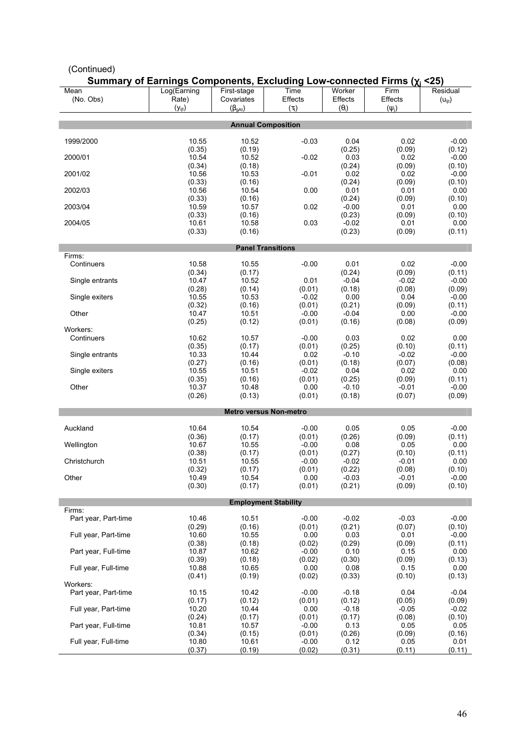(Continued)

**Summary of Earnings Components, Excluding Low-connected Firms ($\chi_j$ <25)**

| Mean (No. Obs) | Log(Earning Rate) ($y_{ijt}$) | First-stage Covariates ($\beta_{gAt}$) | Time Effects ($\tau_t$) | Worker Effects ($\theta_i$) | Firm Effects ($\psi_j$) | Residual ($u_{ijt}$) |
|---|---|---|---|---|---|---|
| **Annual Composition** | | | | | | |
| 1999/2000 | 10.55 | 10.52 | -0.03 | 0.04 | 0.02 | -0.00 |
| | (0.35) | (0.19) | | (0.25) | (0.09) | (0.12) |
| 2000/01 | 10.54 | 10.52 | -0.02 | 0.03 | 0.02 | -0.00 |
| | (0.34) | (0.18) | | (0.24) | (0.09) | (0.10) |
| 2001/02 | 10.56 | 10.53 | -0.01 | 0.02 | 0.02 | -0.00 |
| | (0.33) | (0.16) | | (0.24) | (0.09) | (0.10) |
| 2002/03 | 10.56 | 10.54 | 0.00 | 0.01 | 0.01 | 0.00 |
| | (0.33) | (0.16) | | (0.24) | (0.09) | (0.10) |
| 2003/04 | 10.59 | 10.57 | 0.02 | -0.00 | 0.01 | 0.00 |
| | (0.33) | (0.16) | | (0.23) | (0.09) | (0.10) |
| 2004/05 | 10.61 | 10.58 | 0.03 | -0.02 | 0.01 | 0.00 |
| | (0.33) | (0.16) | | (0.23) | (0.09) | (0.11) |
| **Panel Transitions** | | | | | | |
| Firms: | | | | | | |
| Continuers | 10.58 | 10.55 | -0.00 | 0.01 | 0.02 | -0.00 |
| | (0.34) | (0.17) | | (0.24) | (0.09) | (0.11) |
| Single entrants | 10.47 | 10.52 | 0.01 | -0.04 | -0.02 | -0.00 |
| | (0.28) | (0.14) | (0.01) | (0.18) | (0.08) | (0.09) |
| Single exiters | 10.55 | 10.53 | -0.02 | 0.00 | 0.04 | -0.00 |
| | (0.32) | (0.16) | (0.01) | (0.21) | (0.09) | (0.11) |
| Other | 10.47 | 10.51 | -0.00 | -0.04 | 0.00 | -0.00 |
| | (0.25) | (0.12) | (0.01) | (0.16) | (0.08) | (0.09) |
| Workers: | | | | | | |
| Continuers | 10.62 | 10.57 | -0.00 | 0.03 | 0.02 | 0.00 |
| | (0.35) | (0.17) | (0.01) | (0.25) | (0.10) | (0.11) |
| Single entrants | 10.33 | 10.44 | 0.02 | -0.10 | -0.02 | -0.00 |
| | (0.27) | (0.16) | (0.01) | (0.18) | (0.07) | (0.08) |
| Single exiters | 10.55 | 10.51 | -0.02 | 0.04 | 0.02 | 0.00 |
| | (0.35) | (0.16) | (0.01) | (0.25) | (0.09) | (0.11) |
| Other | 10.37 | 10.48 | 0.00 | -0.10 | -0.01 | -0.00 |
| | (0.26) | (0.13) | (0.01) | (0.18) | (0.07) | (0.09) |
| **Metro versus Non-metro** | | | | | | |
| Auckland | 10.64 | 10.54 | -0.00 | 0.05 | 0.05 | -0.00 |
| | (0.36) | (0.17) | (0.01) | (0.26) | (0.09) | (0.11) |
| Wellington | 10.67 | 10.55 | -0.00 | 0.08 | 0.05 | 0.00 |
| | (0.38) | (0.17) | (0.01) | (0.27) | (0.10) | (0.11) |
| Christchurch | 10.51 | 10.55 | -0.00 | -0.02 | -0.01 | 0.00 |
| | (0.32) | (0.17) | (0.01) | (0.22) | (0.08) | (0.10) |
| Other | 10.49 | 10.54 | 0.00 | -0.03 | -0.01 | -0.00 |
| | (0.30) | (0.17) | (0.01) | (0.21) | (0.09) | (0.10) |
| **Employment Stability** | | | | | | |
| Firms: | | | | | | |
| Part year, Part-time | 10.46 | 10.51 | -0.00 | -0.02 | -0.03 | -0.00 |
| | (0.29) | (0.16) | (0.01) | (0.21) | (0.07) | (0.10) |
| Full year, Part-time | 10.60 | 10.55 | 0.00 | 0.03 | 0.01 | -0.00 |
| | (0.38) | (0.18) | (0.02) | (0.29) | (0.09) | (0.11) |
| Part year, Full-time | 10.87 | 10.62 | -0.00 | 0.10 | 0.15 | 0.00 |
| | (0.39) | (0.18) | (0.02) | (0.30) | (0.09) | (0.13) |
| Full year, Full-time | 10.88 | 10.65 | 0.00 | 0.08 | 0.15 | 0.00 |
| | (0.41) | (0.19) | (0.02) | (0.33) | (0.10) | (0.13) |
| Workers: | | | | | | |
| Part year, Part-time | 10.15 | 10.42 | -0.00 | -0.18 | 0.04 | -0.04 |
| | (0.17) | (0.12) | (0.01) | (0.12) | (0.05) | (0.09) |
| Full year, Part-time | 10.20 | 10.44 | 0.00 | -0.18 | -0.05 | -0.02 |
| | (0.24) | (0.17) | (0.01) | (0.17) | (0.08) | (0.10) |
| Part year, Full-time | 10.81 | 10.57 | -0.00 | 0.13 | 0.05 | 0.05 |
| | (0.34) | (0.15) | (0.01) | (0.26) | (0.09) | (0.16) |
| Full year, Full-time | 10.80 | 10.61 | -0.00 | 0.12 | 0.05 | 0.01 |
| | (0.37) | (0.19) | (0.02) | (0.31) | (0.11) | (0.11) |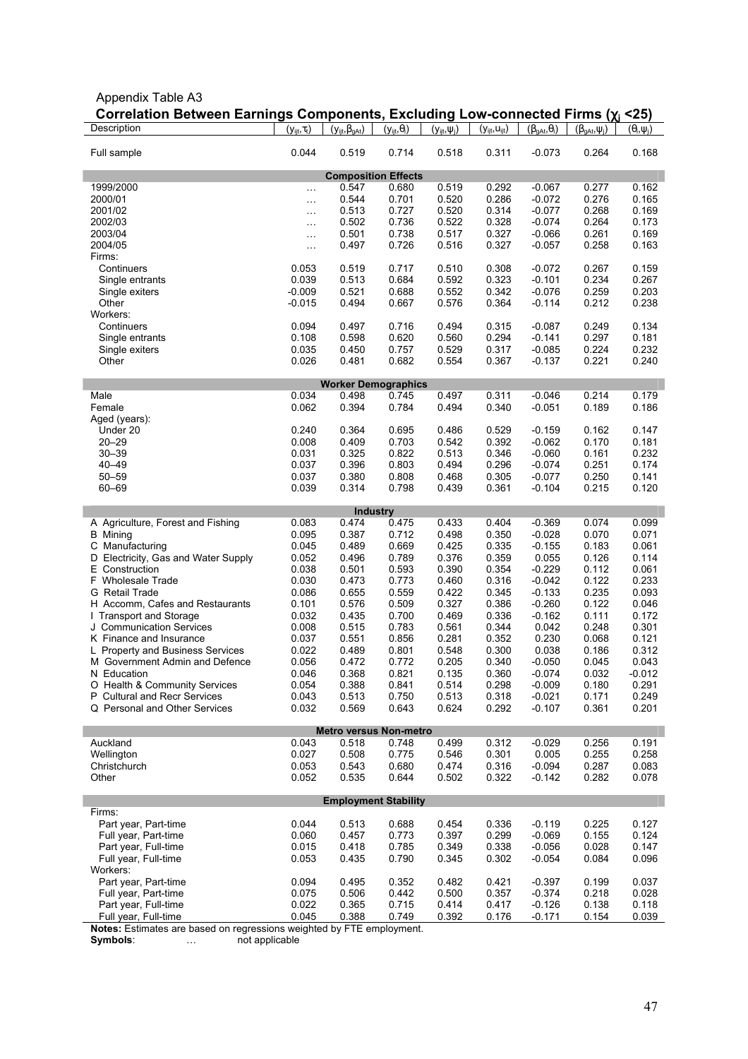Appendix Table A3

**Correlation Between Earnings Components, Excluding Low-connected Firms ($\chi_j$ <25)**

| Description | $(y_{ijt},\tau_t)$ | $(y_{ijt},\beta_{gAt})$ | $(y_{ijt},\theta_i)$ | $(y_{ijt},\psi_j)$ | $(y_{ijt},u_{ijt})$ | $(\beta_{gAt},\theta_i)$ | $(\beta_{gAt},\psi_j)$ | $(\theta_i,\psi_j)$ |
|---|---|---|---|---|---|---|---|---|
| Full sample | 0.044 | 0.519 | 0.714 | 0.518 | 0.311 | -0.073 | 0.264 | 0.168 |
| **Composition Effects** | | | | | | | | |
| 1999/2000 | … | 0.547 | 0.680 | 0.519 | 0.292 | -0.067 | 0.277 | 0.162 |
| 2000/01 | … | 0.544 | 0.701 | 0.520 | 0.286 | -0.072 | 0.276 | 0.165 |
| 2001/02 | … | 0.513 | 0.727 | 0.520 | 0.314 | -0.077 | 0.268 | 0.169 |
| 2002/03 | … | 0.502 | 0.736 | 0.522 | 0.328 | -0.074 | 0.264 | 0.173 |
| 2003/04 | … | 0.501 | 0.738 | 0.517 | 0.327 | -0.066 | 0.261 | 0.169 |
| 2004/05 | … | 0.497 | 0.726 | 0.516 | 0.327 | -0.057 | 0.258 | 0.163 |
| Firms: | | | | | | | | |
| Continuers | 0.053 | 0.519 | 0.717 | 0.510 | 0.308 | -0.072 | 0.267 | 0.159 |
| Single entrants | 0.039 | 0.513 | 0.684 | 0.592 | 0.323 | -0.101 | 0.234 | 0.267 |
| Single exiters | -0.009 | 0.521 | 0.688 | 0.552 | 0.342 | -0.076 | 0.259 | 0.203 |
| Other | -0.015 | 0.494 | 0.667 | 0.576 | 0.364 | -0.114 | 0.212 | 0.238 |
| Workers: | | | | | | | | |
| Continuers | 0.094 | 0.497 | 0.716 | 0.494 | 0.315 | -0.087 | 0.249 | 0.134 |
| Single entrants | 0.108 | 0.598 | 0.620 | 0.560 | 0.294 | -0.141 | 0.297 | 0.181 |
| Single exiters | 0.035 | 0.450 | 0.757 | 0.529 | 0.317 | -0.085 | 0.224 | 0.232 |
| Other | 0.026 | 0.481 | 0.682 | 0.554 | 0.367 | -0.137 | 0.221 | 0.240 |
| **Worker Demographics** | | | | | | | | |
| Male | 0.034 | 0.498 | 0.745 | 0.497 | 0.311 | -0.046 | 0.214 | 0.179 |
| Female | 0.062 | 0.394 | 0.784 | 0.494 | 0.340 | -0.051 | 0.189 | 0.186 |
| Aged (years): | | | | | | | | |
| Under 20 | 0.240 | 0.364 | 0.695 | 0.486 | 0.529 | -0.159 | 0.162 | 0.147 |
| 20–29 | 0.008 | 0.409 | 0.703 | 0.542 | 0.392 | -0.062 | 0.170 | 0.181 |
| 30–39 | 0.031 | 0.325 | 0.822 | 0.513 | 0.346 | -0.060 | 0.161 | 0.232 |
| 40–49 | 0.037 | 0.396 | 0.803 | 0.494 | 0.296 | -0.074 | 0.251 | 0.174 |
| 50–59 | 0.037 | 0.380 | 0.808 | 0.468 | 0.305 | -0.077 | 0.250 | 0.141 |
| 60–69 | 0.039 | 0.314 | 0.798 | 0.439 | 0.361 | -0.104 | 0.215 | 0.120 |
| **Industry** | | | | | | | | |
| A Agriculture, Forest and Fishing | 0.083 | 0.474 | 0.475 | 0.433 | 0.404 | -0.369 | 0.074 | 0.099 |
| B Mining | 0.095 | 0.387 | 0.712 | 0.498 | 0.350 | -0.028 | 0.070 | 0.071 |
| C Manufacturing | 0.045 | 0.489 | 0.669 | 0.425 | 0.335 | -0.155 | 0.183 | 0.061 |
| D Electricity, Gas and Water Supply | 0.052 | 0.496 | 0.789 | 0.376 | 0.359 | 0.055 | 0.126 | 0.114 |
| E Construction | 0.038 | 0.501 | 0.593 | 0.390 | 0.354 | -0.229 | 0.112 | 0.061 |
| F Wholesale Trade | 0.030 | 0.473 | 0.773 | 0.460 | 0.316 | -0.042 | 0.122 | 0.233 |
| G Retail Trade | 0.086 | 0.655 | 0.559 | 0.422 | 0.345 | -0.133 | 0.235 | 0.093 |
| H Accomm, Cafes and Restaurants | 0.101 | 0.576 | 0.509 | 0.327 | 0.386 | -0.260 | 0.122 | 0.046 |
| I Transport and Storage | 0.032 | 0.435 | 0.700 | 0.469 | 0.336 | -0.162 | 0.111 | 0.172 |
| J Communication Services | 0.008 | 0.515 | 0.783 | 0.561 | 0.344 | 0.042 | 0.248 | 0.301 |
| K Finance and Insurance | 0.037 | 0.551 | 0.856 | 0.281 | 0.352 | 0.230 | 0.068 | 0.121 |
| L Property and Business Services | 0.022 | 0.489 | 0.801 | 0.548 | 0.300 | 0.038 | 0.186 | 0.312 |
| M Government Admin and Defence | 0.056 | 0.472 | 0.772 | 0.205 | 0.340 | -0.050 | 0.045 | 0.043 |
| N Education | 0.046 | 0.368 | 0.821 | 0.135 | 0.360 | -0.074 | 0.032 | -0.012 |
| O Health & Community Services | 0.054 | 0.388 | 0.841 | 0.514 | 0.298 | -0.009 | 0.180 | 0.291 |
| P Cultural and Recr Services | 0.043 | 0.513 | 0.750 | 0.513 | 0.318 | -0.021 | 0.171 | 0.249 |
| Q Personal and Other Services | 0.032 | 0.569 | 0.643 | 0.624 | 0.292 | -0.107 | 0.361 | 0.201 |
| **Metro versus Non-metro** | | | | | | | | |
| Auckland | 0.043 | 0.518 | 0.748 | 0.499 | 0.312 | -0.029 | 0.256 | 0.191 |
| Wellington | 0.027 | 0.508 | 0.775 | 0.546 | 0.301 | 0.005 | 0.255 | 0.258 |
| Christchurch | 0.053 | 0.543 | 0.680 | 0.474 | 0.316 | -0.094 | 0.287 | 0.083 |
| Other | 0.052 | 0.535 | 0.644 | 0.502 | 0.322 | -0.142 | 0.282 | 0.078 |
| **Employment Stability** | | | | | | | | |
| Firms: | | | | | | | | |
| Part year, Part-time | 0.044 | 0.513 | 0.688 | 0.454 | 0.336 | -0.119 | 0.225 | 0.127 |
| Full year, Part-time | 0.060 | 0.457 | 0.773 | 0.397 | 0.299 | -0.069 | 0.155 | 0.124 |
| Part year, Full-time | 0.015 | 0.418 | 0.785 | 0.349 | 0.338 | -0.056 | 0.028 | 0.147 |
| Full year, Full-time | 0.053 | 0.435 | 0.790 | 0.345 | 0.302 | -0.054 | 0.084 | 0.096 |
| Workers: | | | | | | | | |
| Part year, Part-time | 0.094 | 0.495 | 0.352 | 0.482 | 0.421 | -0.397 | 0.199 | 0.037 |
| Full year, Part-time | 0.075 | 0.506 | 0.442 | 0.500 | 0.357 | -0.374 | 0.218 | 0.028 |
| Part year, Full-time | 0.022 | 0.365 | 0.715 | 0.414 | 0.417 | -0.126 | 0.138 | 0.118 |
| Full year, Full-time | 0.045 | 0.388 | 0.749 | 0.392 | 0.176 | -0.171 | 0.154 | 0.039 |

**Notes:** Estimates are based on regressions weighted by FTE employment.

**Symbols**: … not applicable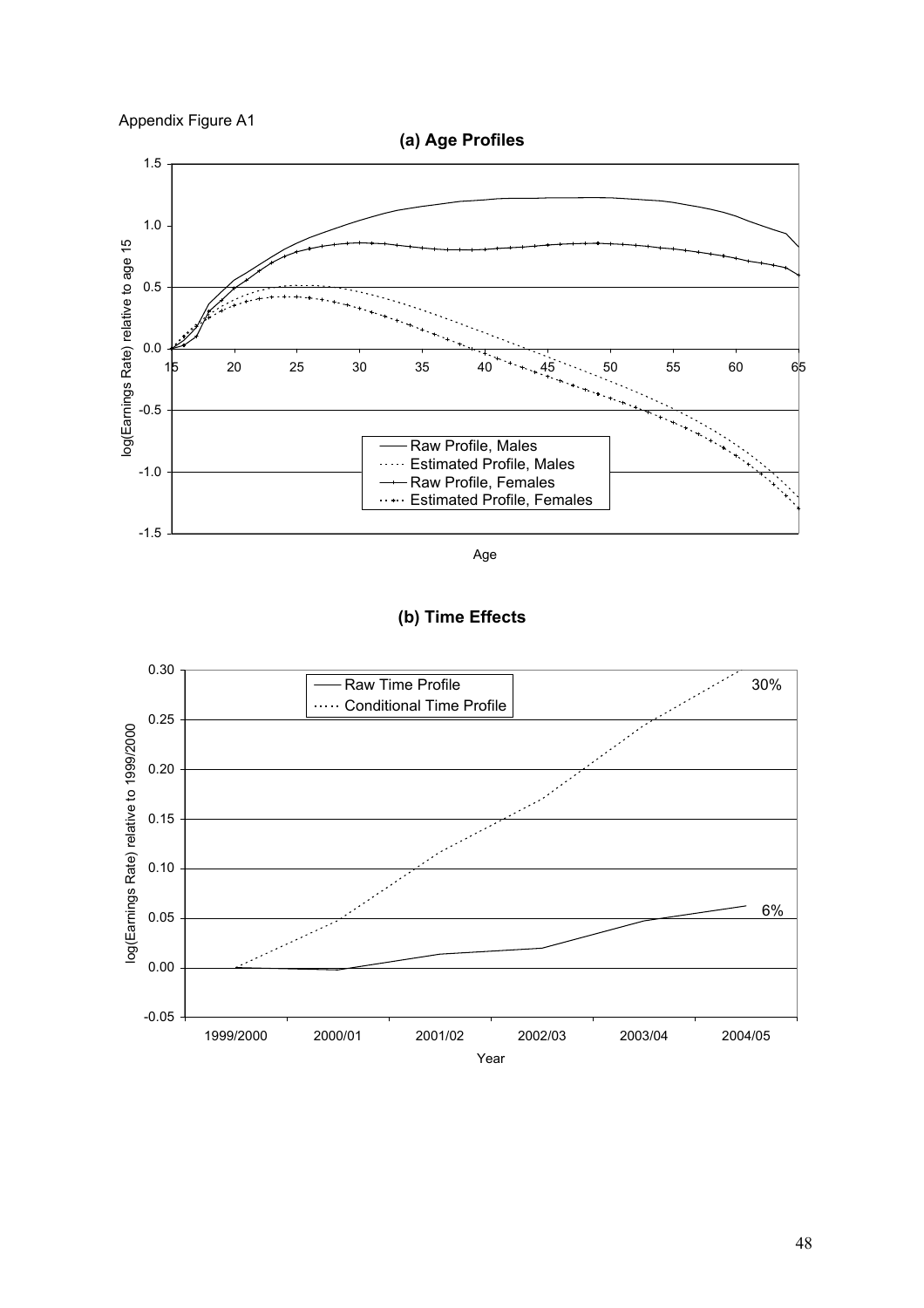Appendix Figure A1

**(a) Age Profiles**

1.5
1.0
0.5
0.0
-0.5
-1.0
-1.5

log(Earnings Rate) relative to age 15

15
20
25
30
35
40
45
50
55
60
65

Age

Raw Profile, Males
Estimated Profile, Males
Raw Profile, Females
Estimated Profile, Females

**(b) Time Effects**

0.30
0.25
0.20
0.15
0.10
0.05
0.00
-0.05

log(Earnings Rate) relative to 1999/2000

Raw Time Profile
Conditional Time Profile

30%

6%

1999/2000
2000/01
2001/02
2002/03
2003/04
2004/05

Year